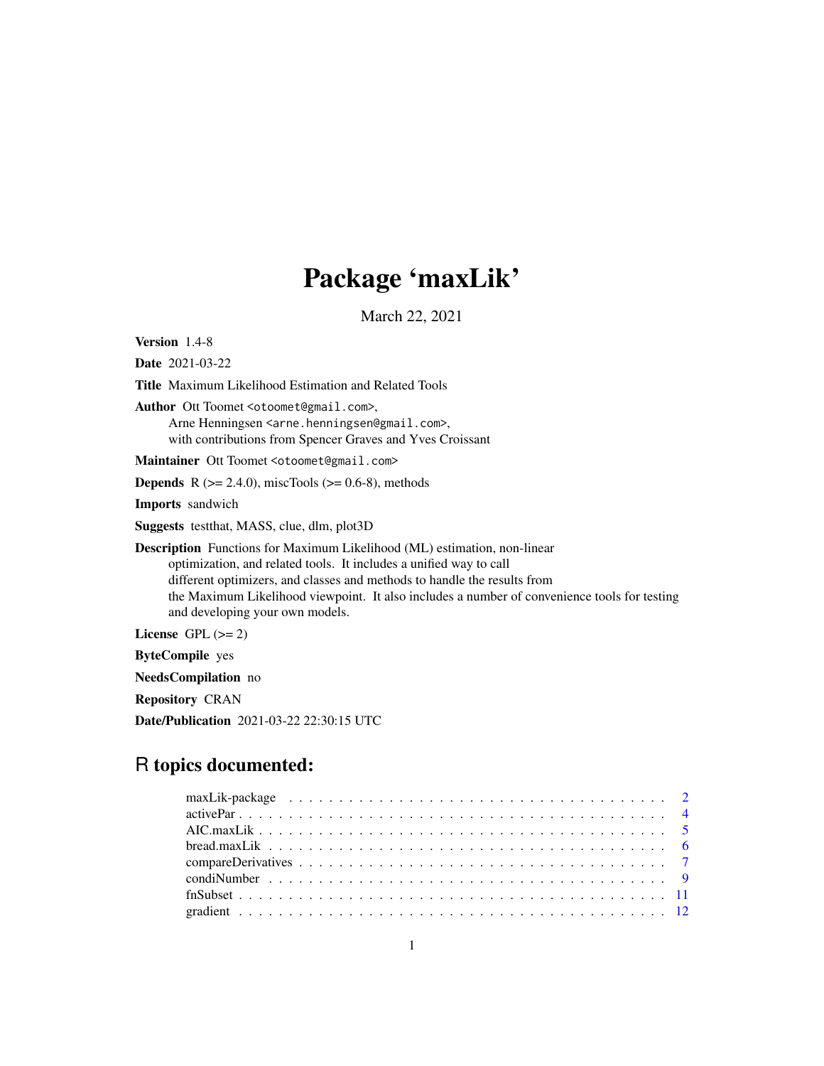# Package 'maxLik'

March 22, 2021

**Version** 1.4-8

**Date** 2021-03-22

**Title** Maximum Likelihood Estimation and Related Tools

**Author** Ott Toomet <otoomet@gmail.com>,
Arne Henningsen <arne.henningsen@gmail.com>,
with contributions from Spencer Graves and Yves Croissant

**Maintainer** Ott Toomet <otoomet@gmail.com>

**Depends** R (>= 2.4.0), miscTools (>= 0.6-8), methods

**Imports** sandwich

**Suggests** testthat, MASS, clue, dlm, plot3D

**Description** Functions for Maximum Likelihood (ML) estimation, non-linear optimization, and related tools. It includes a unified way to call different optimizers, and classes and methods to handle the results from the Maximum Likelihood viewpoint. It also includes a number of convenience tools for testing and developing your own models.

**License** GPL (>= 2)

**ByteCompile** yes

**NeedsCompilation** no

**Repository** CRAN

**Date/Publication** 2021-03-22 22:30:15 UTC

## R topics documented:

| | |
|---|---|
| maxLik-package | 2 |
| activePar | 4 |
| AIC.maxLik | 5 |
| bread.maxLik | 6 |
| compareDerivatives | 7 |
| condiNumber | 9 |
| fnSubset | 11 |
| gradient | 12 |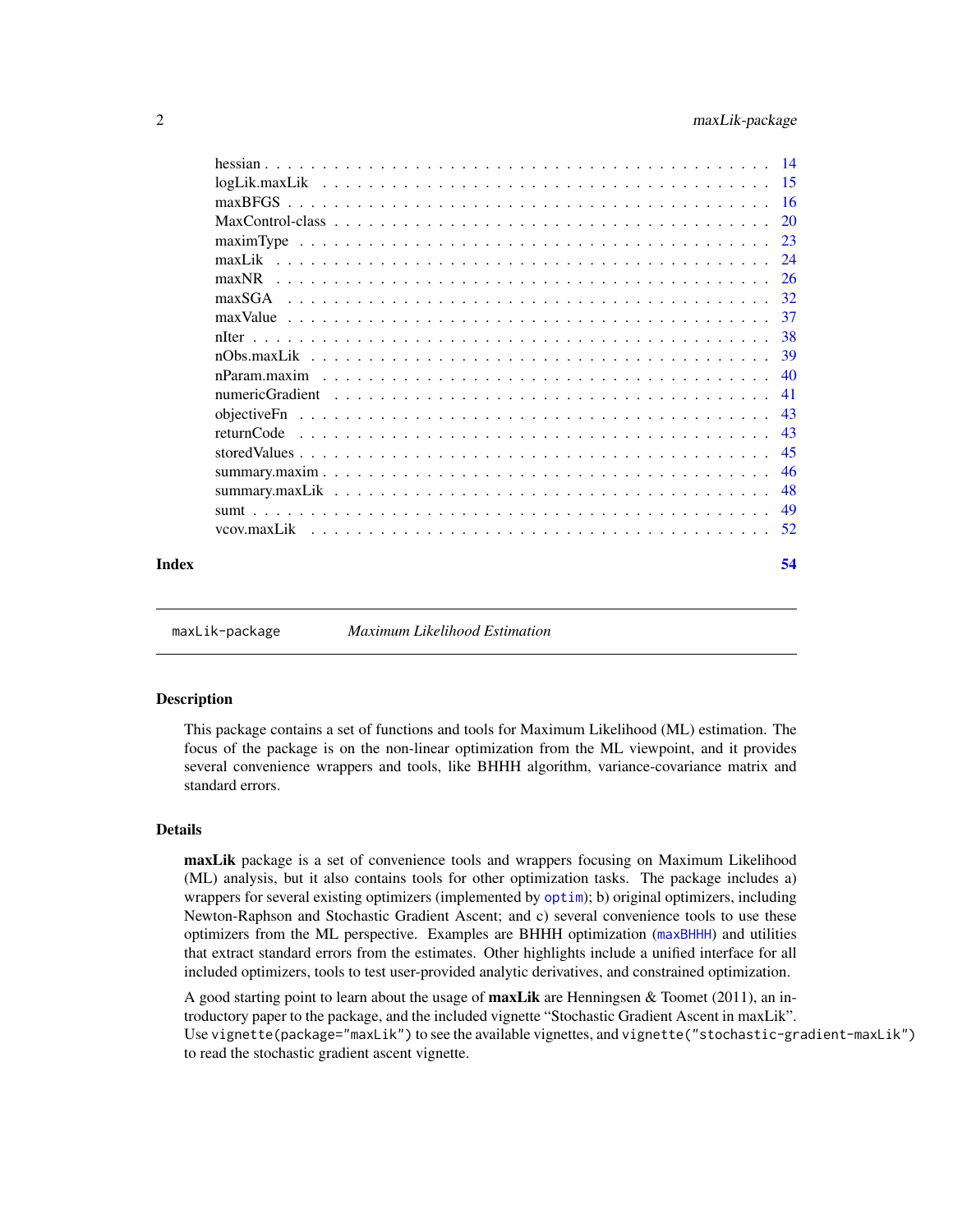| | |
|---|---|
| hessian | 14 |
| logLik.maxLik | 15 |
| maxBFGS | 16 |
| MaxControl-class | 20 |
| maximType | 23 |
| maxLik | 24 |
| maxNR | 26 |
| maxSGA | 32 |
| maxValue | 37 |
| nIter | 38 |
| nObs.maxLik | 39 |
| nParam.maxim | 40 |
| numericGradient | 41 |
| objectiveFn | 43 |
| returnCode | 43 |
| storedValues | 45 |
| summary.maxim | 46 |
| summary.maxLik | 48 |
| sumt | 49 |
| vcov.maxLik | 52 |

**Index** **54**

---

`maxLik-package` *Maximum Likelihood Estimation*

---

## Description

This package contains a set of functions and tools for Maximum Likelihood (ML) estimation. The focus of the package is on the non-linear optimization from the ML viewpoint, and it provides several convenience wrappers and tools, like BHHH algorithm, variance-covariance matrix and standard errors.

## Details

**maxLik** package is a set of convenience tools and wrappers focusing on Maximum Likelihood (ML) analysis, but it also contains tools for other optimization tasks. The package includes a) wrappers for several existing optimizers (implemented by `optim`); b) original optimizers, including Newton-Raphson and Stochastic Gradient Ascent; and c) several convenience tools to use these optimizers from the ML perspective. Examples are BHHH optimization (`maxBHHH`) and utilities that extract standard errors from the estimates. Other highlights include a unified interface for all included optimizers, tools to test user-provided analytic derivatives, and constrained optimization.

A good starting point to learn about the usage of **maxLik** are Henningsen & Toomet (2011), an introductory paper to the package, and the included vignette "Stochastic Gradient Ascent in maxLik". Use `vignette(package="maxLik")` to see the available vignettes, and `vignette("stochastic-gradient-maxLik")` to read the stochastic gradient ascent vignette.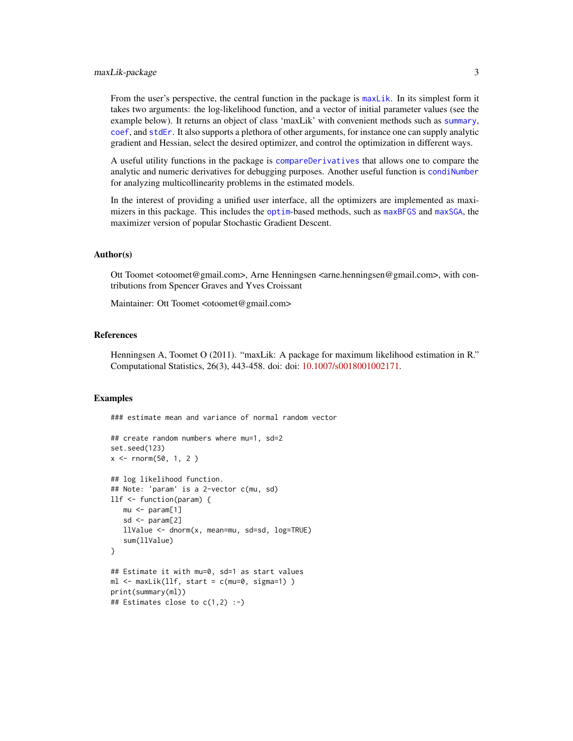From the user's perspective, the central function in the package is `maxLik`. In its simplest form it takes two arguments: the log-likelihood function, and a vector of initial parameter values (see the example below). It returns an object of class 'maxLik' with convenient methods such as `summary`, `coef`, and `stdEr`. It also supports a plethora of other arguments, for instance one can supply analytic gradient and Hessian, select the desired optimizer, and control the optimization in different ways.

A useful utility functions in the package is `compareDerivatives` that allows one to compare the analytic and numeric derivatives for debugging purposes. Another useful function is `condiNumber` for analyzing multicollinearity problems in the estimated models.

In the interest of providing a unified user interface, all the optimizers are implemented as maximizers in this package. This includes the `optim`-based methods, such as `maxBFGS` and `maxSGA`, the maximizer version of popular Stochastic Gradient Descent.

## Author(s)

Ott Toomet <otoomet@gmail.com>, Arne Henningsen <arne.henningsen@gmail.com>, with contributions from Spencer Graves and Yves Croissant

Maintainer: Ott Toomet <otoomet@gmail.com>

## References

Henningsen A, Toomet O (2011). "maxLik: A package for maximum likelihood estimation in R." Computational Statistics, 26(3), 443-458. doi: doi: 10.1007/s0018001002171.

## Examples

```
### estimate mean and variance of normal random vector

## create random numbers where mu=1, sd=2
set.seed(123)
x <- rnorm(50, 1, 2 )

## log likelihood function.
## Note: 'param' is a 2-vector c(mu, sd)
llf <- function(param) {
   mu <- param[1]
   sd <- param[2]
   llValue <- dnorm(x, mean=mu, sd=sd, log=TRUE)
   sum(llValue)
}

## Estimate it with mu=0, sd=1 as start values
ml <- maxLik(llf, start = c(mu=0, sigma=1) )
print(summary(ml))
## Estimates close to c(1,2) :-)
```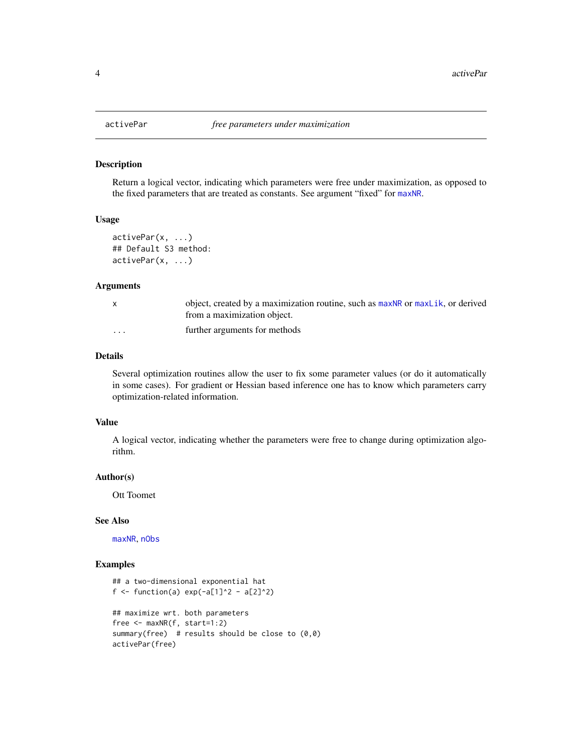# activePar — *free parameters under maximization*

## Description

Return a logical vector, indicating which parameters were free under maximization, as opposed to the fixed parameters that are treated as constants. See argument "fixed" for `maxNR`.

## Usage

```
activePar(x, ...)
## Default S3 method:
activePar(x, ...)
```

## Arguments

| | |
|---|---|
| `x` | object, created by a maximization routine, such as `maxNR` or `maxLik`, or derived from a maximization object. |
| `...` | further arguments for methods |

## Details

Several optimization routines allow the user to fix some parameter values (or do it automatically in some cases). For gradient or Hessian based inference one has to know which parameters carry optimization-related information.

## Value

A logical vector, indicating whether the parameters were free to change during optimization algorithm.

## Author(s)

Ott Toomet

## See Also

`maxNR`, `nObs`

## Examples

```
## a two-dimensional exponential hat
f <- function(a) exp(-a[1]^2 - a[2]^2)

## maximize wrt. both parameters
free <- maxNR(f, start=1:2)
summary(free)  # results should be close to (0,0)
activePar(free)
```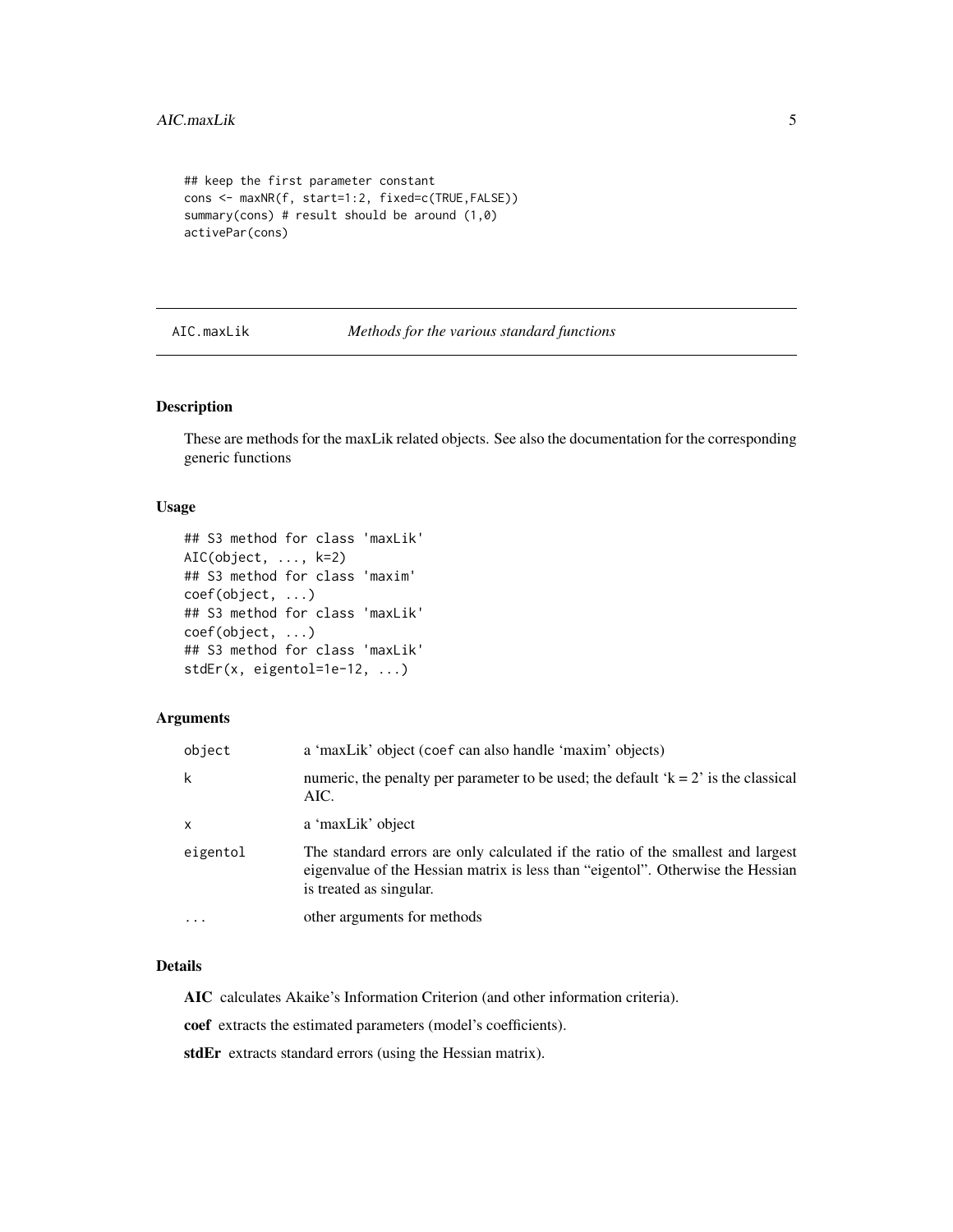```
## keep the first parameter constant
cons <- maxNR(f, start=1:2, fixed=c(TRUE,FALSE))
summary(cons) # result should be around (1,0)
activePar(cons)
```

---

## AIC.maxLik *Methods for the various standard functions*

---

### Description

These are methods for the maxLik related objects. See also the documentation for the corresponding generic functions

### Usage

```
## S3 method for class 'maxLik'
AIC(object, ..., k=2)
## S3 method for class 'maxim'
coef(object, ...)
## S3 method for class 'maxLik'
coef(object, ...)
## S3 method for class 'maxLik'
stdEr(x, eigentol=1e-12, ...)
```

### Arguments

| | |
|---|---|
| `object` | a 'maxLik' object (`coef` can also handle 'maxim' objects) |
| `k` | numeric, the penalty per parameter to be used; the default 'k = 2' is the classical AIC. |
| `x` | a 'maxLik' object |
| `eigentol` | The standard errors are only calculated if the ratio of the smallest and largest eigenvalue of the Hessian matrix is less than "eigentol". Otherwise the Hessian is treated as singular. |
| `...` | other arguments for methods |

### Details

**AIC** calculates Akaike's Information Criterion (and other information criteria).

**coef** extracts the estimated parameters (model's coefficients).

**stdEr** extracts standard errors (using the Hessian matrix).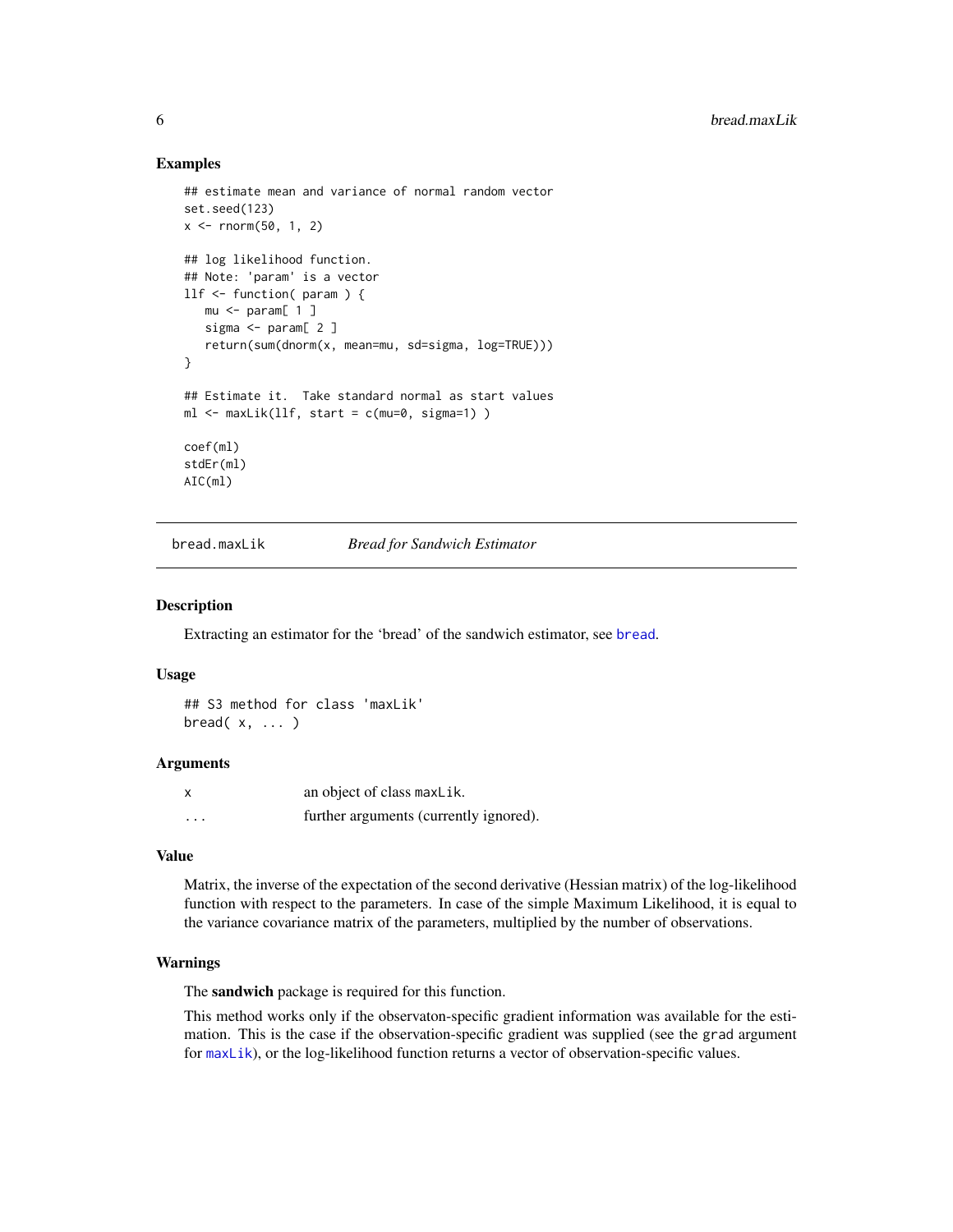## Examples

```
## estimate mean and variance of normal random vector
set.seed(123)
x <- rnorm(50, 1, 2)

## log likelihood function.
## Note: 'param' is a vector
llf <- function( param ) {
   mu <- param[ 1 ]
   sigma <- param[ 2 ]
   return(sum(dnorm(x, mean=mu, sd=sigma, log=TRUE)))
}

## Estimate it.  Take standard normal as start values
ml <- maxLik(llf, start = c(mu=0, sigma=1) )

coef(ml)
stdEr(ml)
AIC(ml)
```

---

bread.maxLik *Bread for Sandwich Estimator*

---

## Description

Extracting an estimator for the 'bread' of the sandwich estimator, see bread.

## Usage

```
## S3 method for class 'maxLik'
bread( x, ... )
```

## Arguments

| | |
|---|---|
| x | an object of class maxLik. |
| ... | further arguments (currently ignored). |

## Value

Matrix, the inverse of the expectation of the second derivative (Hessian matrix) of the log-likelihood function with respect to the parameters. In case of the simple Maximum Likelihood, it is equal to the variance covariance matrix of the parameters, multiplied by the number of observations.

## Warnings

The **sandwich** package is required for this function.

This method works only if the observaton-specific gradient information was available for the estimation. This is the case if the observation-specific gradient was supplied (see the grad argument for maxLik), or the log-likelihood function returns a vector of observation-specific values.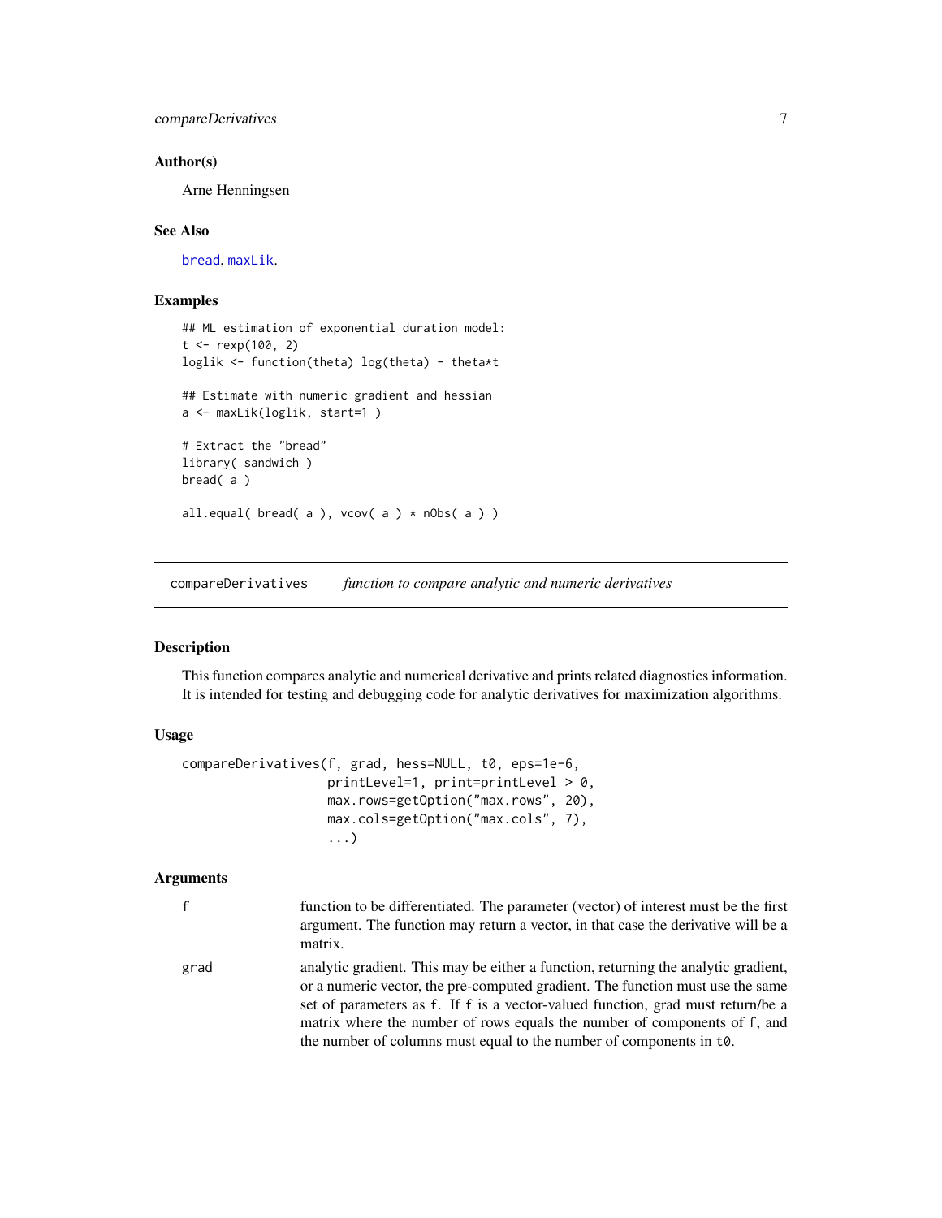### Author(s)

Arne Henningsen

### See Also

bread, maxLik.

### Examples

```
## ML estimation of exponential duration model:
t <- rexp(100, 2)
loglik <- function(theta) log(theta) - theta*t

## Estimate with numeric gradient and hessian
a <- maxLik(loglik, start=1 )

# Extract the "bread"
library( sandwich )
bread( a )

all.equal( bread( a ), vcov( a ) * nObs( a ) )
```

---

## compareDerivatives    *function to compare analytic and numeric derivatives*

### Description

This function compares analytic and numerical derivative and prints related diagnostics information. It is intended for testing and debugging code for analytic derivatives for maximization algorithms.

### Usage

```
compareDerivatives(f, grad, hess=NULL, t0, eps=1e-6,
                   printLevel=1, print=printLevel > 0,
                   max.rows=getOption("max.rows", 20),
                   max.cols=getOption("max.cols", 7),
                   ...)
```

### Arguments

| | |
|---|---|
| f | function to be differentiated. The parameter (vector) of interest must be the first argument. The function may return a vector, in that case the derivative will be a matrix. |
| grad | analytic gradient. This may be either a function, returning the analytic gradient, or a numeric vector, the pre-computed gradient. The function must use the same set of parameters as f. If f is a vector-valued function, grad must return/be a matrix where the number of rows equals the number of components of f, and the number of columns must equal to the number of components in t0. |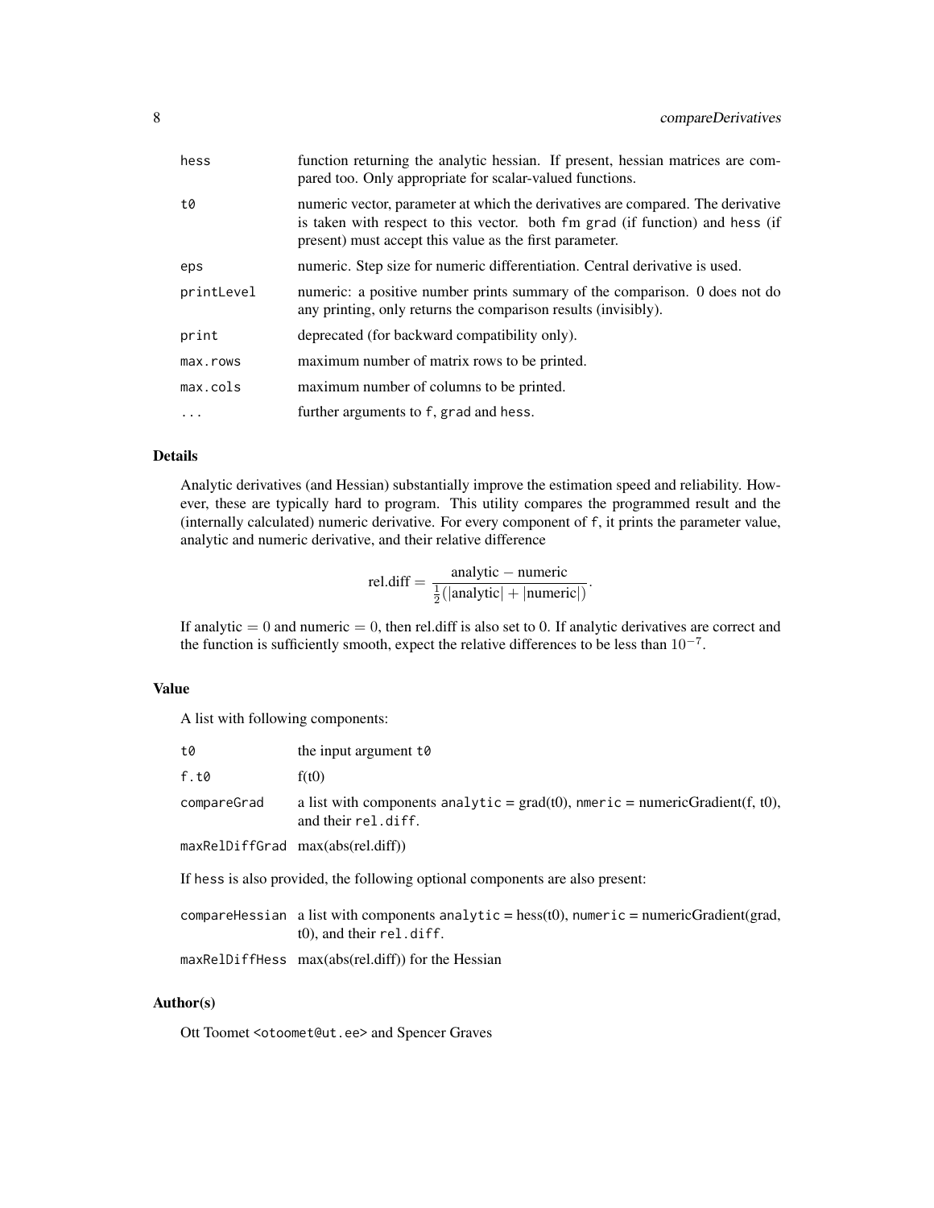| | |
|---|---|
| `hess` | function returning the analytic hessian. If present, hessian matrices are compared too. Only appropriate for scalar-valued functions. |
| `t0` | numeric vector, parameter at which the derivatives are compared. The derivative is taken with respect to this vector. both `fm` `grad` (if function) and `hess` (if present) must accept this value as the first parameter. |
| `eps` | numeric. Step size for numeric differentiation. Central derivative is used. |
| `printLevel` | numeric: a positive number prints summary of the comparison. 0 does not do any printing, only returns the comparison results (invisibly). |
| `print` | deprecated (for backward compatibility only). |
| `max.rows` | maximum number of matrix rows to be printed. |
| `max.cols` | maximum number of columns to be printed. |
| `...` | further arguments to `f`, `grad` and `hess`. |

## Details

Analytic derivatives (and Hessian) substantially improve the estimation speed and reliability. However, these are typically hard to program. This utility compares the programmed result and the (internally calculated) numeric derivative. For every component of `f`, it prints the parameter value, analytic and numeric derivative, and their relative difference

$$\text{rel.diff} = \frac{\text{analytic} - \text{numeric}}{\frac{1}{2}(|\text{analytic}| + |\text{numeric}|)}.$$

If analytic $= 0$ and numeric $= 0$, then rel.diff is also set to 0. If analytic derivatives are correct and the function is sufficiently smooth, expect the relative differences to be less than $10^{-7}$.

## Value

A list with following components:

| | |
|---|---|
| `t0` | the input argument `t0` |
| `f.t0` | f(t0) |
| `compareGrad` | a list with components `analytic` = grad(t0), `nmeric` = numericGradient(f, t0), and their `rel.diff`. |
| `maxRelDiffGrad` | max(abs(rel.diff)) |

If `hess` is also provided, the following optional components are also present:

| | |
|---|---|
| `compareHessian` | a list with components `analytic` = hess(t0), `numeric` = numericGradient(grad, t0), and their `rel.diff`. |
| `maxRelDiffHess` | max(abs(rel.diff)) for the Hessian |

## Author(s)

Ott Toomet <otoomet@ut.ee> and Spencer Graves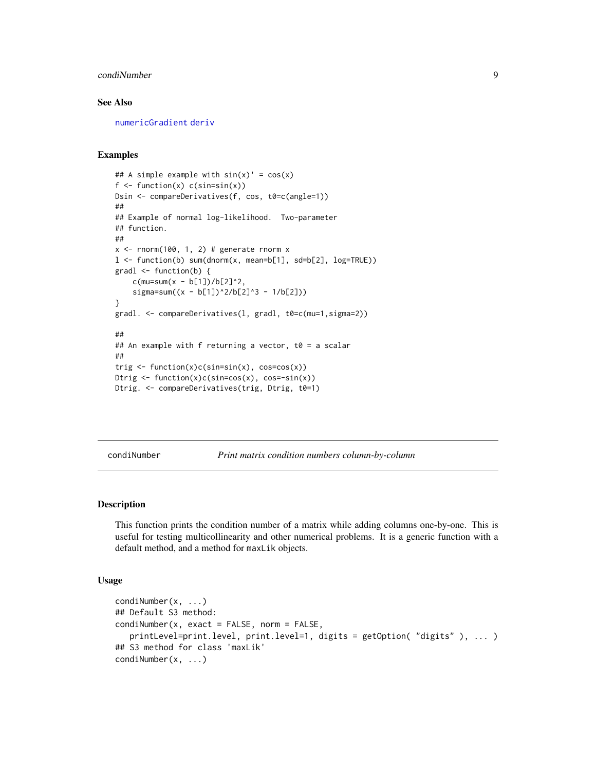### See Also

numericGradient deriv

### Examples

```
## A simple example with sin(x)' = cos(x)
f <- function(x) c(sin=sin(x))
Dsin <- compareDerivatives(f, cos, t0=c(angle=1))
##
## Example of normal log-likelihood.  Two-parameter
## function.
##
x <- rnorm(100, 1, 2) # generate rnorm x
l <- function(b) sum(dnorm(x, mean=b[1], sd=b[2], log=TRUE))
gradl <- function(b) {
    c(mu=sum(x - b[1])/b[2]^2,
    sigma=sum((x - b[1])^2/b[2]^3 - 1/b[2]))
}
gradl. <- compareDerivatives(l, gradl, t0=c(mu=1,sigma=2))

##
## An example with f returning a vector, t0 = a scalar
##
trig <- function(x)c(sin=sin(x), cos=cos(x))
Dtrig <- function(x)c(sin=cos(x), cos=-sin(x))
Dtrig. <- compareDerivatives(trig, Dtrig, t0=1)
```

---

## condiNumber — *Print matrix condition numbers column-by-column*

### Description

This function prints the condition number of a matrix while adding columns one-by-one. This is useful for testing multicollinearity and other numerical problems. It is a generic function with a default method, and a method for maxLik objects.

### Usage

```
condiNumber(x, ...)
## Default S3 method:
condiNumber(x, exact = FALSE, norm = FALSE,
   printLevel=print.level, print.level=1, digits = getOption( "digits" ), ... )
## S3 method for class 'maxLik'
condiNumber(x, ...)
```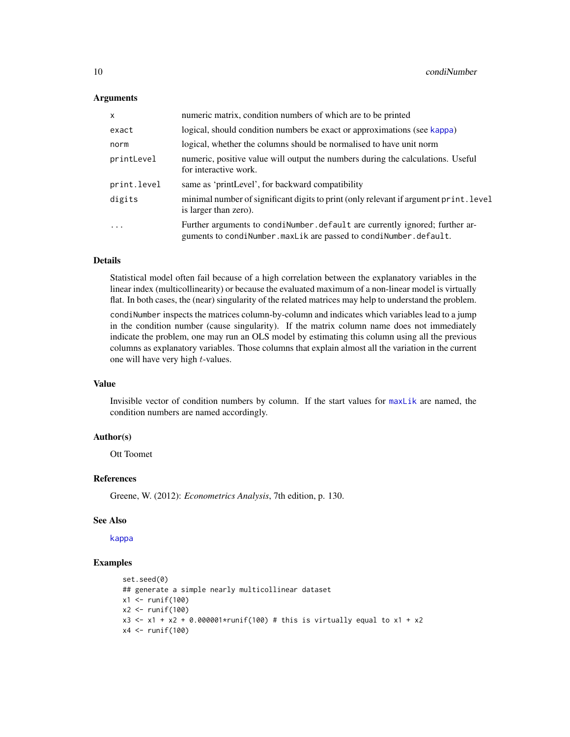### Arguments

| | |
|---|---|
| `x` | numeric matrix, condition numbers of which are to be printed |
| `exact` | logical, should condition numbers be exact or approximations (see `kappa`) |
| `norm` | logical, whether the columns should be normalised to have unit norm |
| `printLevel` | numeric, positive value will output the numbers during the calculations. Useful for interactive work. |
| `print.level` | same as 'printLevel', for backward compatibility |
| `digits` | minimal number of significant digits to print (only relevant if argument `print.level` is larger than zero). |
| `...` | Further arguments to `condiNumber.default` are currently ignored; further arguments to `condiNumber.maxLik` are passed to `condiNumber.default`. |

### Details

Statistical model often fail because of a high correlation between the explanatory variables in the linear index (multicollinearity) or because the evaluated maximum of a non-linear model is virtually flat. In both cases, the (near) singularity of the related matrices may help to understand the problem.

`condiNumber` inspects the matrices column-by-column and indicates which variables lead to a jump in the condition number (cause singularity). If the matrix column name does not immediately indicate the problem, one may run an OLS model by estimating this column using all the previous columns as explanatory variables. Those columns that explain almost all the variation in the current one will have very high $t$-values.

### Value

Invisible vector of condition numbers by column. If the start values for `maxLik` are named, the condition numbers are named accordingly.

### Author(s)

Ott Toomet

### References

Greene, W. (2012): *Econometrics Analysis*, 7th edition, p. 130.

### See Also

`kappa`

### Examples

```
set.seed(0)
## generate a simple nearly multicollinear dataset
x1 <- runif(100)
x2 <- runif(100)
x3 <- x1 + x2 + 0.000001*runif(100) # this is virtually equal to x1 + x2
x4 <- runif(100)
```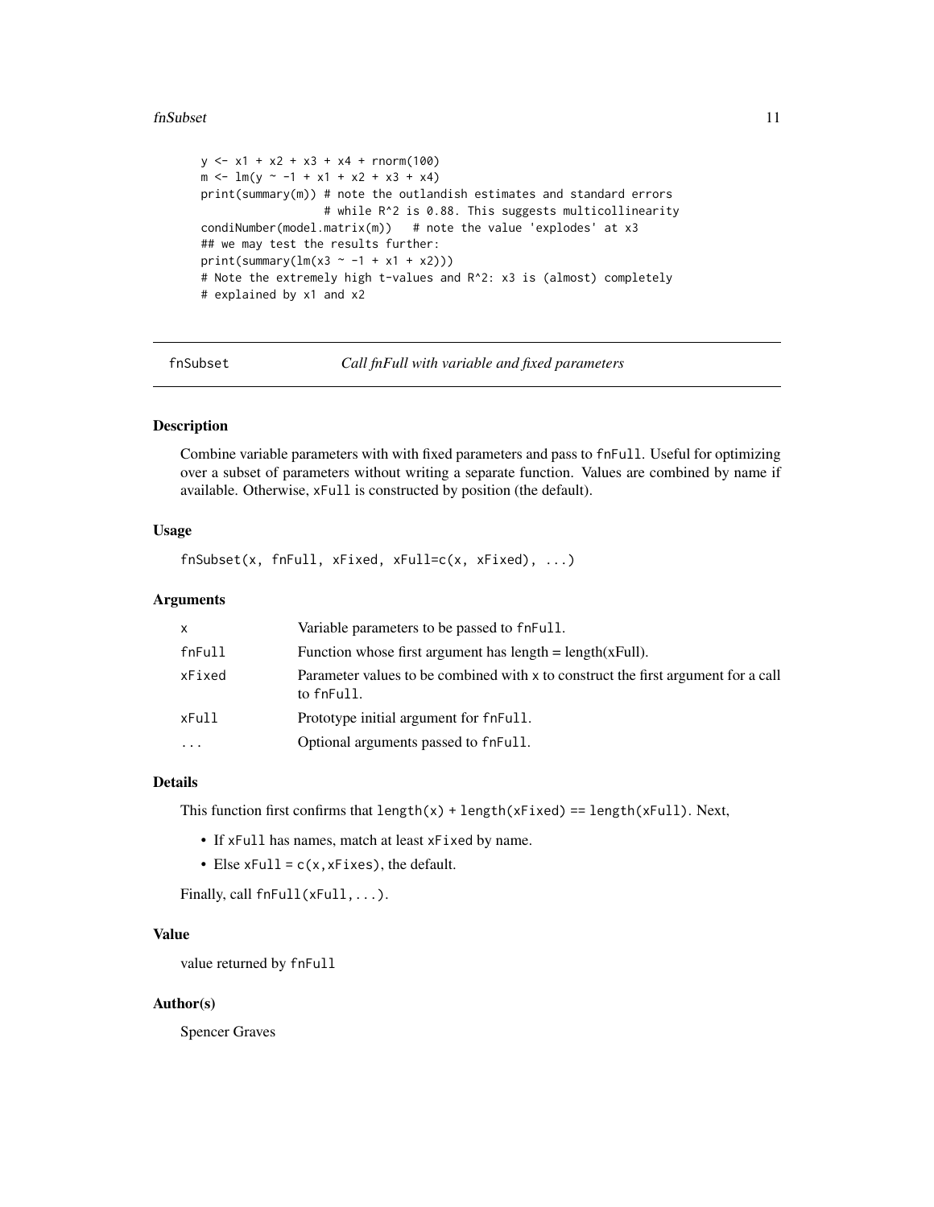```
y <- x1 + x2 + x3 + x4 + rnorm(100)
m <- lm(y ~ -1 + x1 + x2 + x3 + x4)
print(summary(m)) # note the outlandish estimates and standard errors
                  # while R^2 is 0.88. This suggests multicollinearity
condiNumber(model.matrix(m))   # note the value 'explodes' at x3
## we may test the results further:
print(summary(lm(x3 ~ -1 + x1 + x2)))
# Note the extremely high t-values and R^2: x3 is (almost) completely
# explained by x1 and x2
```

---

## fnSubset — *Call fnFull with variable and fixed parameters*

### Description

Combine variable parameters with with fixed parameters and pass to `fnFull`. Useful for optimizing over a subset of parameters without writing a separate function. Values are combined by name if available. Otherwise, `xFull` is constructed by position (the default).

### Usage

```
fnSubset(x, fnFull, xFixed, xFull=c(x, xFixed), ...)
```

### Arguments

| | |
|---|---|
| `x` | Variable parameters to be passed to `fnFull`. |
| `fnFull` | Function whose first argument has length = length(xFull). |
| `xFixed` | Parameter values to be combined with `x` to construct the first argument for a call to `fnFull`. |
| `xFull` | Prototype initial argument for `fnFull`. |
| `...` | Optional arguments passed to `fnFull`. |

### Details

This function first confirms that `length(x) + length(xFixed) == length(xFull)`. Next,

- If `xFull` has names, match at least `xFixed` by name.
- Else `xFull = c(x,xFixes)`, the default.

Finally, call `fnFull(xFull,...)`.

### Value

value returned by `fnFull`

### Author(s)

Spencer Graves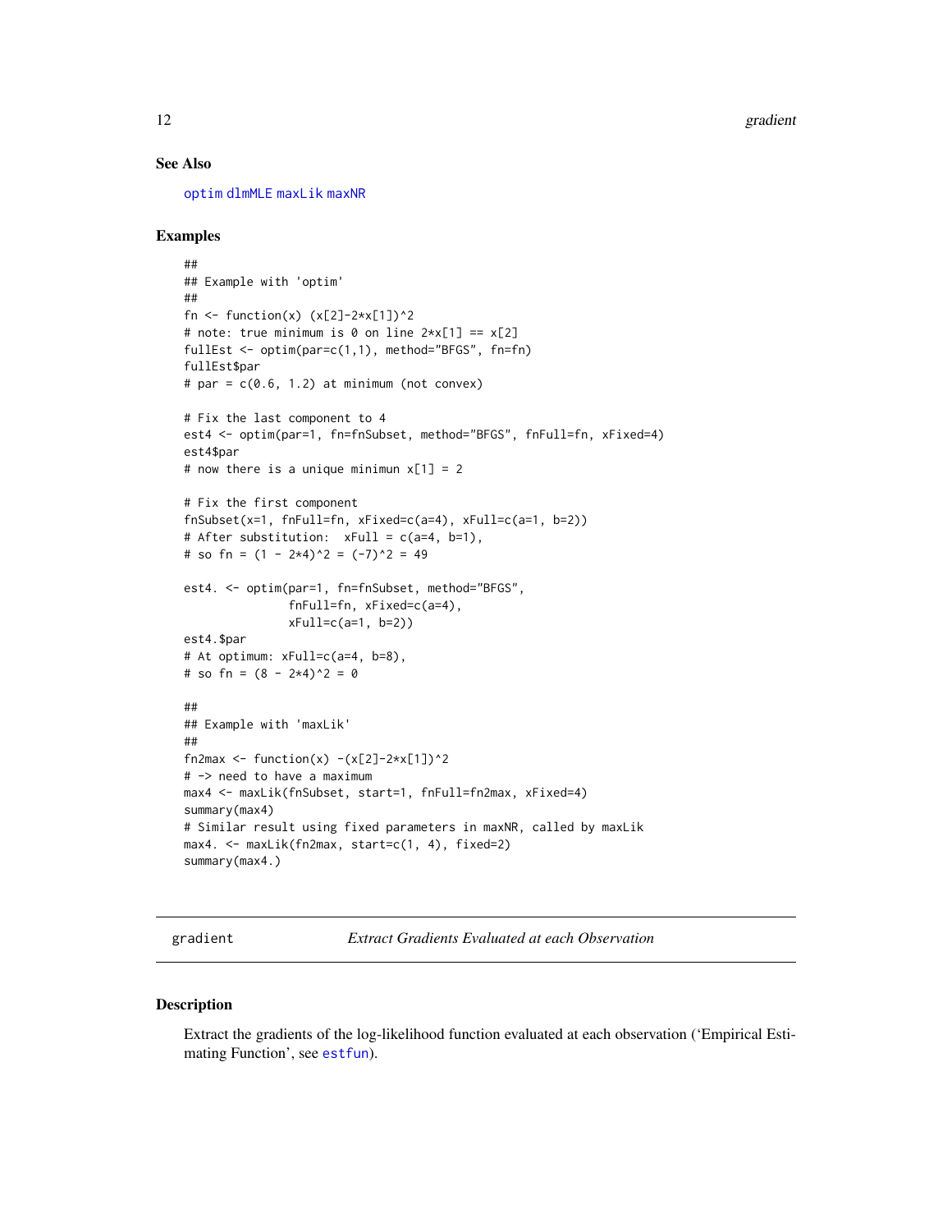### See Also

optim dlmMLE maxLik maxNR

### Examples

```
##
## Example with 'optim'
##
fn <- function(x) (x[2]-2*x[1])^2
# note: true minimum is 0 on line 2*x[1] == x[2]
fullEst <- optim(par=c(1,1), method="BFGS", fn=fn)
fullEst$par
# par = c(0.6, 1.2) at minimum (not convex)

# Fix the last component to 4
est4 <- optim(par=1, fn=fnSubset, method="BFGS", fnFull=fn, xFixed=4)
est4$par
# now there is a unique minimun x[1] = 2

# Fix the first component
fnSubset(x=1, fnFull=fn, xFixed=c(a=4), xFull=c(a=1, b=2))
# After substitution:  xFull = c(a=4, b=1),
# so fn = (1 - 2*4)^2 = (-7)^2 = 49

est4. <- optim(par=1, fn=fnSubset, method="BFGS",
               fnFull=fn, xFixed=c(a=4),
               xFull=c(a=1, b=2))
est4.$par
# At optimum: xFull=c(a=4, b=8),
# so fn = (8 - 2*4)^2 = 0

##
## Example with 'maxLik'
##
fn2max <- function(x) -(x[2]-2*x[1])^2
# -> need to have a maximum
max4 <- maxLik(fnSubset, start=1, fnFull=fn2max, xFixed=4)
summary(max4)
# Similar result using fixed parameters in maxNR, called by maxLik
max4. <- maxLik(fn2max, start=c(1, 4), fixed=2)
summary(max4.)
```

---

## gradient *Extract Gradients Evaluated at each Observation*

### Description

Extract the gradients of the log-likelihood function evaluated at each observation ('Empirical Estimating Function', see estfun).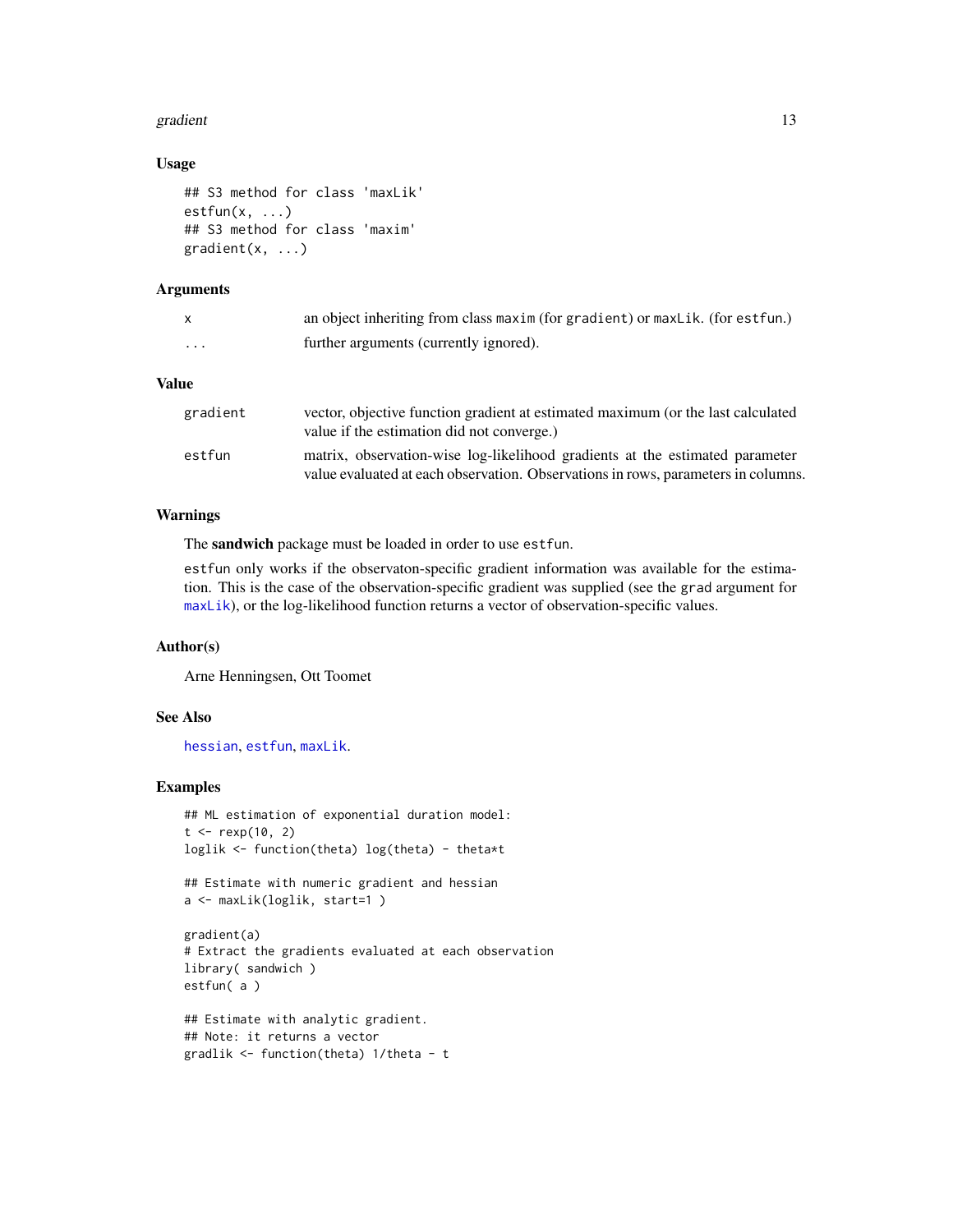### Usage

```
## S3 method for class 'maxLik'
estfun(x, ...)
## S3 method for class 'maxim'
gradient(x, ...)
```

### Arguments

| | |
|---|---|
| `x` | an object inheriting from class `maxim` (for `gradient`) or `maxLik`. (for `estfun`.) |
| `...` | further arguments (currently ignored). |

### Value

| | |
|---|---|
| `gradient` | vector, objective function gradient at estimated maximum (or the last calculated value if the estimation did not converge.) |
| `estfun` | matrix, observation-wise log-likelihood gradients at the estimated parameter value evaluated at each observation. Observations in rows, parameters in columns. |

### Warnings

The **sandwich** package must be loaded in order to use `estfun`.

`estfun` only works if the observaton-specific gradient information was available for the estimation. This is the case of the observation-specific gradient was supplied (see the `grad` argument for `maxLik`), or the log-likelihood function returns a vector of observation-specific values.

### Author(s)

Arne Henningsen, Ott Toomet

### See Also

`hessian`, `estfun`, `maxLik`.

### Examples

```
## ML estimation of exponential duration model:
t <- rexp(10, 2)
loglik <- function(theta) log(theta) - theta*t

## Estimate with numeric gradient and hessian
a <- maxLik(loglik, start=1 )

gradient(a)
# Extract the gradients evaluated at each observation
library( sandwich )
estfun( a )

## Estimate with analytic gradient.
## Note: it returns a vector
gradlik <- function(theta) 1/theta - t
```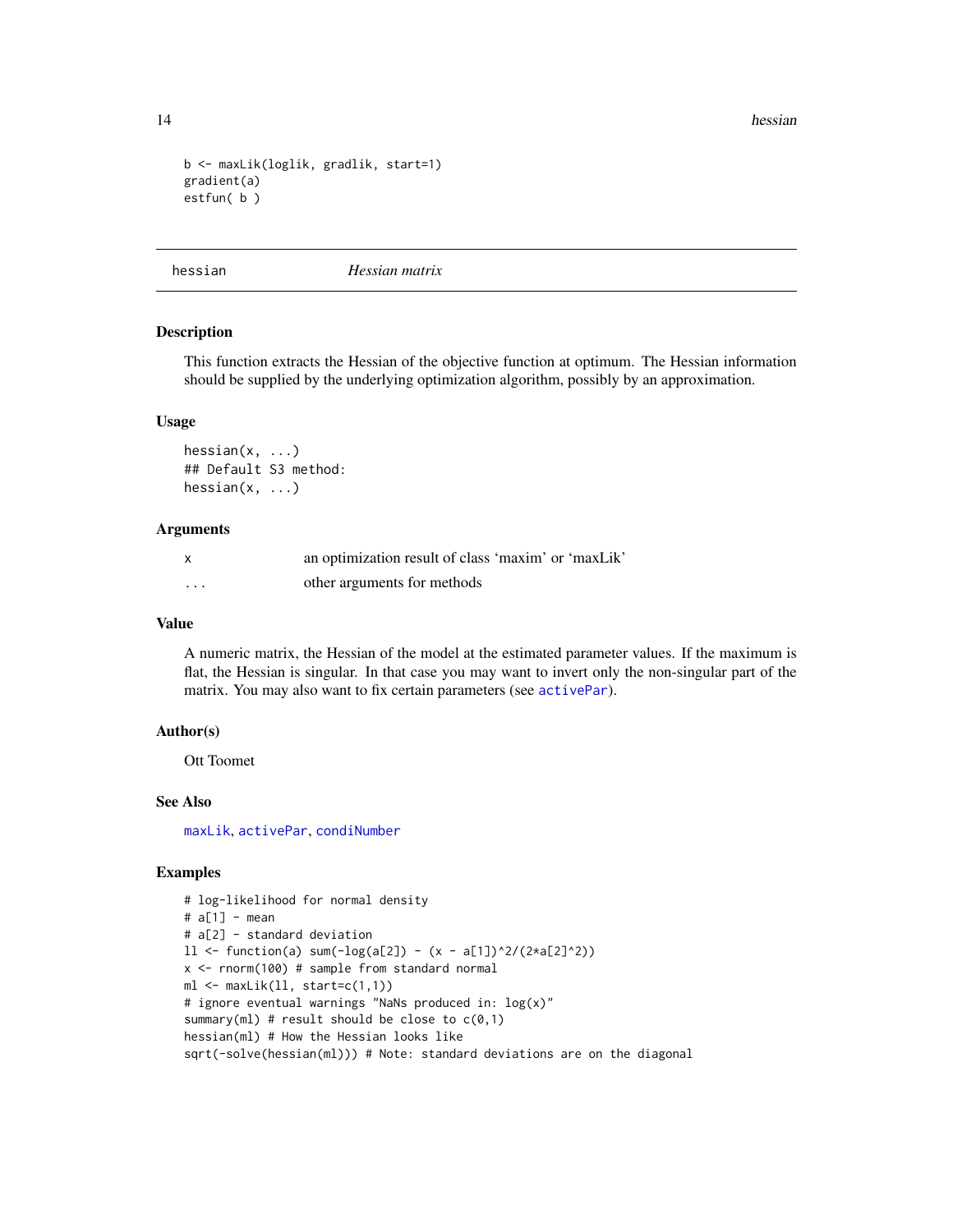```
b <- maxLik(loglik, gradlik, start=1)
gradient(a)
estfun( b )
```

---

## hessian *Hessian matrix*

### Description

This function extracts the Hessian of the objective function at optimum. The Hessian information should be supplied by the underlying optimization algorithm, possibly by an approximation.

### Usage

```
hessian(x, ...)
## Default S3 method:
hessian(x, ...)
```

### Arguments

| | |
|---|---|
| x | an optimization result of class 'maxim' or 'maxLik' |
| ... | other arguments for methods |

### Value

A numeric matrix, the Hessian of the model at the estimated parameter values. If the maximum is flat, the Hessian is singular. In that case you may want to invert only the non-singular part of the matrix. You may also want to fix certain parameters (see activePar).

### Author(s)

Ott Toomet

### See Also

maxLik, activePar, condiNumber

### Examples

```
# log-likelihood for normal density
# a[1] - mean
# a[2] - standard deviation
ll <- function(a) sum(-log(a[2]) - (x - a[1])^2/(2*a[2]^2))
x <- rnorm(100) # sample from standard normal
ml <- maxLik(ll, start=c(1,1))
# ignore eventual warnings "NaNs produced in: log(x)"
summary(ml) # result should be close to c(0,1)
hessian(ml) # How the Hessian looks like
sqrt(-solve(hessian(ml))) # Note: standard deviations are on the diagonal
```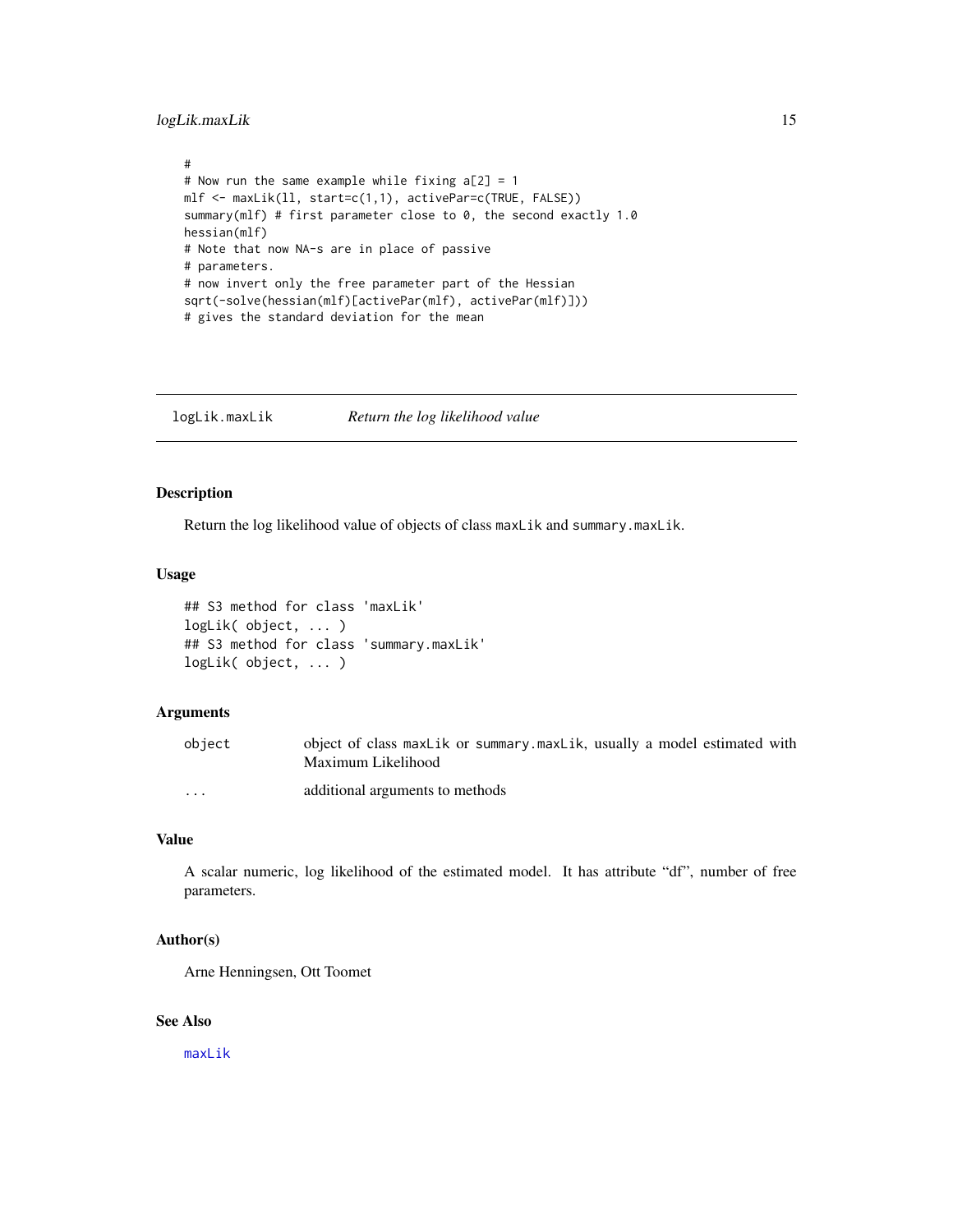```
#
# Now run the same example while fixing a[2] = 1
mlf <- maxLik(ll, start=c(1,1), activePar=c(TRUE, FALSE))
summary(mlf) # first parameter close to 0, the second exactly 1.0
hessian(mlf)
# Note that now NA-s are in place of passive
# parameters.
# now invert only the free parameter part of the Hessian
sqrt(-solve(hessian(mlf)[activePar(mlf), activePar(mlf)]))
# gives the standard deviation for the mean
```

## logLik.maxLik — *Return the log likelihood value*

### Description

Return the log likelihood value of objects of class `maxLik` and `summary.maxLik`.

### Usage

```
## S3 method for class 'maxLik'
logLik( object, ... )
## S3 method for class 'summary.maxLik'
logLik( object, ... )
```

### Arguments

| | |
|---|---|
| object | object of class `maxLik` or `summary.maxLik`, usually a model estimated with Maximum Likelihood |
| ... | additional arguments to methods |

### Value

A scalar numeric, log likelihood of the estimated model. It has attribute "df", number of free parameters.

### Author(s)

Arne Henningsen, Ott Toomet

### See Also

maxLik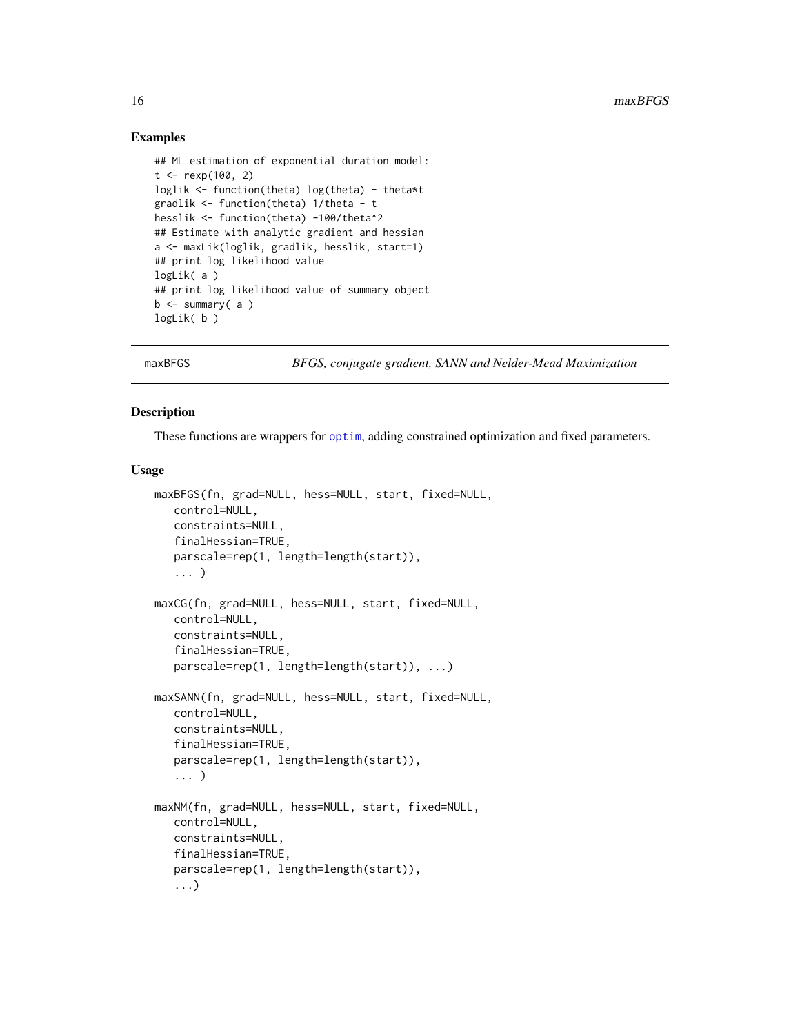### Examples

```
## ML estimation of exponential duration model:
t <- rexp(100, 2)
loglik <- function(theta) log(theta) - theta*t
gradlik <- function(theta) 1/theta - t
hesslik <- function(theta) -100/theta^2
## Estimate with analytic gradient and hessian
a <- maxLik(loglik, gradlik, hesslik, start=1)
## print log likelihood value
logLik( a )
## print log likelihood value of summary object
b <- summary( a )
logLik( b )
```

---

## maxBFGS — *BFGS, conjugate gradient, SANN and Nelder-Mead Maximization*

### Description

These functions are wrappers for optim, adding constrained optimization and fixed parameters.

### Usage

```
maxBFGS(fn, grad=NULL, hess=NULL, start, fixed=NULL,
   control=NULL,
   constraints=NULL,
   finalHessian=TRUE,
   parscale=rep(1, length=length(start)),
   ... )

maxCG(fn, grad=NULL, hess=NULL, start, fixed=NULL,
   control=NULL,
   constraints=NULL,
   finalHessian=TRUE,
   parscale=rep(1, length=length(start)), ...)

maxSANN(fn, grad=NULL, hess=NULL, start, fixed=NULL,
   control=NULL,
   constraints=NULL,
   finalHessian=TRUE,
   parscale=rep(1, length=length(start)),
   ... )

maxNM(fn, grad=NULL, hess=NULL, start, fixed=NULL,
   control=NULL,
   constraints=NULL,
   finalHessian=TRUE,
   parscale=rep(1, length=length(start)),
   ...)
```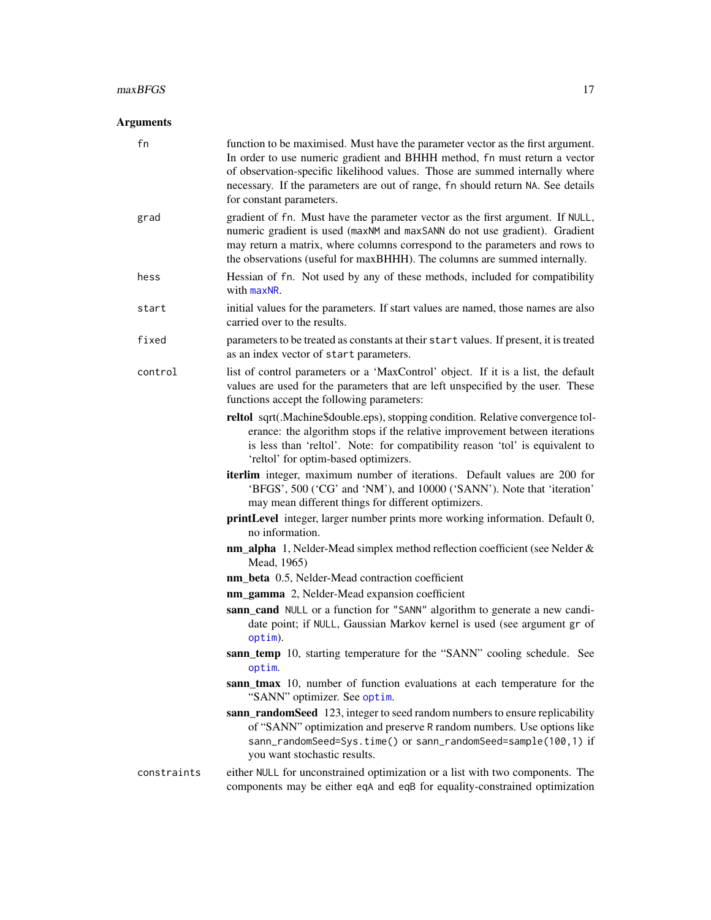## Arguments

**fn** function to be maximised. Must have the parameter vector as the first argument. In order to use numeric gradient and BHHH method, `fn` must return a vector of observation-specific likelihood values. Those are summed internally where necessary. If the parameters are out of range, `fn` should return `NA`. See details for constant parameters.

**grad** gradient of `fn`. Must have the parameter vector as the first argument. If `NULL`, numeric gradient is used (`maxNM` and `maxSANN` do not use gradient). Gradient may return a matrix, where columns correspond to the parameters and rows to the observations (useful for maxBHHH). The columns are summed internally.

**hess** Hessian of `fn`. Not used by any of these methods, included for compatibility with `maxNR`.

**start** initial values for the parameters. If start values are named, those names are also carried over to the results.

**fixed** parameters to be treated as constants at their `start` values. If present, it is treated as an index vector of `start` parameters.

**control** list of control parameters or a 'MaxControl' object. If it is a list, the default values are used for the parameters that are left unspecified by the user. These functions accept the following parameters:

- **reltol** sqrt(.Machine$double.eps), stopping condition. Relative convergence tolerance: the algorithm stops if the relative improvement between iterations is less than 'reltol'. Note: for compatibility reason 'tol' is equivalent to 'reltol' for optim-based optimizers.
- **iterlim** integer, maximum number of iterations. Default values are 200 for 'BFGS', 500 ('CG' and 'NM'), and 10000 ('SANN'). Note that 'iteration' may mean different things for different optimizers.
- **printLevel** integer, larger number prints more working information. Default 0, no information.
- **nm_alpha** 1, Nelder-Mead simplex method reflection coefficient (see Nelder & Mead, 1965)
- **nm_beta** 0.5, Nelder-Mead contraction coefficient
- **nm_gamma** 2, Nelder-Mead expansion coefficient
- **sann_cand** `NULL` or a function for `"SANN"` algorithm to generate a new candidate point; if `NULL`, Gaussian Markov kernel is used (see argument `gr` of `optim`).
- **sann_temp** 10, starting temperature for the "SANN" cooling schedule. See `optim`.
- **sann_tmax** 10, number of function evaluations at each temperature for the "SANN" optimizer. See `optim`.
- **sann_randomSeed** 123, integer to seed random numbers to ensure replicability of "SANN" optimization and preserve `R` random numbers. Use options like `sann_randomSeed=Sys.time()` or `sann_randomSeed=sample(100,1)` if you want stochastic results.

**constraints** either `NULL` for unconstrained optimization or a list with two components. The components may be either `eqA` and `eqB` for equality-constrained optimization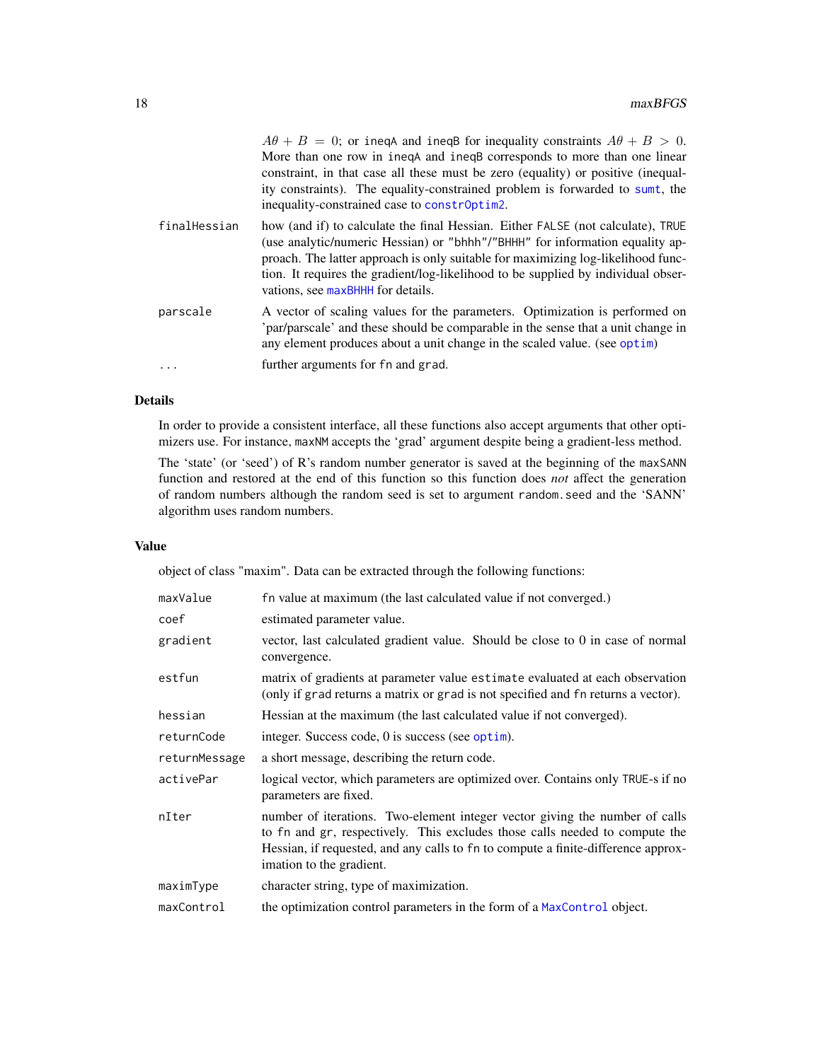$A\theta + B = 0$; or `ineqA` and `ineqB` for inequality constraints $A\theta + B > 0$. More than one row in `ineqA` and `ineqB` corresponds to more than one linear constraint, in that case all these must be zero (equality) or positive (inequality constraints). The equality-constrained problem is forwarded to `sumt`, the inequality-constrained case to `constrOptim2`.

`finalHessian` how (and if) to calculate the final Hessian. Either `FALSE` (not calculate), `TRUE` (use analytic/numeric Hessian) or `"bhhh"`/`"BHHH"` for information equality approach. The latter approach is only suitable for maximizing log-likelihood function. It requires the gradient/log-likelihood to be supplied by individual observations, see `maxBHHH` for details.

`parscale` A vector of scaling values for the parameters. Optimization is performed on 'par/parscale' and these should be comparable in the sense that a unit change in any element produces about a unit change in the scaled value. (see `optim`)

`...` further arguments for `fn` and `grad`.

## Details

In order to provide a consistent interface, all these functions also accept arguments that other optimizers use. For instance, `maxNM` accepts the 'grad' argument despite being a gradient-less method.

The 'state' (or 'seed') of R's random number generator is saved at the beginning of the `maxSANN` function and restored at the end of this function so this function does *not* affect the generation of random numbers although the random seed is set to argument `random.seed` and the 'SANN' algorithm uses random numbers.

## Value

object of class "maxim". Data can be extracted through the following functions:

| | |
|---|---|
| `maxValue` | `fn` value at maximum (the last calculated value if not converged.) |
| `coef` | estimated parameter value. |
| `gradient` | vector, last calculated gradient value. Should be close to 0 in case of normal convergence. |
| `estfun` | matrix of gradients at parameter value `estimate` evaluated at each observation (only if `grad` returns a matrix or `grad` is not specified and `fn` returns a vector). |
| `hessian` | Hessian at the maximum (the last calculated value if not converged). |
| `returnCode` | integer. Success code, 0 is success (see `optim`). |
| `returnMessage` | a short message, describing the return code. |
| `activePar` | logical vector, which parameters are optimized over. Contains only `TRUE`-s if no parameters are fixed. |
| `nIter` | number of iterations. Two-element integer vector giving the number of calls to `fn` and `gr`, respectively. This excludes those calls needed to compute the Hessian, if requested, and any calls to `fn` to compute a finite-difference approximation to the gradient. |
| `maximType` | character string, type of maximization. |
| `maxControl` | the optimization control parameters in the form of a `MaxControl` object. |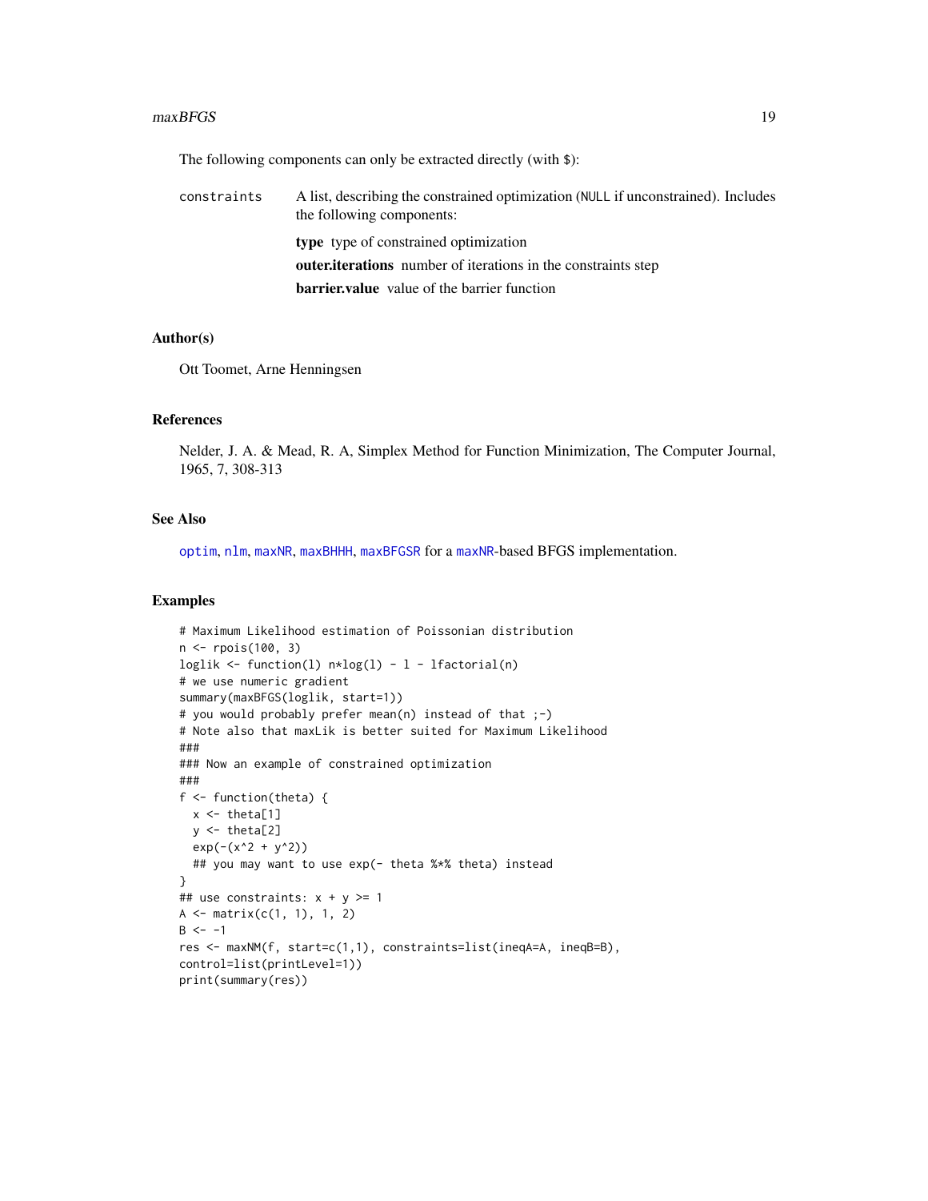The following components can only be extracted directly (with `$`):

`constraints` A list, describing the constrained optimization (`NULL` if unconstrained). Includes the following components:

- **type** type of constrained optimization
- **outer.iterations** number of iterations in the constraints step
- **barrier.value** value of the barrier function

### Author(s)

Ott Toomet, Arne Henningsen

### References

Nelder, J. A. & Mead, R. A, Simplex Method for Function Minimization, The Computer Journal, 1965, 7, 308-313

### See Also

`optim`, `nlm`, `maxNR`, `maxBHHH`, `maxBFGSR` for a `maxNR`-based BFGS implementation.

### Examples

```
# Maximum Likelihood estimation of Poissonian distribution
n <- rpois(100, 3)
loglik <- function(l) n*log(l) - l - lfactorial(n)
# we use numeric gradient
summary(maxBFGS(loglik, start=1))
# you would probably prefer mean(n) instead of that ;-)
# Note also that maxLik is better suited for Maximum Likelihood
###
### Now an example of constrained optimization
###
f <- function(theta) {
  x <- theta[1]
  y <- theta[2]
  exp(-(x^2 + y^2))
  ## you may want to use exp(- theta %*% theta) instead
}
## use constraints: x + y >= 1
A <- matrix(c(1, 1), 1, 2)
B <- -1
res <- maxNM(f, start=c(1,1), constraints=list(ineqA=A, ineqB=B),
control=list(printLevel=1))
print(summary(res))
```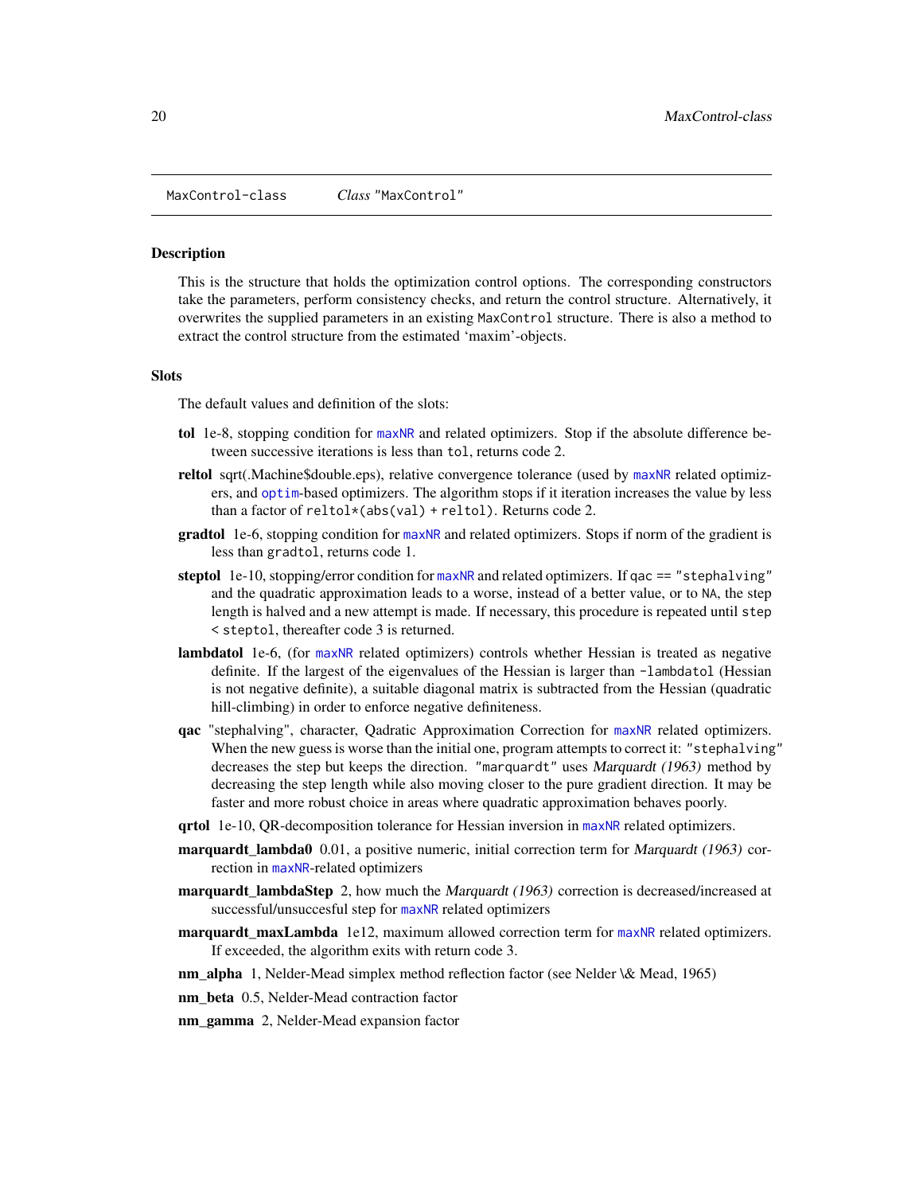MaxControl-class *Class* "MaxControl"

## Description

This is the structure that holds the optimization control options. The corresponding constructors take the parameters, perform consistency checks, and return the control structure. Alternatively, it overwrites the supplied parameters in an existing `MaxControl` structure. There is also a method to extract the control structure from the estimated 'maxim'-objects.

## Slots

The default values and definition of the slots:

**tol** 1e-8, stopping condition for `maxNR` and related optimizers. Stop if the absolute difference between successive iterations is less than `tol`, returns code 2.

**reltol** sqrt(.Machine$double.eps), relative convergence tolerance (used by `maxNR` related optimizers, and `optim`-based optimizers. The algorithm stops if it iteration increases the value by less than a factor of `reltol*(abs(val) + reltol)`. Returns code 2.

**gradtol** 1e-6, stopping condition for `maxNR` and related optimizers. Stops if norm of the gradient is less than `gradtol`, returns code 1.

**steptol** 1e-10, stopping/error condition for `maxNR` and related optimizers. If `qac == "stephalving"` and the quadratic approximation leads to a worse, instead of a better value, or to `NA`, the step length is halved and a new attempt is made. If necessary, this procedure is repeated until `step < steptol`, thereafter code 3 is returned.

**lambdatol** 1e-6, (for `maxNR` related optimizers) controls whether Hessian is treated as negative definite. If the largest of the eigenvalues of the Hessian is larger than `-lambdatol` (Hessian is not negative definite), a suitable diagonal matrix is subtracted from the Hessian (quadratic hill-climbing) in order to enforce negative definiteness.

**qac** "stephalving", character, Qadratic Approximation Correction for `maxNR` related optimizers. When the new guess is worse than the initial one, program attempts to correct it: `"stephalving"` decreases the step but keeps the direction. `"marquardt"` uses *Marquardt (1963)* method by decreasing the step length while also moving closer to the pure gradient direction. It may be faster and more robust choice in areas where quadratic approximation behaves poorly.

**qrtol** 1e-10, QR-decomposition tolerance for Hessian inversion in `maxNR` related optimizers.

**marquardt_lambda0** 0.01, a positive numeric, initial correction term for *Marquardt (1963)* correction in `maxNR`-related optimizers

**marquardt_lambdaStep** 2, how much the *Marquardt (1963)* correction is decreased/increased at successful/unsuccesful step for `maxNR` related optimizers

**marquardt_maxLambda** 1e12, maximum allowed correction term for `maxNR` related optimizers. If exceeded, the algorithm exits with return code 3.

**nm_alpha** 1, Nelder-Mead simplex method reflection factor (see Nelder \& Mead, 1965)

**nm_beta** 0.5, Nelder-Mead contraction factor

**nm_gamma** 2, Nelder-Mead expansion factor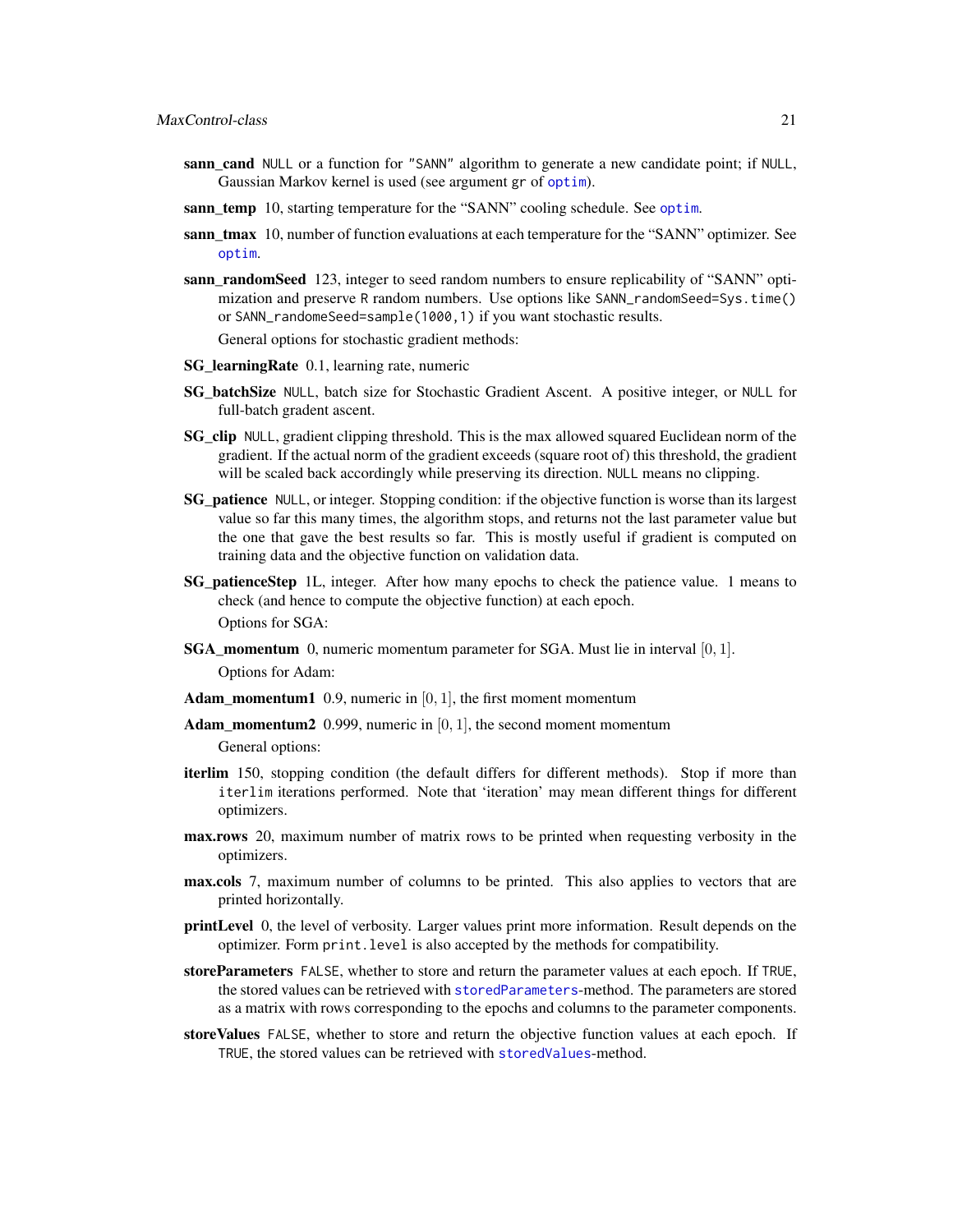**sann_cand** `NULL` or a function for `"SANN"` algorithm to generate a new candidate point; if `NULL`, Gaussian Markov kernel is used (see argument `gr` of `optim`).

**sann_temp** 10, starting temperature for the "SANN" cooling schedule. See `optim`.

**sann_tmax** 10, number of function evaluations at each temperature for the "SANN" optimizer. See `optim`.

**sann_randomSeed** 123, integer to seed random numbers to ensure replicability of "SANN" optimization and preserve R random numbers. Use options like `SANN_randomSeed=Sys.time()` or `SANN_randomeSeed=sample(1000,1)` if you want stochastic results.

General options for stochastic gradient methods:

**SG_learningRate** 0.1, learning rate, numeric

**SG_batchSize** `NULL`, batch size for Stochastic Gradient Ascent. A positive integer, or `NULL` for full-batch gradent ascent.

**SG_clip** `NULL`, gradient clipping threshold. This is the max allowed squared Euclidean norm of the gradient. If the actual norm of the gradient exceeds (square root of) this threshold, the gradient will be scaled back accordingly while preserving its direction. `NULL` means no clipping.

**SG_patience** `NULL`, or integer. Stopping condition: if the objective function is worse than its largest value so far this many times, the algorithm stops, and returns not the last parameter value but the one that gave the best results so far. This is mostly useful if gradient is computed on training data and the objective function on validation data.

**SG_patienceStep** 1L, integer. After how many epochs to check the patience value. 1 means to check (and hence to compute the objective function) at each epoch.

Options for SGA:

**SGA_momentum** 0, numeric momentum parameter for SGA. Must lie in interval $[0, 1]$.

Options for Adam:

**Adam_momentum1** 0.9, numeric in $[0, 1]$, the first moment momentum

**Adam_momentum2** 0.999, numeric in $[0, 1]$, the second moment momentum

General options:

**iterlim** 150, stopping condition (the default differs for different methods). Stop if more than `iterlim` iterations performed. Note that 'iteration' may mean different things for different optimizers.

**max.rows** 20, maximum number of matrix rows to be printed when requesting verbosity in the optimizers.

**max.cols** 7, maximum number of columns to be printed. This also applies to vectors that are printed horizontally.

**printLevel** 0, the level of verbosity. Larger values print more information. Result depends on the optimizer. Form `print.level` is also accepted by the methods for compatibility.

**storeParameters** `FALSE`, whether to store and return the parameter values at each epoch. If `TRUE`, the stored values can be retrieved with `storedParameters`-method. The parameters are stored as a matrix with rows corresponding to the epochs and columns to the parameter components.

**storeValues** `FALSE`, whether to store and return the objective function values at each epoch. If `TRUE`, the stored values can be retrieved with `storedValues`-method.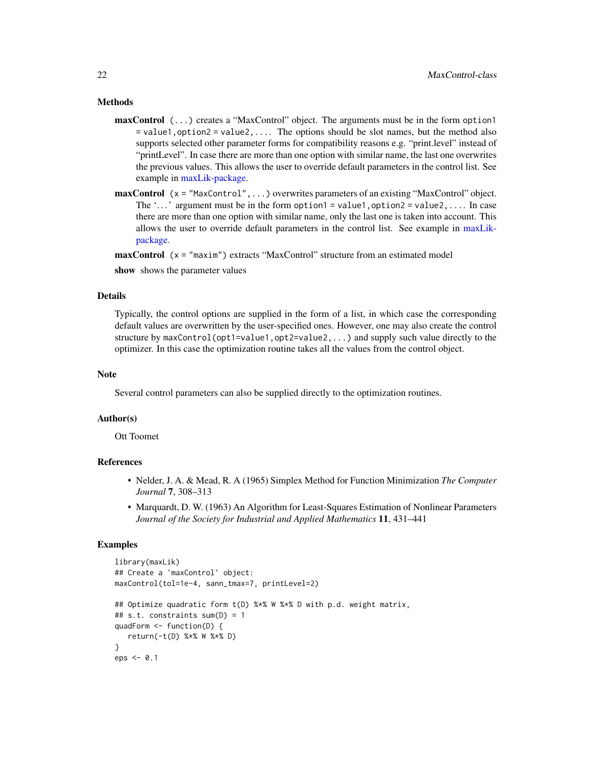### Methods

**maxControl** `(...)` creates a "MaxControl" object. The arguments must be in the form `option1 = value1,option2 = value2,...`. The options should be slot names, but the method also supports selected other parameter forms for compatibility reasons e.g. "print.level" instead of "printLevel". In case there are more than one option with similar name, the last one overwrites the previous values. This allows the user to override default parameters in the control list. See example in maxLik-package.

**maxControl** `(x = "MaxControl",...)` overwrites parameters of an existing "MaxControl" object. The '`...`' argument must be in the form `option1 = value1,option2 = value2,...`. In case there are more than one option with similar name, only the last one is taken into account. This allows the user to override default parameters in the control list. See example in maxLik-package.

**maxControl** `(x = "maxim")` extracts "MaxControl" structure from an estimated model

**show** shows the parameter values

### Details

Typically, the control options are supplied in the form of a list, in which case the corresponding default values are overwritten by the user-specified ones. However, one may also create the control structure by `maxControl(opt1=value1,opt2=value2,...)` and supply such value directly to the optimizer. In this case the optimization routine takes all the values from the control object.

### Note

Several control parameters can also be supplied directly to the optimization routines.

### Author(s)

Ott Toomet

### References

- Nelder, J. A. & Mead, R. A (1965) Simplex Method for Function Minimization *The Computer Journal* **7**, 308–313
- Marquardt, D. W. (1963) An Algorithm for Least-Squares Estimation of Nonlinear Parameters *Journal of the Society for Industrial and Applied Mathematics* **11**, 431–441

### Examples

```
library(maxLik)
## Create a 'maxControl' object:
maxControl(tol=1e-4, sann_tmax=7, printLevel=2)

## Optimize quadratic form t(D) %*% W %*% D with p.d. weight matrix,
## s.t. constraints sum(D) = 1
quadForm <- function(D) {
   return(-t(D) %*% W %*% D)
}
eps <- 0.1
```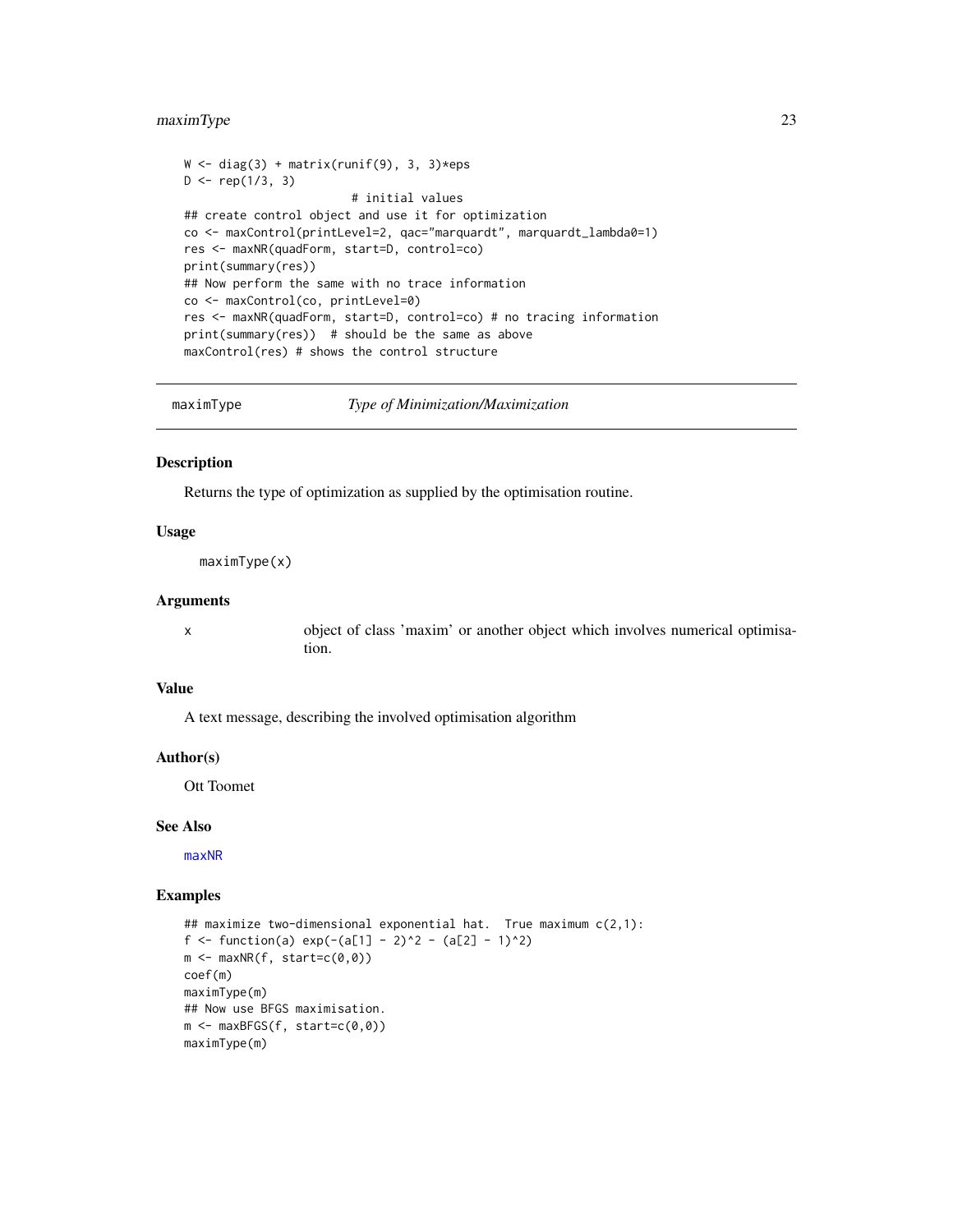```
W <- diag(3) + matrix(runif(9), 3, 3)*eps
D <- rep(1/3, 3)
                        # initial values
## create control object and use it for optimization
co <- maxControl(printLevel=2, qac="marquardt", marquardt_lambda0=1)
res <- maxNR(quadForm, start=D, control=co)
print(summary(res))
## Now perform the same with no trace information
co <- maxControl(co, printLevel=0)
res <- maxNR(quadForm, start=D, control=co) # no tracing information
print(summary(res))  # should be the same as above
maxControl(res) # shows the control structure
```

---

## maximType — *Type of Minimization/Maximization*

### Description

Returns the type of optimization as supplied by the optimisation routine.

### Usage

```
maximType(x)
```

### Arguments

| | |
|---|---|
| x | object of class 'maxim' or another object which involves numerical optimisation. |

### Value

A text message, describing the involved optimisation algorithm

### Author(s)

Ott Toomet

### See Also

maxNR

### Examples

```
## maximize two-dimensional exponential hat.  True maximum c(2,1):
f <- function(a) exp(-(a[1] - 2)^2 - (a[2] - 1)^2)
m <- maxNR(f, start=c(0,0))
coef(m)
maximType(m)
## Now use BFGS maximisation.
m <- maxBFGS(f, start=c(0,0))
maximType(m)
```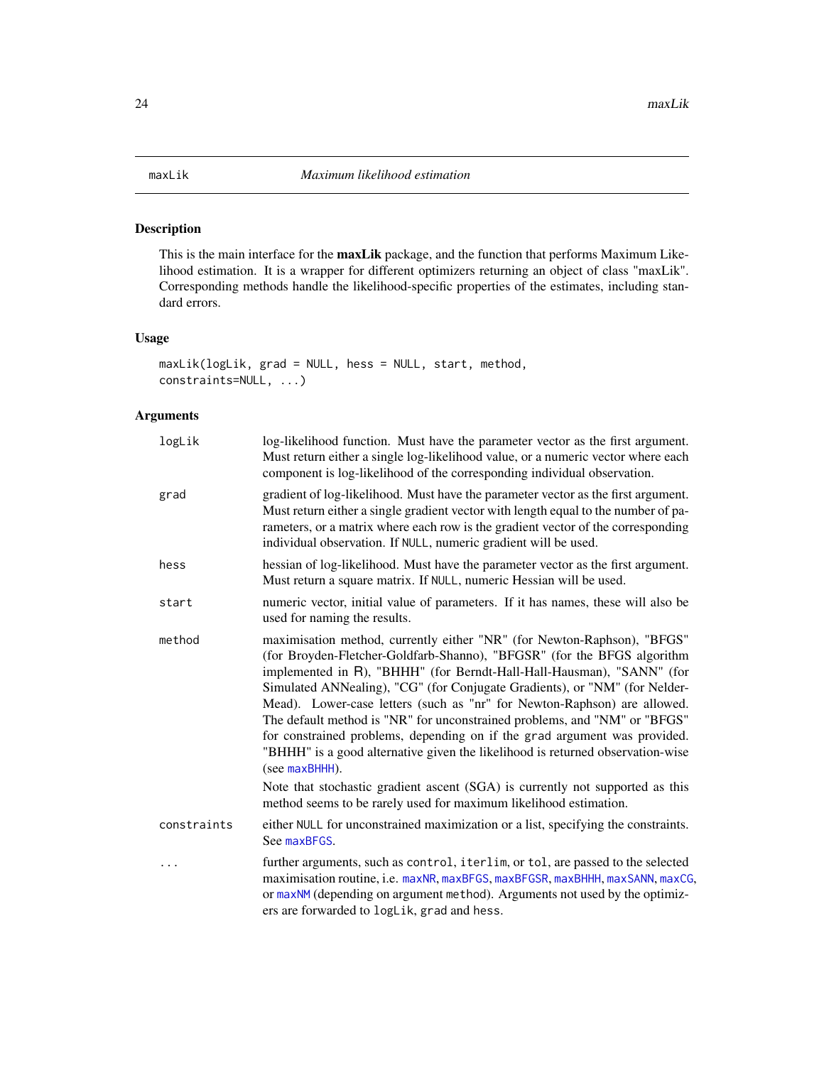## maxLik — *Maximum likelihood estimation*

### Description

This is the main interface for the **maxLik** package, and the function that performs Maximum Likelihood estimation. It is a wrapper for different optimizers returning an object of class "maxLik". Corresponding methods handle the likelihood-specific properties of the estimates, including standard errors.

### Usage

```
maxLik(logLik, grad = NULL, hess = NULL, start, method,
constraints=NULL, ...)
```

### Arguments

| | |
|---|---|
| `logLik` | log-likelihood function. Must have the parameter vector as the first argument. Must return either a single log-likelihood value, or a numeric vector where each component is log-likelihood of the corresponding individual observation. |
| `grad` | gradient of log-likelihood. Must have the parameter vector as the first argument. Must return either a single gradient vector with length equal to the number of parameters, or a matrix where each row is the gradient vector of the corresponding individual observation. If `NULL`, numeric gradient will be used. |
| `hess` | hessian of log-likelihood. Must have the parameter vector as the first argument. Must return a square matrix. If `NULL`, numeric Hessian will be used. |
| `start` | numeric vector, initial value of parameters. If it has names, these will also be used for naming the results. |
| `method` | maximisation method, currently either "NR" (for Newton-Raphson), "BFGS" (for Broyden-Fletcher-Goldfarb-Shanno), "BFGSR" (for the BFGS algorithm implemented in R), "BHHH" (for Berndt-Hall-Hall-Hausman), "SANN" (for Simulated ANNealing), "CG" (for Conjugate Gradients), or "NM" (for Nelder-Mead). Lower-case letters (such as "nr" for Newton-Raphson) are allowed. The default method is "NR" for unconstrained problems, and "NM" or "BFGS" for constrained problems, depending on if the `grad` argument was provided. "BHHH" is a good alternative given the likelihood is returned observation-wise (see `maxBHHH`).<br><br>Note that stochastic gradient ascent (SGA) is currently not supported as this method seems to be rarely used for maximum likelihood estimation. |
| `constraints` | either `NULL` for unconstrained maximization or a list, specifying the constraints. See `maxBFGS`. |
| `...` | further arguments, such as `control`, `iterlim`, or `tol`, are passed to the selected maximisation routine, i.e. `maxNR`, `maxBFGS`, `maxBFGSR`, `maxBHHH`, `maxSANN`, `maxCG`, or `maxNM` (depending on argument `method`). Arguments not used by the optimizers are forwarded to `logLik`, `grad` and `hess`. |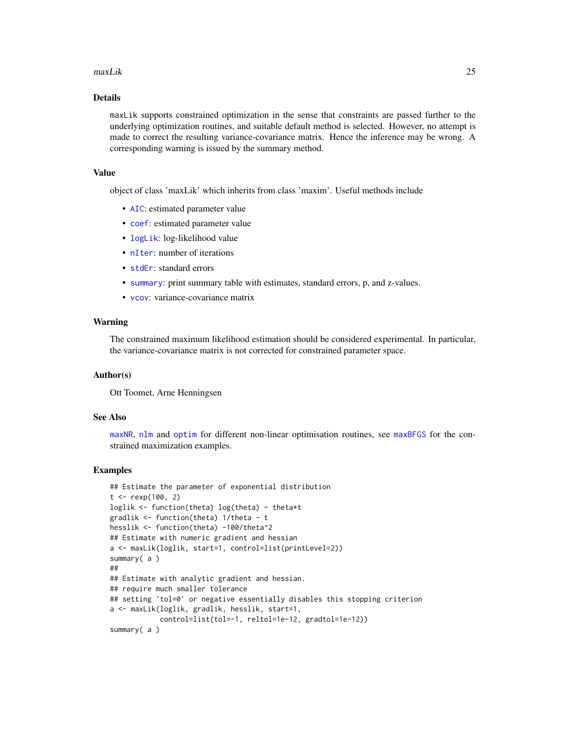## Details

`maxLik` supports constrained optimization in the sense that constraints are passed further to the underlying optimization routines, and suitable default method is selected. However, no attempt is made to correct the resulting variance-covariance matrix. Hence the inference may be wrong. A corresponding warning is issued by the summary method.

## Value

object of class 'maxLik' which inherits from class 'maxim'. Useful methods include

- `AIC`: estimated parameter value
- `coef`: estimated parameter value
- `logLik`: log-likelihood value
- `nIter`: number of iterations
- `stdEr`: standard errors
- `summary`: print summary table with estimates, standard errors, p, and z-values.
- `vcov`: variance-covariance matrix

## Warning

The constrained maximum likelihood estimation should be considered experimental. In particular, the variance-covariance matrix is not corrected for constrained parameter space.

## Author(s)

Ott Toomet, Arne Henningsen

## See Also

`maxNR`, `nlm` and `optim` for different non-linear optimisation routines, see `maxBFGS` for the constrained maximization examples.

## Examples

```
## Estimate the parameter of exponential distribution
t <- rexp(100, 2)
loglik <- function(theta) log(theta) - theta*t
gradlik <- function(theta) 1/theta - t
hesslik <- function(theta) -100/theta^2
## Estimate with numeric gradient and hessian
a <- maxLik(loglik, start=1, control=list(printLevel=2))
summary( a )
##
## Estimate with analytic gradient and hessian.
## require much smaller tolerance
## setting 'tol=0' or negative essentially disables this stopping criterion
a <- maxLik(loglik, gradlik, hesslik, start=1,
            control=list(tol=-1, reltol=1e-12, gradtol=1e-12))
summary( a )
```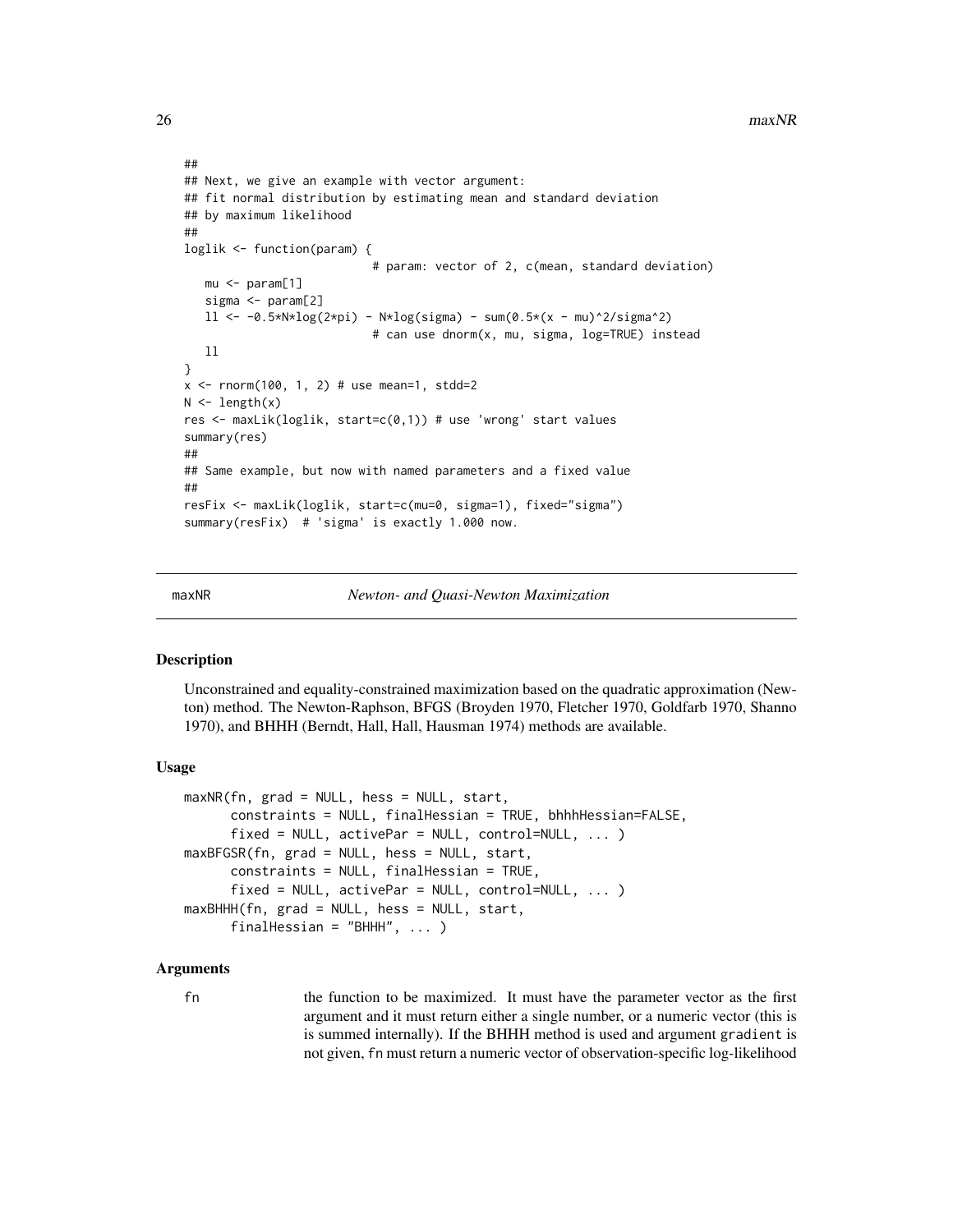```
##
## Next, we give an example with vector argument:
## fit normal distribution by estimating mean and standard deviation
## by maximum likelihood
##
loglik <- function(param) {
                          # param: vector of 2, c(mean, standard deviation)
   mu <- param[1]
   sigma <- param[2]
   ll <- -0.5*N*log(2*pi) - N*log(sigma) - sum(0.5*(x - mu)^2/sigma^2)
                          # can use dnorm(x, mu, sigma, log=TRUE) instead
   ll
}
x <- rnorm(100, 1, 2) # use mean=1, stdd=2
N <- length(x)
res <- maxLik(loglik, start=c(0,1)) # use 'wrong' start values
summary(res)
##
## Same example, but now with named parameters and a fixed value
##
resFix <- maxLik(loglik, start=c(mu=0, sigma=1), fixed="sigma")
summary(resFix)  # 'sigma' is exactly 1.000 now.
```

---

## maxNR — *Newton- and Quasi-Newton Maximization*

### Description

Unconstrained and equality-constrained maximization based on the quadratic approximation (Newton) method. The Newton-Raphson, BFGS (Broyden 1970, Fletcher 1970, Goldfarb 1970, Shanno 1970), and BHHH (Berndt, Hall, Hall, Hausman 1974) methods are available.

### Usage

```
maxNR(fn, grad = NULL, hess = NULL, start,
      constraints = NULL, finalHessian = TRUE, bhhhHessian=FALSE,
      fixed = NULL, activePar = NULL, control=NULL, ... )
maxBFGSR(fn, grad = NULL, hess = NULL, start,
      constraints = NULL, finalHessian = TRUE,
      fixed = NULL, activePar = NULL, control=NULL, ... )
maxBHHH(fn, grad = NULL, hess = NULL, start,
      finalHessian = "BHHH", ... )
```

### Arguments

`fn` the function to be maximized. It must have the parameter vector as the first argument and it must return either a single number, or a numeric vector (this is is summed internally). If the BHHH method is used and argument `gradient` is not given, `fn` must return a numeric vector of observation-specific log-likelihood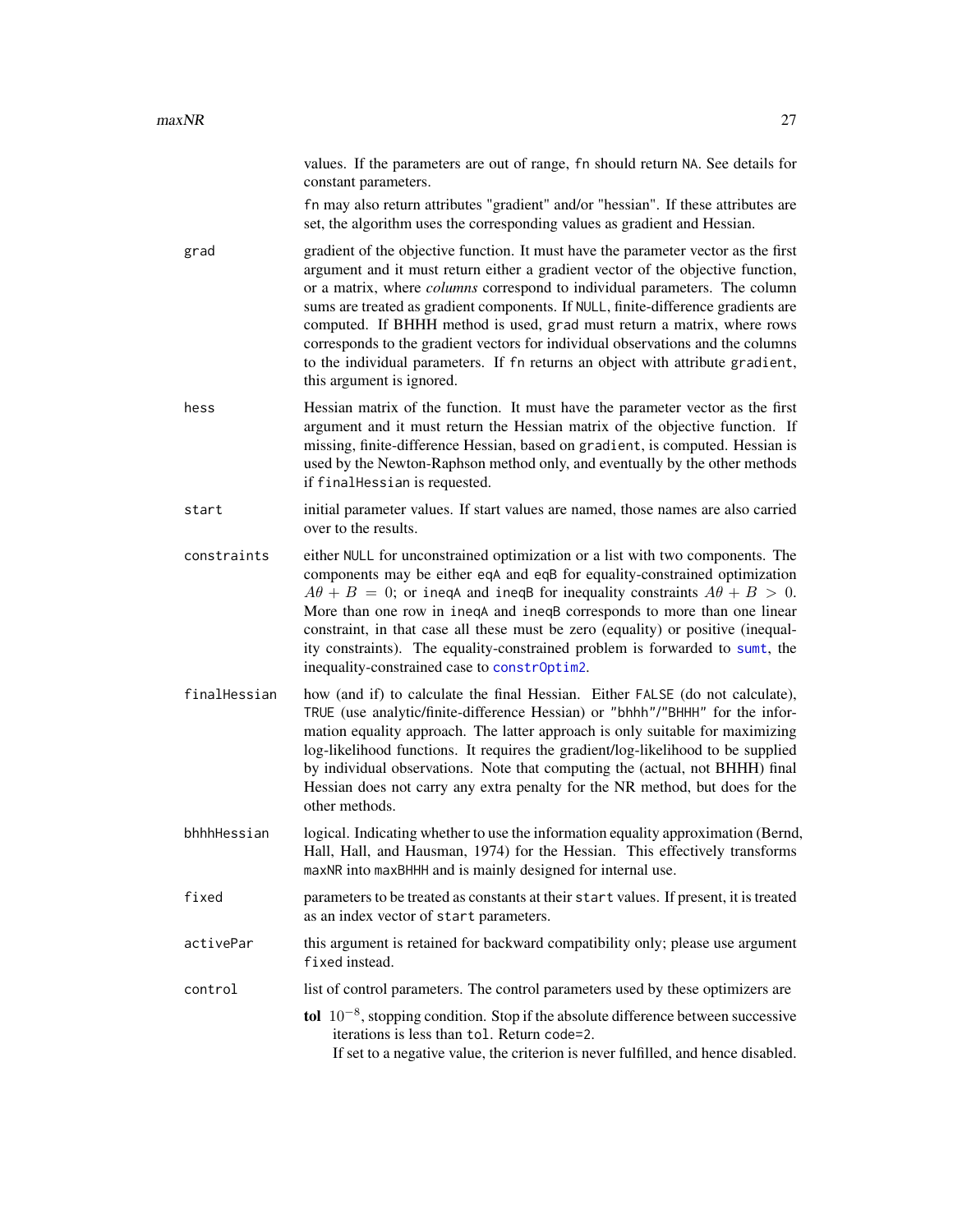values. If the parameters are out of range, `fn` should return `NA`. See details for constant parameters.

`fn` may also return attributes "gradient" and/or "hessian". If these attributes are set, the algorithm uses the corresponding values as gradient and Hessian.

**grad** gradient of the objective function. It must have the parameter vector as the first argument and it must return either a gradient vector of the objective function, or a matrix, where *columns* correspond to individual parameters. The column sums are treated as gradient components. If `NULL`, finite-difference gradients are computed. If BHHH method is used, `grad` must return a matrix, where rows corresponds to the gradient vectors for individual observations and the columns to the individual parameters. If `fn` returns an object with attribute `gradient`, this argument is ignored.

**hess** Hessian matrix of the function. It must have the parameter vector as the first argument and it must return the Hessian matrix of the objective function. If missing, finite-difference Hessian, based on `gradient`, is computed. Hessian is used by the Newton-Raphson method only, and eventually by the other methods if `finalHessian` is requested.

**start** initial parameter values. If start values are named, those names are also carried over to the results.

**constraints** either `NULL` for unconstrained optimization or a list with two components. The components may be either `eqA` and `eqB` for equality-constrained optimization $A\theta + B = 0$; or `ineqA` and `ineqB` for inequality constraints $A\theta + B > 0$. More than one row in `ineqA` and `ineqB` corresponds to more than one linear constraint, in that case all these must be zero (equality) or positive (inequality constraints). The equality-constrained problem is forwarded to `sumt`, the inequality-constrained case to `constrOptim2`.

**finalHessian** how (and if) to calculate the final Hessian. Either `FALSE` (do not calculate), `TRUE` (use analytic/finite-difference Hessian) or `"bhhh"`/`"BHHH"` for the information equality approach. The latter approach is only suitable for maximizing log-likelihood functions. It requires the gradient/log-likelihood to be supplied by individual observations. Note that computing the (actual, not BHHH) final Hessian does not carry any extra penalty for the NR method, but does for the other methods.

**bhhhHessian** logical. Indicating whether to use the information equality approximation (Bernd, Hall, Hall, and Hausman, 1974) for the Hessian. This effectively transforms `maxNR` into `maxBHHH` and is mainly designed for internal use.

**fixed** parameters to be treated as constants at their `start` values. If present, it is treated as an index vector of `start` parameters.

**activePar** this argument is retained for backward compatibility only; please use argument `fixed` instead.

**control** list of control parameters. The control parameters used by these optimizers are

- **tol** $10^{-8}$, stopping condition. Stop if the absolute difference between successive iterations is less than `tol`. Return `code=2`.
  If set to a negative value, the criterion is never fulfilled, and hence disabled.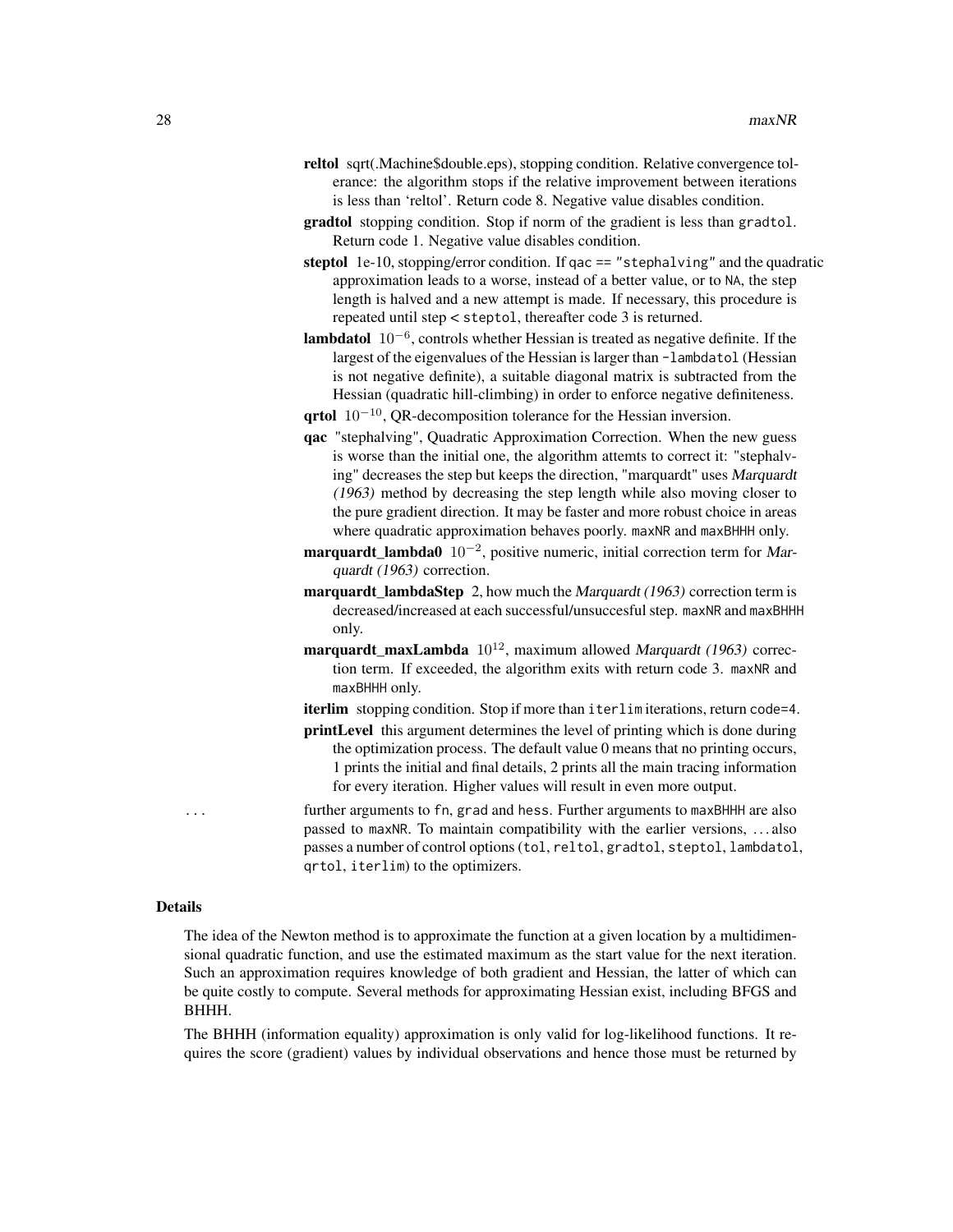**reltol** sqrt(.Machine$double.eps), stopping condition. Relative convergence tolerance: the algorithm stops if the relative improvement between iterations is less than 'reltol'. Return code 8. Negative value disables condition.

**gradtol** stopping condition. Stop if norm of the gradient is less than `gradtol`. Return code 1. Negative value disables condition.

**steptol** 1e-10, stopping/error condition. If `qac == "stephalving"` and the quadratic approximation leads to a worse, instead of a better value, or to `NA`, the step length is halved and a new attempt is made. If necessary, this procedure is repeated until `step < steptol`, thereafter code 3 is returned.

**lambdatol** $10^{-6}$, controls whether Hessian is treated as negative definite. If the largest of the eigenvalues of the Hessian is larger than `-lambdatol` (Hessian is not negative definite), a suitable diagonal matrix is subtracted from the Hessian (quadratic hill-climbing) in order to enforce negative definiteness.

**qrtol** $10^{-10}$, QR-decomposition tolerance for the Hessian inversion.

**qac** "stephalving", Quadratic Approximation Correction. When the new guess is worse than the initial one, the algorithm attemts to correct it: "stephalving" decreases the step but keeps the direction, "marquardt" uses *Marquardt (1963)* method by decreasing the step length while also moving closer to the pure gradient direction. It may be faster and more robust choice in areas where quadratic approximation behaves poorly. `maxNR` and `maxBHHH` only.

**marquardt_lambda0** $10^{-2}$, positive numeric, initial correction term for *Marquardt (1963)* correction.

**marquardt_lambdaStep** 2, how much the *Marquardt (1963)* correction term is decreased/increased at each successful/unsuccesful step. `maxNR` and `maxBHHH` only.

**marquardt_maxLambda** $10^{12}$, maximum allowed *Marquardt (1963)* correction term. If exceeded, the algorithm exits with return code 3. `maxNR` and `maxBHHH` only.

**iterlim** stopping condition. Stop if more than `iterlim` iterations, return `code=4`.

**printLevel** this argument determines the level of printing which is done during the optimization process. The default value 0 means that no printing occurs, 1 prints the initial and final details, 2 prints all the main tracing information for every iteration. Higher values will result in even more output.

`...` further arguments to `fn`, `grad` and `hess`. Further arguments to `maxBHHH` are also passed to `maxNR`. To maintain compatibility with the earlier versions, ... also passes a number of control options (`tol`, `reltol`, `gradtol`, `steptol`, `lambdatol`, `qrtol`, `iterlim`) to the optimizers.

### Details

The idea of the Newton method is to approximate the function at a given location by a multidimensional quadratic function, and use the estimated maximum as the start value for the next iteration. Such an approximation requires knowledge of both gradient and Hessian, the latter of which can be quite costly to compute. Several methods for approximating Hessian exist, including BFGS and BHHH.

The BHHH (information equality) approximation is only valid for log-likelihood functions. It requires the score (gradient) values by individual observations and hence those must be returned by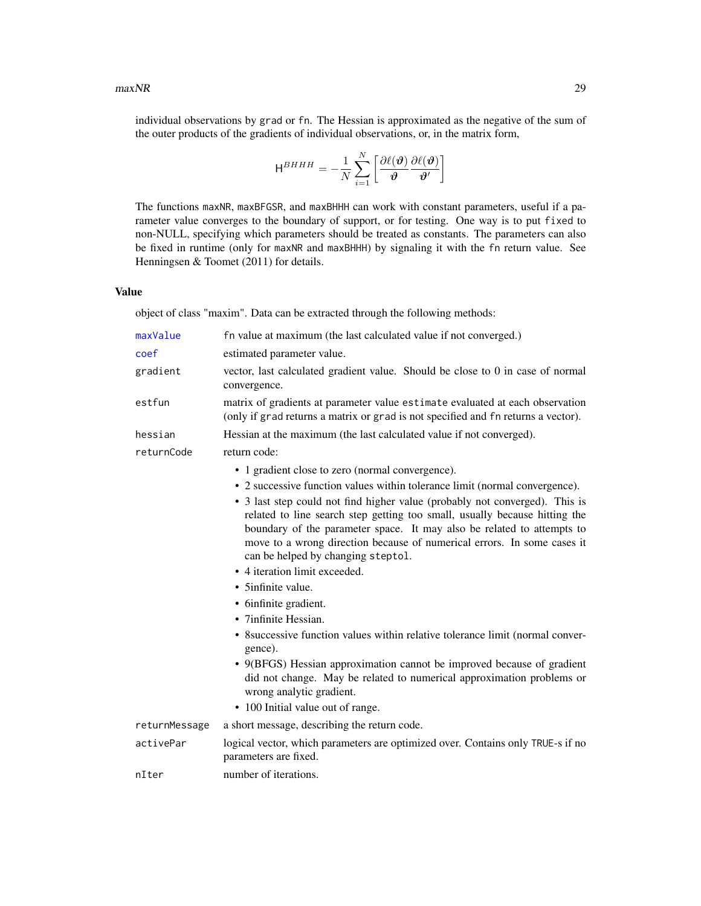individual observations by `grad` or `fn`. The Hessian is approximated as the negative of the sum of the outer products of the gradients of individual observations, or, in the matrix form,

$$\mathsf{H}^{BHHH} = -\frac{1}{N}\sum_{i=1}^{N}\left[\frac{\partial \ell(\boldsymbol{\vartheta})}{\boldsymbol{\vartheta}}\frac{\partial \ell(\boldsymbol{\vartheta})}{\boldsymbol{\vartheta}'}\right]$$

The functions `maxNR`, `maxBFGSR`, and `maxBHHH` can work with constant parameters, useful if a parameter value converges to the boundary of support, or for testing. One way is to put `fixed` to non-NULL, specifying which parameters should be treated as constants. The parameters can also be fixed in runtime (only for `maxNR` and `maxBHHH`) by signaling it with the `fn` return value. See Henningsen & Toomet (2011) for details.

### Value

object of class "maxim". Data can be extracted through the following methods:

`maxValue` `fn` value at maximum (the last calculated value if not converged.)

`coef` estimated parameter value.

`gradient` vector, last calculated gradient value. Should be close to 0 in case of normal convergence.

`estfun` matrix of gradients at parameter value `estimate` evaluated at each observation (only if `grad` returns a matrix or `grad` is not specified and `fn` returns a vector).

`hessian` Hessian at the maximum (the last calculated value if not converged).

`returnCode` return code:

- 1 gradient close to zero (normal convergence).
- 2 successive function values within tolerance limit (normal convergence).
- 3 last step could not find higher value (probably not converged). This is related to line search step getting too small, usually because hitting the boundary of the parameter space. It may also be related to attempts to move to a wrong direction because of numerical errors. In some cases it can be helped by changing `steptol`.
- 4 iteration limit exceeded.
- 5infinite value.
- 6infinite gradient.
- 7infinite Hessian.
- 8successive function values within relative tolerance limit (normal convergence).
- 9(BFGS) Hessian approximation cannot be improved because of gradient did not change. May be related to numerical approximation problems or wrong analytic gradient.
- 100 Initial value out of range.

`returnMessage` a short message, describing the return code.

`activePar` logical vector, which parameters are optimized over. Contains only `TRUE`-s if no parameters are fixed.

`nIter` number of iterations.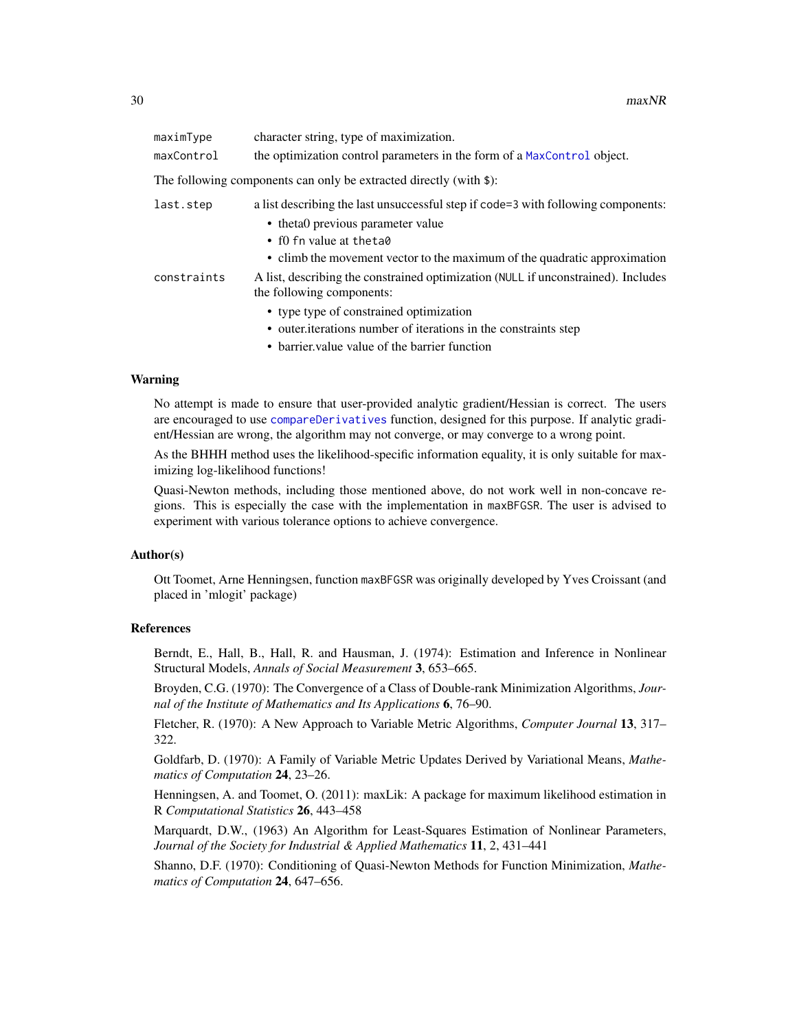| | |
|---|---|
| `maximType` | character string, type of maximization. |
| `maxControl` | the optimization control parameters in the form of a `MaxControl` object. |

The following components can only be extracted directly (with `$`):

`last.step` a list describing the last unsuccessful step if `code=3` with following components:

- theta0 previous parameter value
- f0 `fn` value at `theta0`
- climb the movement vector to the maximum of the quadratic approximation

`constraints` A list, describing the constrained optimization (`NULL` if unconstrained). Includes the following components:

- type type of constrained optimization
- outer.iterations number of iterations in the constraints step
- barrier.value value of the barrier function

### Warning

No attempt is made to ensure that user-provided analytic gradient/Hessian is correct. The users are encouraged to use `compareDerivatives` function, designed for this purpose. If analytic gradient/Hessian are wrong, the algorithm may not converge, or may converge to a wrong point.

As the BHHH method uses the likelihood-specific information equality, it is only suitable for maximizing log-likelihood functions!

Quasi-Newton methods, including those mentioned above, do not work well in non-concave regions. This is especially the case with the implementation in `maxBFGSR`. The user is advised to experiment with various tolerance options to achieve convergence.

### Author(s)

Ott Toomet, Arne Henningsen, function `maxBFGSR` was originally developed by Yves Croissant (and placed in 'mlogit' package)

### References

Berndt, E., Hall, B., Hall, R. and Hausman, J. (1974): Estimation and Inference in Nonlinear Structural Models, *Annals of Social Measurement* **3**, 653–665.

Broyden, C.G. (1970): The Convergence of a Class of Double-rank Minimization Algorithms, *Journal of the Institute of Mathematics and Its Applications* **6**, 76–90.

Fletcher, R. (1970): A New Approach to Variable Metric Algorithms, *Computer Journal* **13**, 317–322.

Goldfarb, D. (1970): A Family of Variable Metric Updates Derived by Variational Means, *Mathematics of Computation* **24**, 23–26.

Henningsen, A. and Toomet, O. (2011): maxLik: A package for maximum likelihood estimation in R *Computational Statistics* **26**, 443–458

Marquardt, D.W., (1963) An Algorithm for Least-Squares Estimation of Nonlinear Parameters, *Journal of the Society for Industrial & Applied Mathematics* **11**, 2, 431–441

Shanno, D.F. (1970): Conditioning of Quasi-Newton Methods for Function Minimization, *Mathematics of Computation* **24**, 647–656.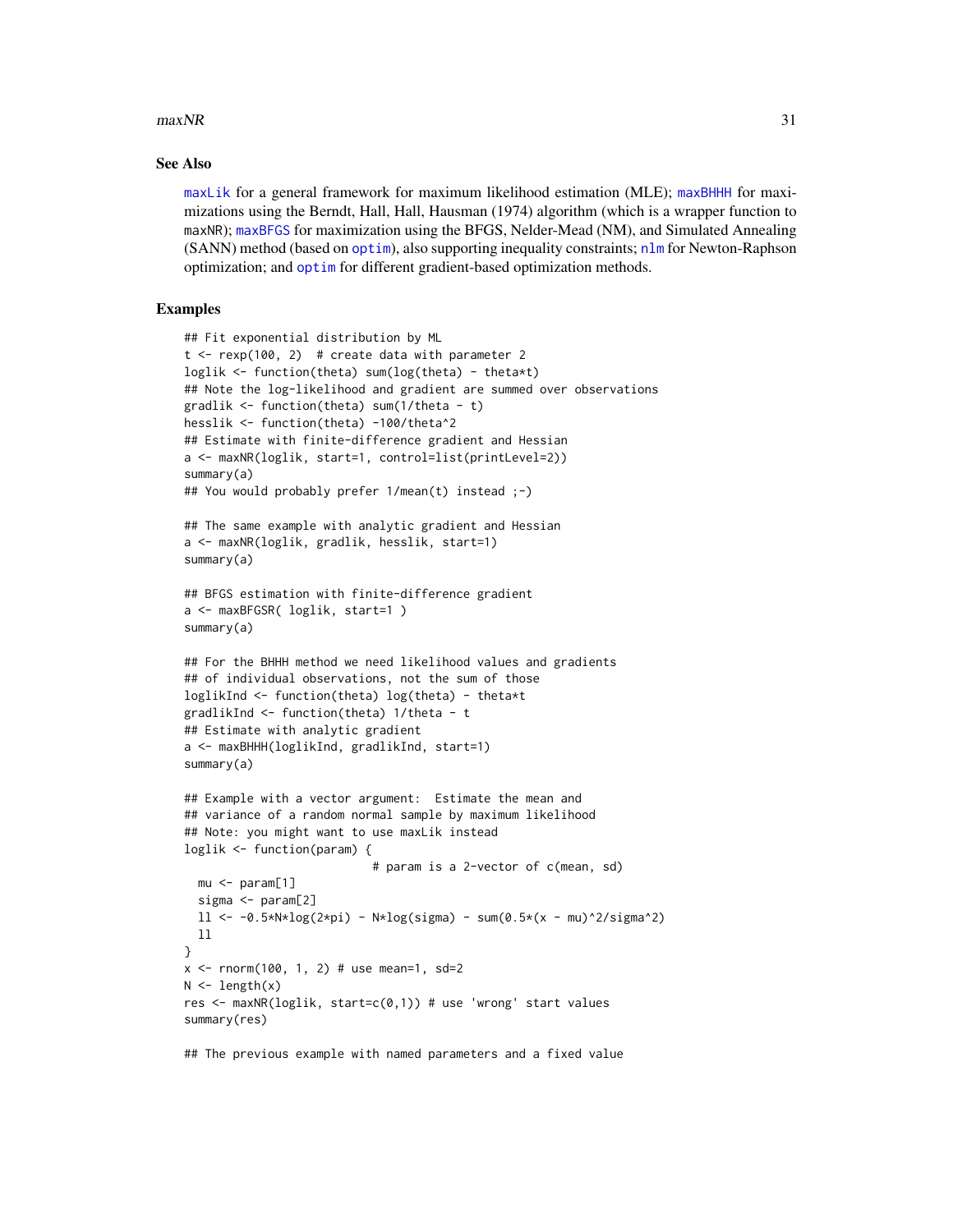## See Also

maxLik for a general framework for maximum likelihood estimation (MLE); maxBHHH for maximizations using the Berndt, Hall, Hall, Hausman (1974) algorithm (which is a wrapper function to maxNR); maxBFGS for maximization using the BFGS, Nelder-Mead (NM), and Simulated Annealing (SANN) method (based on optim), also supporting inequality constraints; nlm for Newton-Raphson optimization; and optim for different gradient-based optimization methods.

## Examples

```
## Fit exponential distribution by ML
t <- rexp(100, 2)  # create data with parameter 2
loglik <- function(theta) sum(log(theta) - theta*t)
## Note the log-likelihood and gradient are summed over observations
gradlik <- function(theta) sum(1/theta - t)
hesslik <- function(theta) -100/theta^2
## Estimate with finite-difference gradient and Hessian
a <- maxNR(loglik, start=1, control=list(printLevel=2))
summary(a)
## You would probably prefer 1/mean(t) instead ;-)

## The same example with analytic gradient and Hessian
a <- maxNR(loglik, gradlik, hesslik, start=1)
summary(a)

## BFGS estimation with finite-difference gradient
a <- maxBFGSR( loglik, start=1 )
summary(a)

## For the BHHH method we need likelihood values and gradients
## of individual observations, not the sum of those
loglikInd <- function(theta) log(theta) - theta*t
gradlikInd <- function(theta) 1/theta - t
## Estimate with analytic gradient
a <- maxBHHH(loglikInd, gradlikInd, start=1)
summary(a)

## Example with a vector argument:  Estimate the mean and
## variance of a random normal sample by maximum likelihood
## Note: you might want to use maxLik instead
loglik <- function(param) {
                           # param is a 2-vector of c(mean, sd)
  mu <- param[1]
  sigma <- param[2]
  ll <- -0.5*N*log(2*pi) - N*log(sigma) - sum(0.5*(x - mu)^2/sigma^2)
  ll
}
x <- rnorm(100, 1, 2) # use mean=1, sd=2
N <- length(x)
res <- maxNR(loglik, start=c(0,1)) # use 'wrong' start values
summary(res)

## The previous example with named parameters and a fixed value
```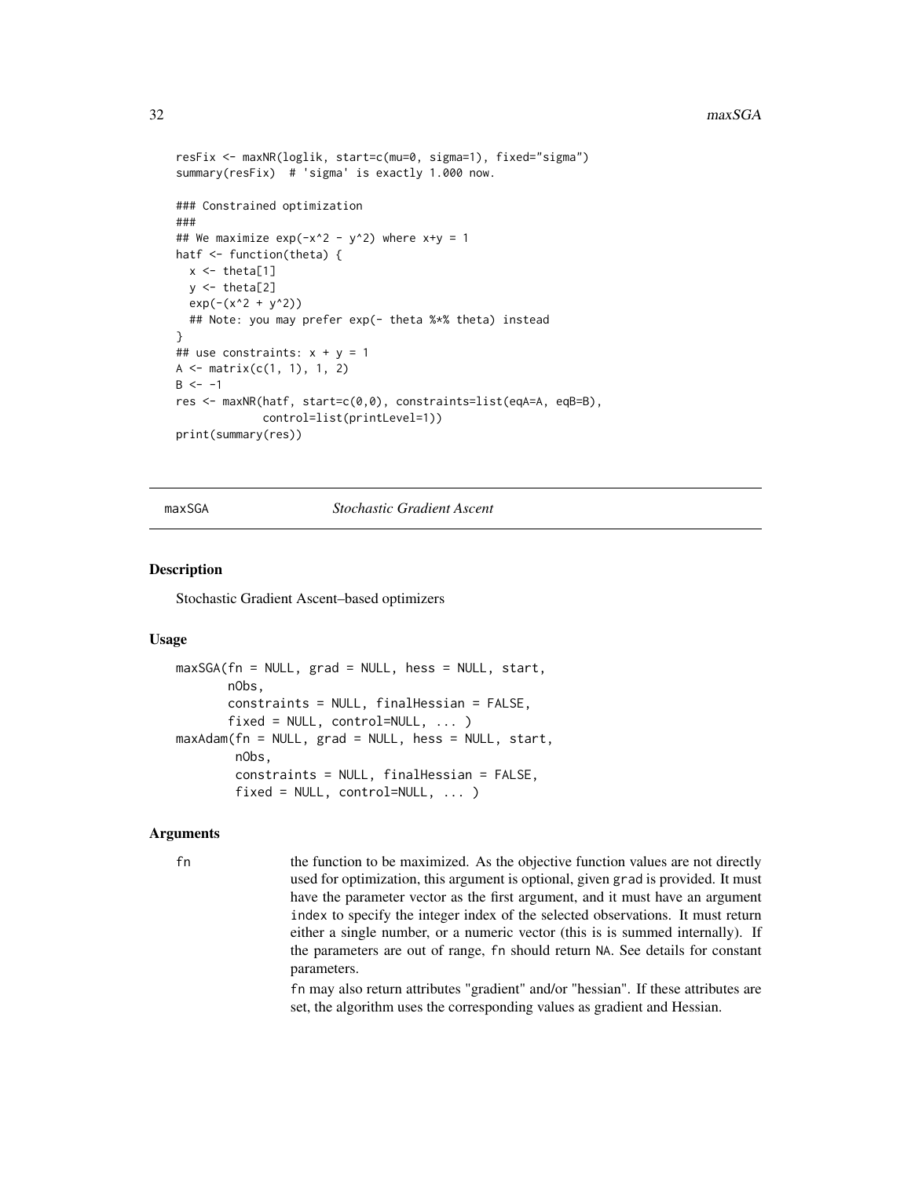```
resFix <- maxNR(loglik, start=c(mu=0, sigma=1), fixed="sigma")
summary(resFix)  # 'sigma' is exactly 1.000 now.

### Constrained optimization
###
## We maximize exp(-x^2 - y^2) where x+y = 1
hatf <- function(theta) {
  x <- theta[1]
  y <- theta[2]
  exp(-(x^2 + y^2))
  ## Note: you may prefer exp(- theta %*% theta) instead
}
## use constraints: x + y = 1
A <- matrix(c(1, 1), 1, 2)
B <- -1
res <- maxNR(hatf, start=c(0,0), constraints=list(eqA=A, eqB=B),
             control=list(printLevel=1))
print(summary(res))
```

## maxSGA *Stochastic Gradient Ascent*

### Description

Stochastic Gradient Ascent–based optimizers

### Usage

```
maxSGA(fn = NULL, grad = NULL, hess = NULL, start,
       nObs,
       constraints = NULL, finalHessian = FALSE,
       fixed = NULL, control=NULL, ... )
maxAdam(fn = NULL, grad = NULL, hess = NULL, start,
        nObs,
        constraints = NULL, finalHessian = FALSE,
        fixed = NULL, control=NULL, ... )
```

### Arguments

`fn` the function to be maximized. As the objective function values are not directly used for optimization, this argument is optional, given `grad` is provided. It must have the parameter vector as the first argument, and it must have an argument `index` to specify the integer index of the selected observations. It must return either a single number, or a numeric vector (this is is summed internally). If the parameters are out of range, `fn` should return `NA`. See details for constant parameters.

`fn` may also return attributes "gradient" and/or "hessian". If these attributes are set, the algorithm uses the corresponding values as gradient and Hessian.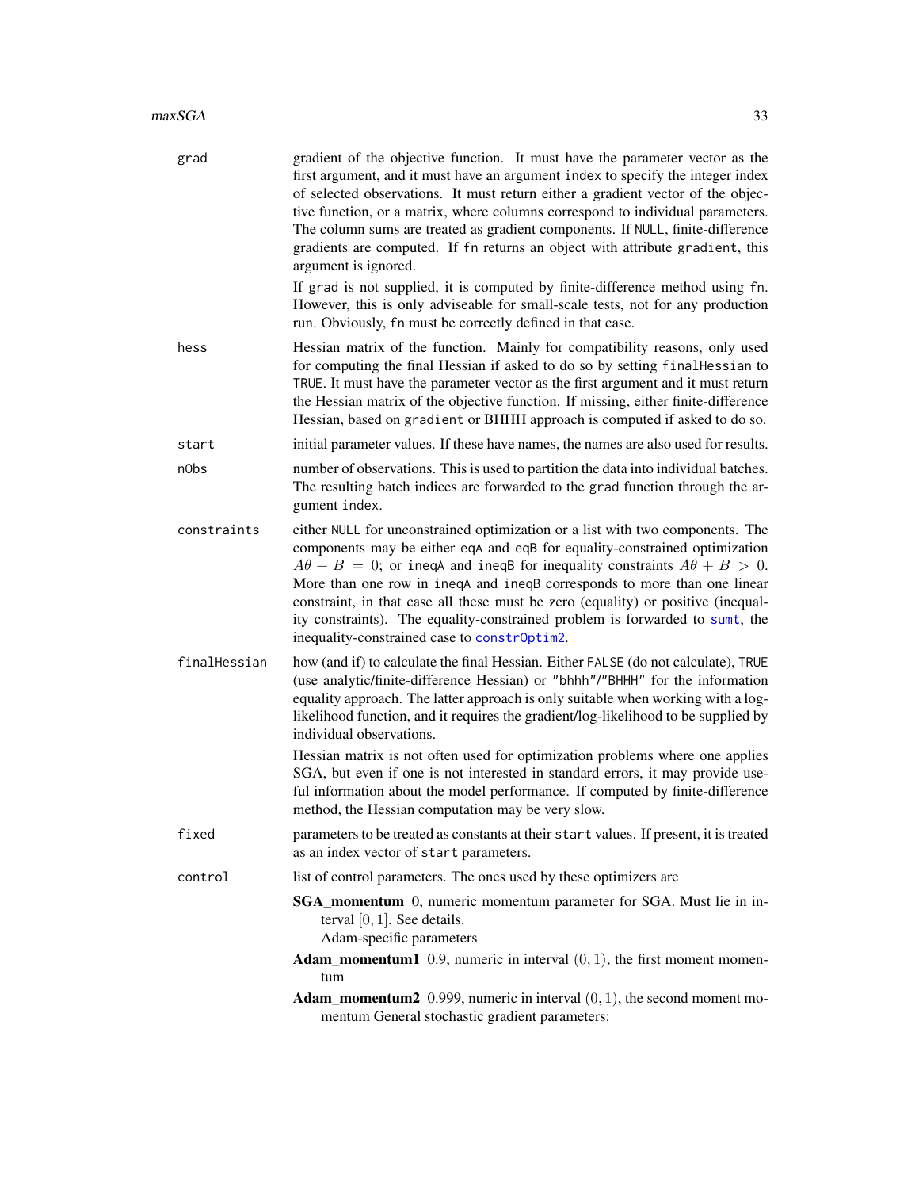`grad`
: gradient of the objective function. It must have the parameter vector as the first argument, and it must have an argument `index` to specify the integer index of selected observations. It must return either a gradient vector of the objective function, or a matrix, where columns correspond to individual parameters. The column sums are treated as gradient components. If `NULL`, finite-difference gradients are computed. If `fn` returns an object with attribute `gradient`, this argument is ignored.

  If `grad` is not supplied, it is computed by finite-difference method using `fn`. However, this is only adviseable for small-scale tests, not for any production run. Obviously, `fn` must be correctly defined in that case.

`hess`
: Hessian matrix of the function. Mainly for compatibility reasons, only used for computing the final Hessian if asked to do so by setting `finalHessian` to `TRUE`. It must have the parameter vector as the first argument and it must return the Hessian matrix of the objective function. If missing, either finite-difference Hessian, based on `gradient` or BHHH approach is computed if asked to do so.

`start`
: initial parameter values. If these have names, the names are also used for results.

`nObs`
: number of observations. This is used to partition the data into individual batches. The resulting batch indices are forwarded to the `grad` function through the argument `index`.

`constraints`
: either `NULL` for unconstrained optimization or a list with two components. The components may be either `eqA` and `eqB` for equality-constrained optimization $A\theta + B = 0$; or `ineqA` and `ineqB` for inequality constraints $A\theta + B > 0$. More than one row in `ineqA` and `ineqB` corresponds to more than one linear constraint, in that case all these must be zero (equality) or positive (inequality constraints). The equality-constrained problem is forwarded to `sumt`, the inequality-constrained case to `constrOptim2`.

`finalHessian`
: how (and if) to calculate the final Hessian. Either `FALSE` (do not calculate), `TRUE` (use analytic/finite-difference Hessian) or `"bhhh"`/`"BHHH"` for the information equality approach. The latter approach is only suitable when working with a log-likelihood function, and it requires the gradient/log-likelihood to be supplied by individual observations.

  Hessian matrix is not often used for optimization problems where one applies SGA, but even if one is not interested in standard errors, it may provide useful information about the model performance. If computed by finite-difference method, the Hessian computation may be very slow.

`fixed`
: parameters to be treated as constants at their `start` values. If present, it is treated as an index vector of `start` parameters.

`control`
: list of control parameters. The ones used by these optimizers are

  **SGA_momentum** 0, numeric momentum parameter for SGA. Must lie in interval $[0, 1]$. See details.
  Adam-specific parameters

  **Adam_momentum1** 0.9, numeric in interval $(0, 1)$, the first moment momentum

  **Adam_momentum2** 0.999, numeric in interval $(0, 1)$, the second moment momentum General stochastic gradient parameters: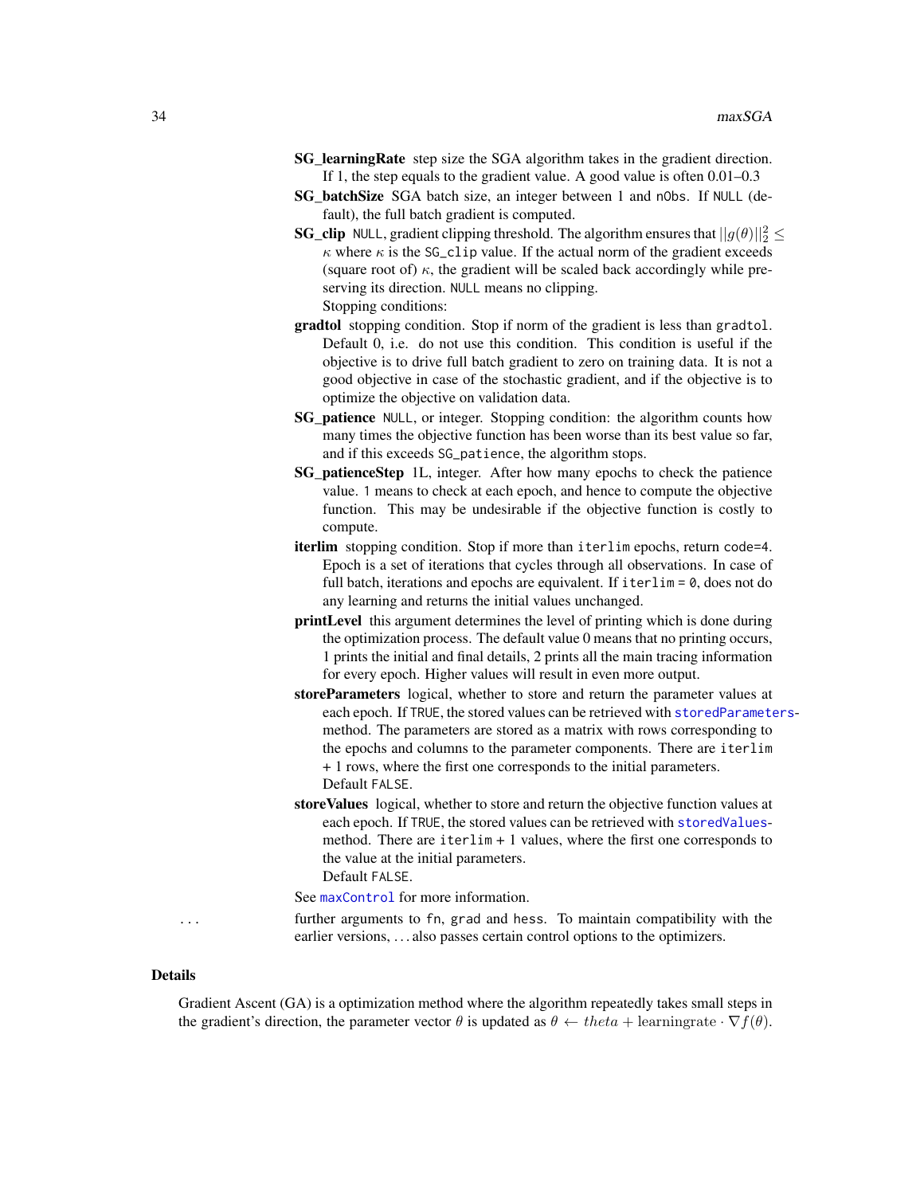**SG_learningRate** step size the SGA algorithm takes in the gradient direction. If 1, the step equals to the gradient value. A good value is often 0.01–0.3

**SG_batchSize** SGA batch size, an integer between 1 and `nObs`. If `NULL` (default), the full batch gradient is computed.

**SG_clip** `NULL`, gradient clipping threshold. The algorithm ensures that $||g(\theta)||_2^2 \leq \kappa$ where $\kappa$ is the `SG_clip` value. If the actual norm of the gradient exceeds (square root of) $\kappa$, the gradient will be scaled back accordingly while preserving its direction. `NULL` means no clipping.

Stopping conditions:

**gradtol** stopping condition. Stop if norm of the gradient is less than `gradtol`. Default 0, i.e. do not use this condition. This condition is useful if the objective is to drive full batch gradient to zero on training data. It is not a good objective in case of the stochastic gradient, and if the objective is to optimize the objective on validation data.

**SG_patience** `NULL`, or integer. Stopping condition: the algorithm counts how many times the objective function has been worse than its best value so far, and if this exceeds `SG_patience`, the algorithm stops.

**SG_patienceStep** 1L, integer. After how many epochs to check the patience value. `1` means to check at each epoch, and hence to compute the objective function. This may be undesirable if the objective function is costly to compute.

**iterlim** stopping condition. Stop if more than `iterlim` epochs, return `code=4`. Epoch is a set of iterations that cycles through all observations. In case of full batch, iterations and epochs are equivalent. If `iterlim = 0`, does not do any learning and returns the initial values unchanged.

**printLevel** this argument determines the level of printing which is done during the optimization process. The default value 0 means that no printing occurs, 1 prints the initial and final details, 2 prints all the main tracing information for every epoch. Higher values will result in even more output.

**storeParameters** logical, whether to store and return the parameter values at each epoch. If `TRUE`, the stored values can be retrieved with `storedParameters`-method. The parameters are stored as a matrix with rows corresponding to the epochs and columns to the parameter components. There are `iterlim` + 1 rows, where the first one corresponds to the initial parameters. Default `FALSE`.

**storeValues** logical, whether to store and return the objective function values at each epoch. If `TRUE`, the stored values can be retrieved with `storedValues`-method. There are `iterlim` + 1 values, where the first one corresponds to the value at the initial parameters. Default `FALSE`.

See `maxControl` for more information.

`...` further arguments to `fn`, `grad` and `hess`. To maintain compatibility with the earlier versions, ... also passes certain control options to the optimizers.

## Details

Gradient Ascent (GA) is a optimization method where the algorithm repeatedly takes small steps in the gradient's direction, the parameter vector $\theta$ is updated as $\theta \leftarrow theta + \text{learningrate} \cdot \nabla f(\theta)$.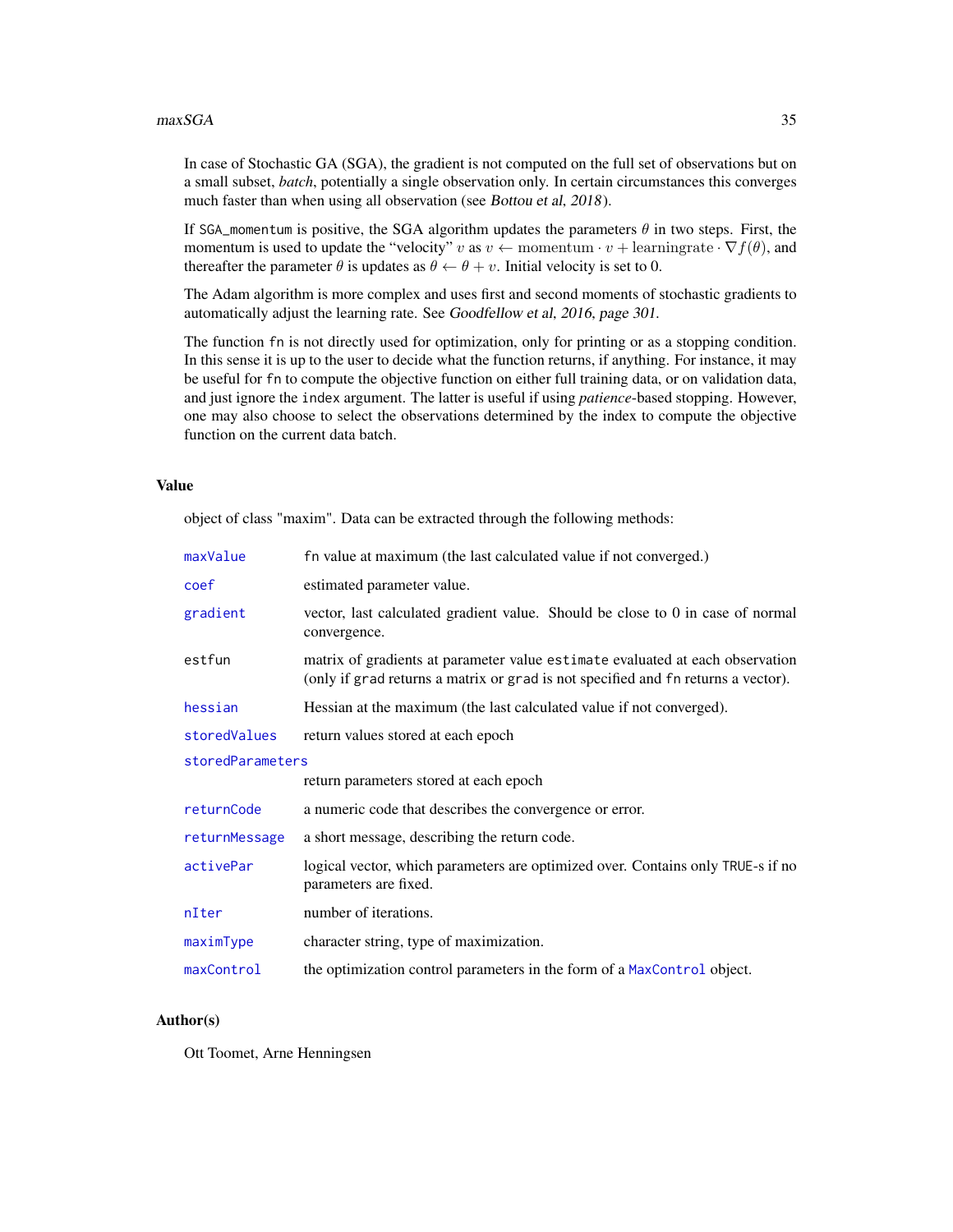In case of Stochastic GA (SGA), the gradient is not computed on the full set of observations but on a small subset, *batch*, potentially a single observation only. In certain circumstances this converges much faster than when using all observation (see *Bottou et al, 2018*).

If `SGA_momentum` is positive, the SGA algorithm updates the parameters $\theta$ in two steps. First, the momentum is used to update the "velocity" $v$ as $v \leftarrow \text{momentum} \cdot v + \text{learningrate} \cdot \nabla f(\theta)$, and thereafter the parameter $\theta$ is updates as $\theta \leftarrow \theta + v$. Initial velocity is set to 0.

The Adam algorithm is more complex and uses first and second moments of stochastic gradients to automatically adjust the learning rate. See *Goodfellow et al, 2016, page 301*.

The function `fn` is not directly used for optimization, only for printing or as a stopping condition. In this sense it is up to the user to decide what the function returns, if anything. For instance, it may be useful for `fn` to compute the objective function on either full training data, or on validation data, and just ignore the `index` argument. The latter is useful if using *patience*-based stopping. However, one may also choose to select the observations determined by the index to compute the objective function on the current data batch.

## Value

object of class "maxim". Data can be extracted through the following methods:

| | |
|---|---|
| `maxValue` | `fn` value at maximum (the last calculated value if not converged.) |
| `coef` | estimated parameter value. |
| `gradient` | vector, last calculated gradient value. Should be close to 0 in case of normal convergence. |
| `estfun` | matrix of gradients at parameter value `estimate` evaluated at each observation (only if `grad` returns a matrix or `grad` is not specified and `fn` returns a vector). |
| `hessian` | Hessian at the maximum (the last calculated value if not converged). |
| `storedValues` | return values stored at each epoch |
| `storedParameters` | return parameters stored at each epoch |
| `returnCode` | a numeric code that describes the convergence or error. |
| `returnMessage` | a short message, describing the return code. |
| `activePar` | logical vector, which parameters are optimized over. Contains only `TRUE`-s if no parameters are fixed. |
| `nIter` | number of iterations. |
| `maximType` | character string, type of maximization. |
| `maxControl` | the optimization control parameters in the form of a `MaxControl` object. |

## Author(s)

Ott Toomet, Arne Henningsen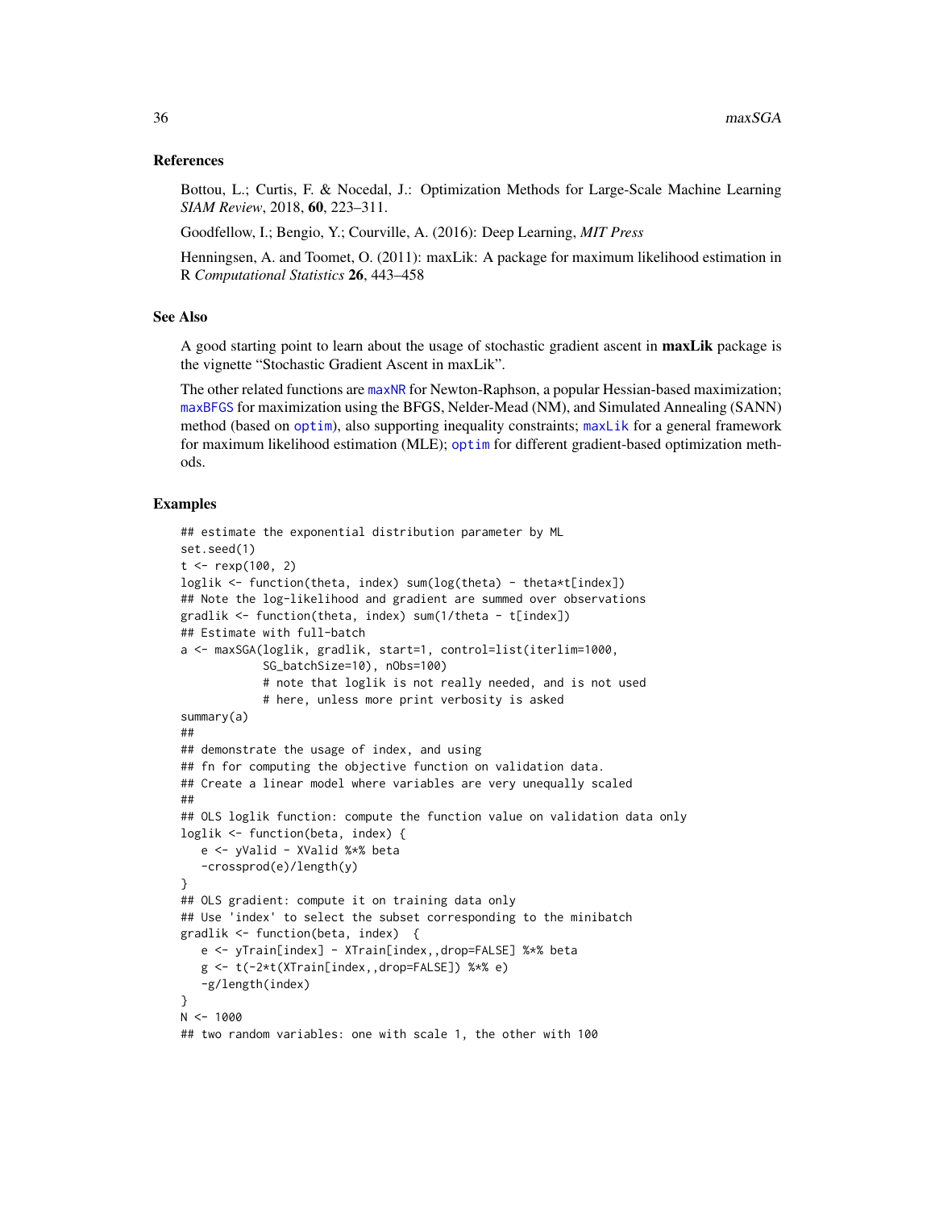### References

Bottou, L.; Curtis, F. & Nocedal, J.: Optimization Methods for Large-Scale Machine Learning *SIAM Review*, 2018, **60**, 223–311.

Goodfellow, I.; Bengio, Y.; Courville, A. (2016): Deep Learning, *MIT Press*

Henningsen, A. and Toomet, O. (2011): maxLik: A package for maximum likelihood estimation in R *Computational Statistics* **26**, 443–458

### See Also

A good starting point to learn about the usage of stochastic gradient ascent in **maxLik** package is the vignette "Stochastic Gradient Ascent in maxLik".

The other related functions are maxNR for Newton-Raphson, a popular Hessian-based maximization; maxBFGS for maximization using the BFGS, Nelder-Mead (NM), and Simulated Annealing (SANN) method (based on optim), also supporting inequality constraints; maxLik for a general framework for maximum likelihood estimation (MLE); optim for different gradient-based optimization methods.

### Examples

```
## estimate the exponential distribution parameter by ML
set.seed(1)
t <- rexp(100, 2)
loglik <- function(theta, index) sum(log(theta) - theta*t[index])
## Note the log-likelihood and gradient are summed over observations
gradlik <- function(theta, index) sum(1/theta - t[index])
## Estimate with full-batch
a <- maxSGA(loglik, gradlik, start=1, control=list(iterlim=1000,
             SG_batchSize=10), nObs=100)
             # note that loglik is not really needed, and is not used
             # here, unless more print verbosity is asked
summary(a)
##
## demonstrate the usage of index, and using
## fn for computing the objective function on validation data.
## Create a linear model where variables are very unequally scaled
##
## OLS loglik function: compute the function value on validation data only
loglik <- function(beta, index) {
   e <- yValid - XValid %*% beta
   -crossprod(e)/length(y)
}
## OLS gradient: compute it on training data only
## Use 'index' to select the subset corresponding to the minibatch
gradlik <- function(beta, index)  {
   e <- yTrain[index] - XTrain[index,,drop=FALSE] %*% beta
   g <- t(-2*t(XTrain[index,,drop=FALSE]) %*% e)
   -g/length(index)
}
N <- 1000
## two random variables: one with scale 1, the other with 100
```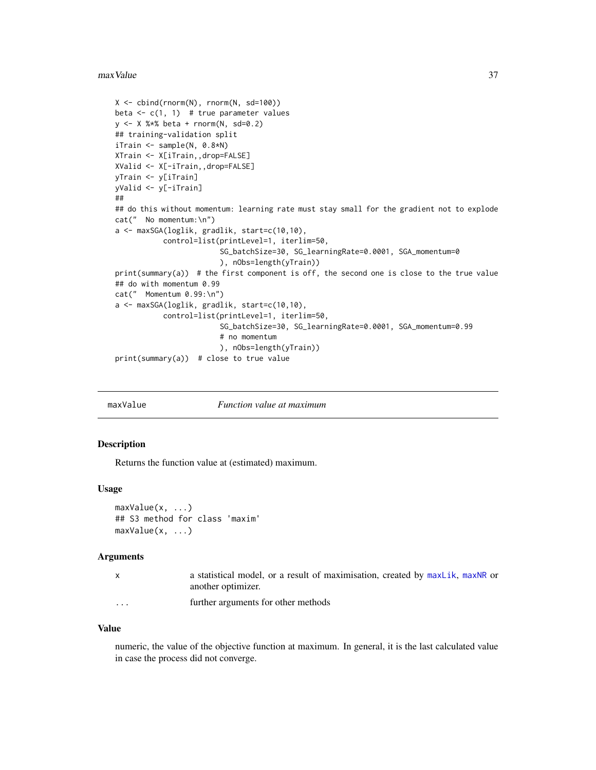```
X <- cbind(rnorm(N), rnorm(N, sd=100))
beta <- c(1, 1)  # true parameter values
y <- X %*% beta + rnorm(N, sd=0.2)
## training-validation split
iTrain <- sample(N, 0.8*N)
XTrain <- X[iTrain,,drop=FALSE]
XValid <- X[-iTrain,,drop=FALSE]
yTrain <- y[iTrain]
yValid <- y[-iTrain]
##
## do this without momentum: learning rate must stay small for the gradient not to explode
cat("  No momentum:\n")
a <- maxSGA(loglik, gradlik, start=c(10,10),
           control=list(printLevel=1, iterlim=50,
                        SG_batchSize=30, SG_learningRate=0.0001, SGA_momentum=0
                        ), nObs=length(yTrain))
print(summary(a))  # the first component is off, the second one is close to the true value
## do with momentum 0.99
cat("  Momentum 0.99:\n")
a <- maxSGA(loglik, gradlik, start=c(10,10),
           control=list(printLevel=1, iterlim=50,
                        SG_batchSize=30, SG_learningRate=0.0001, SGA_momentum=0.99
                        # no momentum
                        ), nObs=length(yTrain))
print(summary(a))  # close to true value
```

## maxValue — *Function value at maximum*

### Description

Returns the function value at (estimated) maximum.

### Usage

```
maxValue(x, ...)
## S3 method for class 'maxim'
maxValue(x, ...)
```

### Arguments

| | |
|---|---|
| x | a statistical model, or a result of maximisation, created by maxLik, maxNR or another optimizer. |
| ... | further arguments for other methods |

### Value

numeric, the value of the objective function at maximum. In general, it is the last calculated value in case the process did not converge.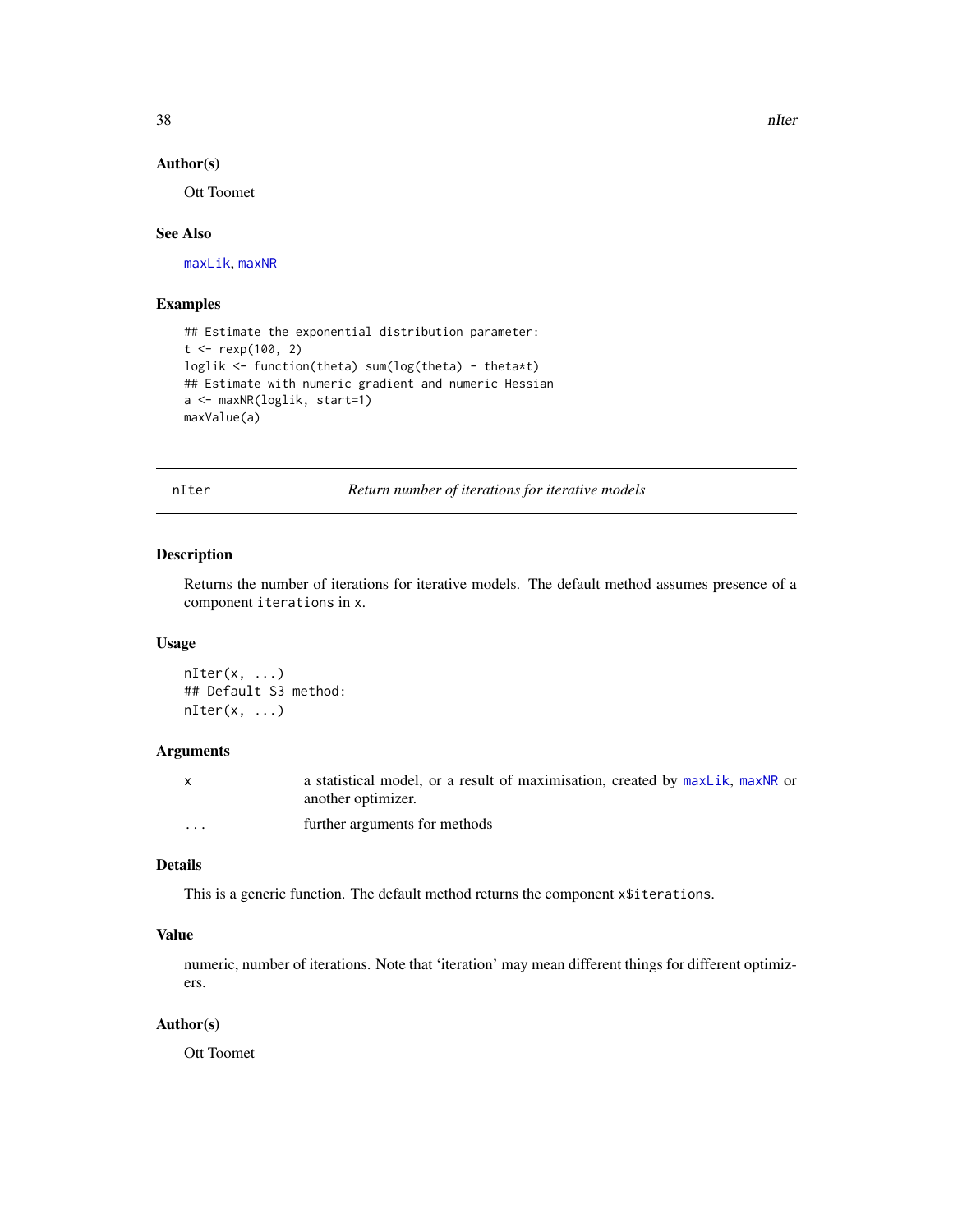### Author(s)

Ott Toomet

### See Also

maxLik, maxNR

### Examples

```
## Estimate the exponential distribution parameter:
t <- rexp(100, 2)
loglik <- function(theta) sum(log(theta) - theta*t)
## Estimate with numeric gradient and numeric Hessian
a <- maxNR(loglik, start=1)
maxValue(a)
```

---

## nIter — *Return number of iterations for iterative models*

### Description

Returns the number of iterations for iterative models. The default method assumes presence of a component `iterations` in `x`.

### Usage

```
nIter(x, ...)
## Default S3 method:
nIter(x, ...)
```

### Arguments

| | |
|---|---|
| `x` | a statistical model, or a result of maximisation, created by maxLik, maxNR or another optimizer. |
| `...` | further arguments for methods |

### Details

This is a generic function. The default method returns the component `x$iterations`.

### Value

numeric, number of iterations. Note that 'iteration' may mean different things for different optimizers.

### Author(s)

Ott Toomet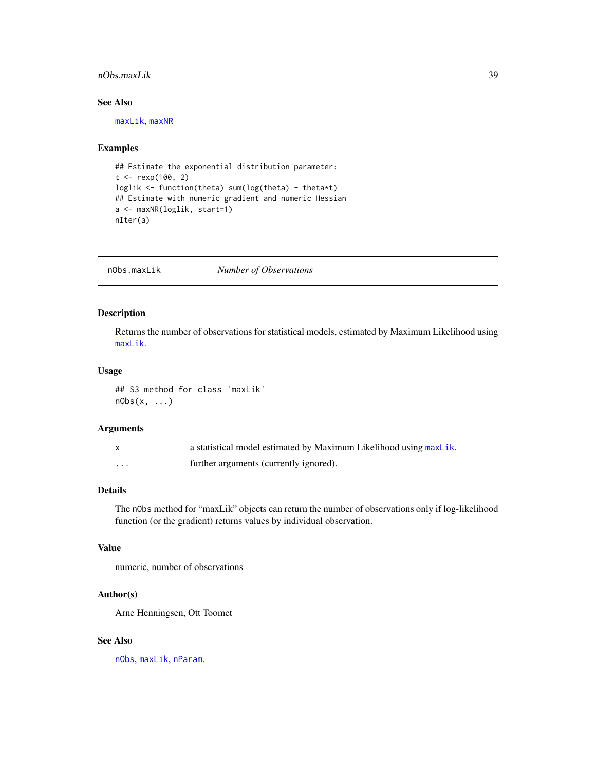## See Also

maxLik, maxNR

## Examples

```
## Estimate the exponential distribution parameter:
t <- rexp(100, 2)
loglik <- function(theta) sum(log(theta) - theta*t)
## Estimate with numeric gradient and numeric Hessian
a <- maxNR(loglik, start=1)
nIter(a)
```

---

# nObs.maxLik — *Number of Observations*

## Description

Returns the number of observations for statistical models, estimated by Maximum Likelihood using maxLik.

## Usage

```
## S3 method for class 'maxLik'
nObs(x, ...)
```

## Arguments

| | |
|---|---|
| x | a statistical model estimated by Maximum Likelihood using maxLik. |
| ... | further arguments (currently ignored). |

## Details

The nObs method for "maxLik" objects can return the number of observations only if log-likelihood function (or the gradient) returns values by individual observation.

## Value

numeric, number of observations

## Author(s)

Arne Henningsen, Ott Toomet

## See Also

nObs, maxLik, nParam.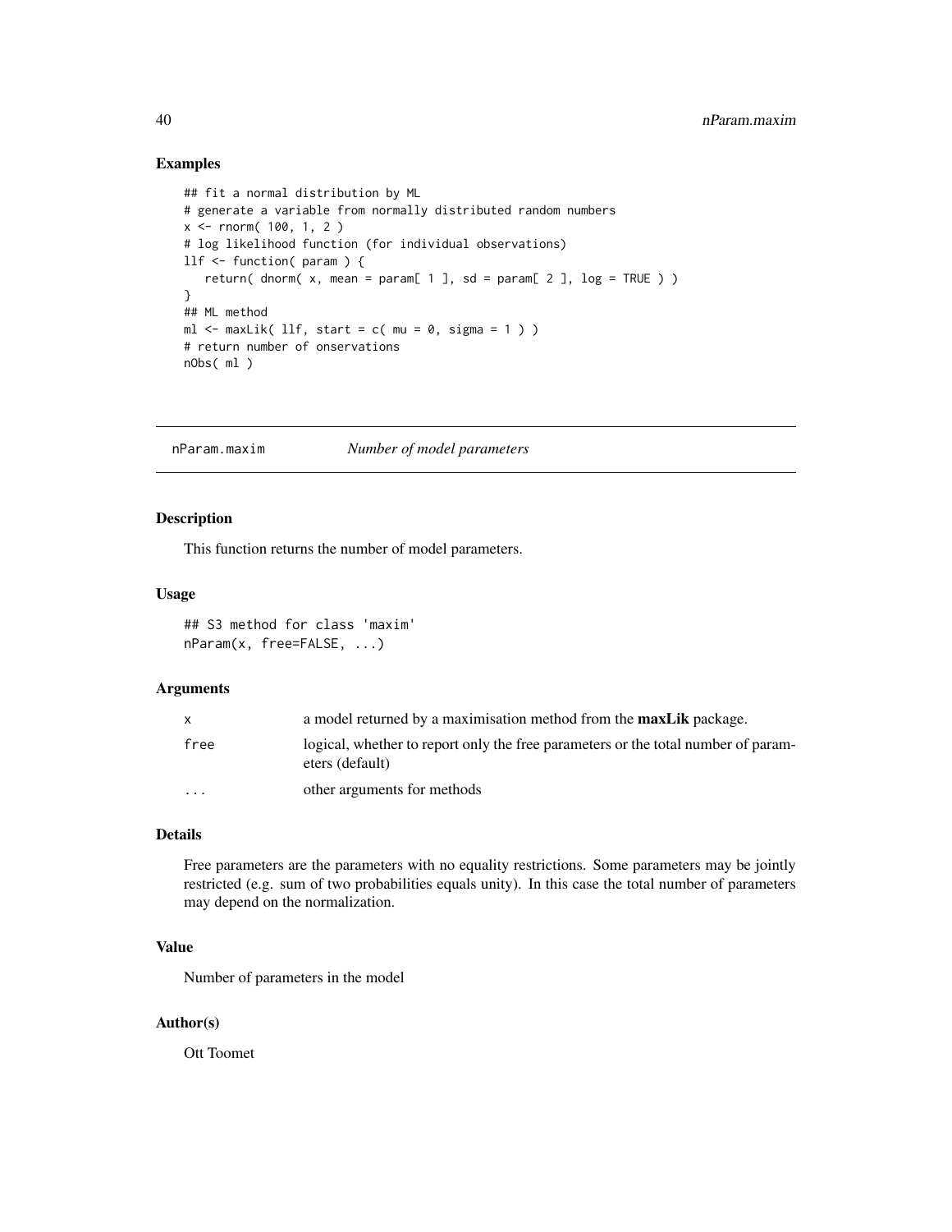## Examples

```
## fit a normal distribution by ML
# generate a variable from normally distributed random numbers
x <- rnorm( 100, 1, 2 )
# log likelihood function (for individual observations)
llf <- function( param ) {
   return( dnorm( x, mean = param[ 1 ], sd = param[ 2 ], log = TRUE ) )
}
## ML method
ml <- maxLik( llf, start = c( mu = 0, sigma = 1 ) )
# return number of onservations
nObs( ml )
```

---

# nParam.maxim — *Number of model parameters*

---

## Description

This function returns the number of model parameters.

## Usage

```
## S3 method for class 'maxim'
nParam(x, free=FALSE, ...)
```

## Arguments

| | |
|---|---|
| x | a model returned by a maximisation method from the **maxLik** package. |
| free | logical, whether to report only the free parameters or the total number of parameters (default) |
| ... | other arguments for methods |

## Details

Free parameters are the parameters with no equality restrictions. Some parameters may be jointly restricted (e.g. sum of two probabilities equals unity). In this case the total number of parameters may depend on the normalization.

## Value

Number of parameters in the model

## Author(s)

Ott Toomet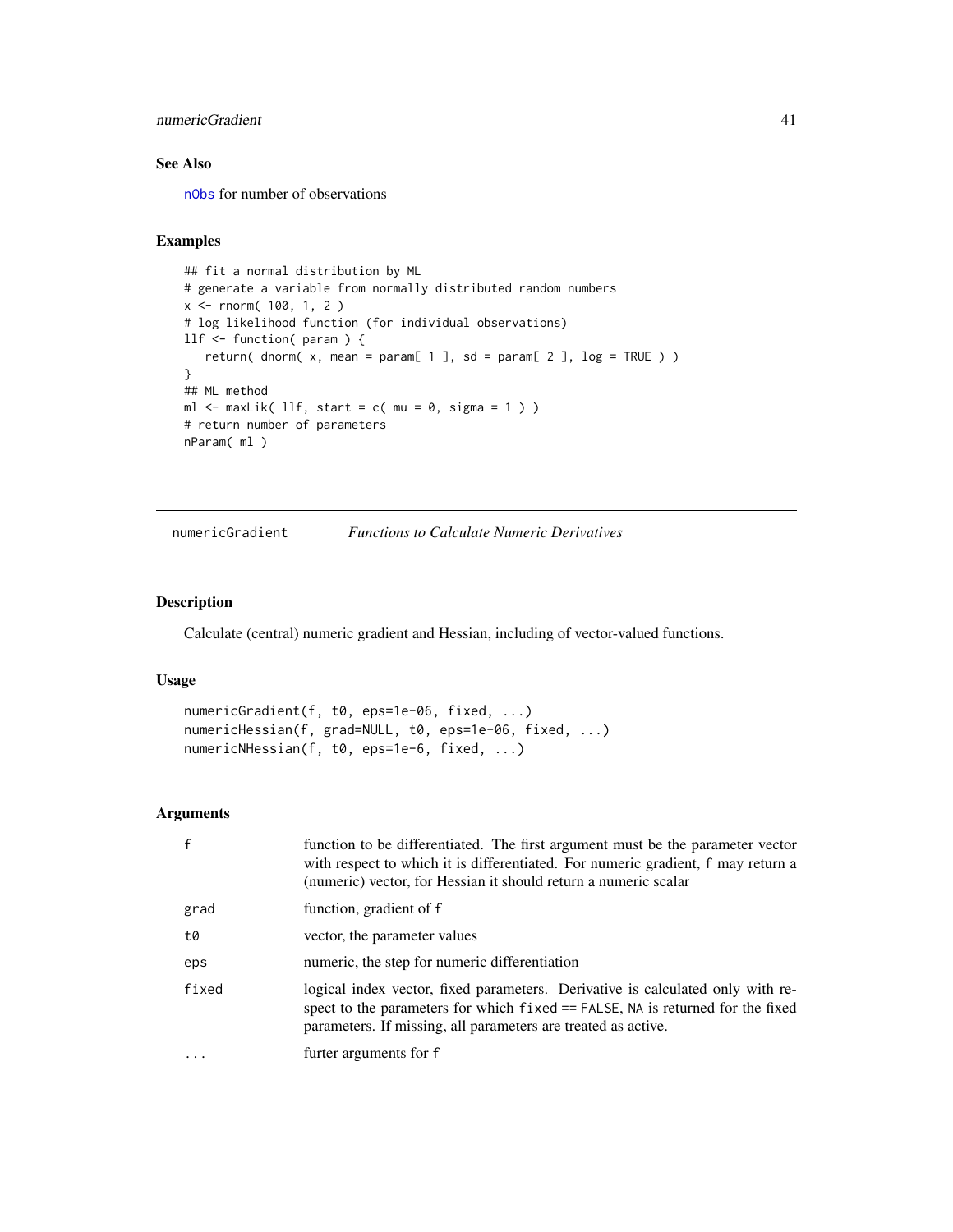## See Also

nObs for number of observations

## Examples

```
## fit a normal distribution by ML
# generate a variable from normally distributed random numbers
x <- rnorm( 100, 1, 2 )
# log likelihood function (for individual observations)
llf <- function( param ) {
   return( dnorm( x, mean = param[ 1 ], sd = param[ 2 ], log = TRUE ) )
}
## ML method
ml <- maxLik( llf, start = c( mu = 0, sigma = 1 ) )
# return number of parameters
nParam( ml )
```

---

# numericGradient *Functions to Calculate Numeric Derivatives*

---

## Description

Calculate (central) numeric gradient and Hessian, including of vector-valued functions.

## Usage

```
numericGradient(f, t0, eps=1e-06, fixed, ...)
numericHessian(f, grad=NULL, t0, eps=1e-06, fixed, ...)
numericNHessian(f, t0, eps=1e-6, fixed, ...)
```

## Arguments

| | |
|---|---|
| f | function to be differentiated. The first argument must be the parameter vector with respect to which it is differentiated. For numeric gradient, f may return a (numeric) vector, for Hessian it should return a numeric scalar |
| grad | function, gradient of f |
| t0 | vector, the parameter values |
| eps | numeric, the step for numeric differentiation |
| fixed | logical index vector, fixed parameters. Derivative is calculated only with respect to the parameters for which fixed == FALSE, NA is returned for the fixed parameters. If missing, all parameters are treated as active. |
| ... | furter arguments for f |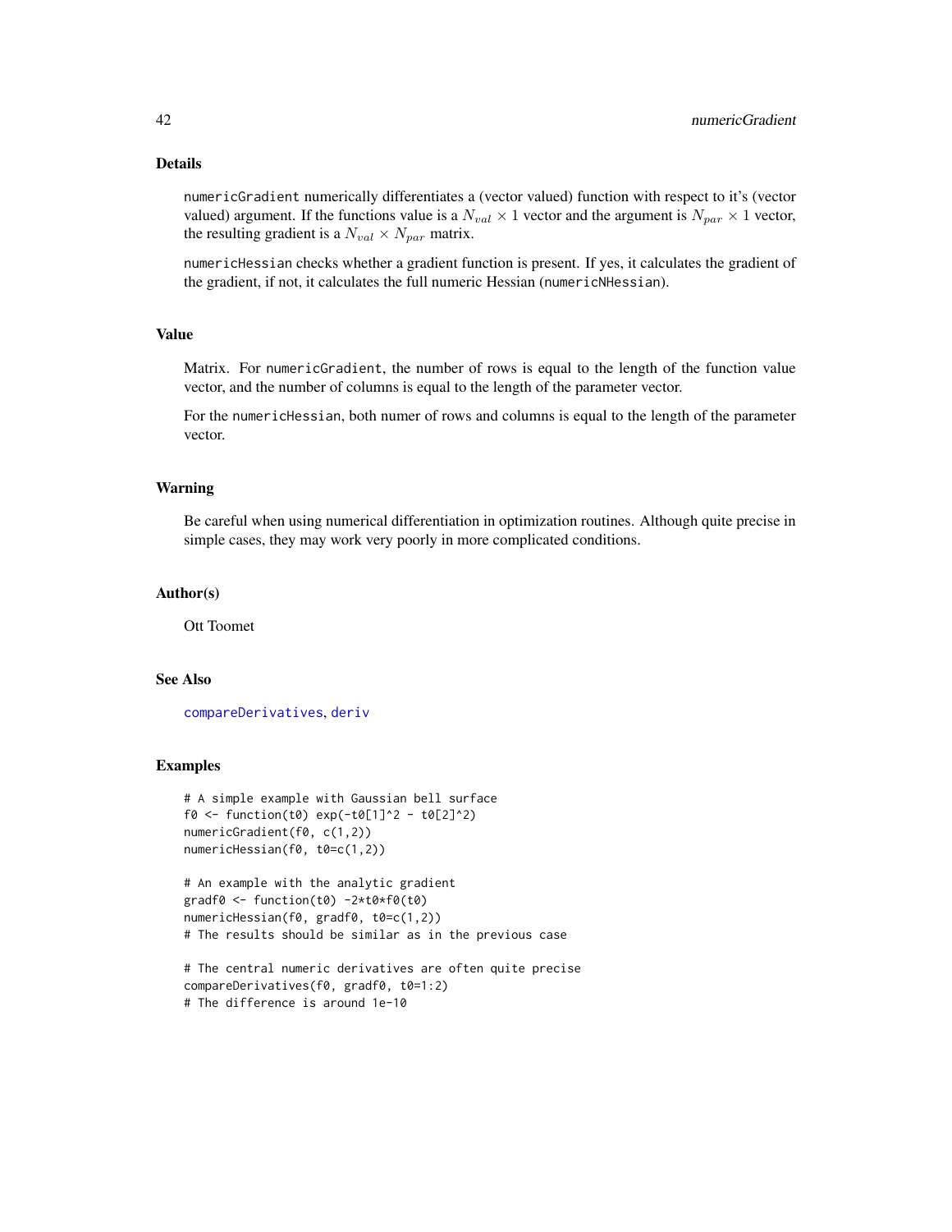## Details

`numericGradient` numerically differentiates a (vector valued) function with respect to it's (vector valued) argument. If the functions value is a $N_{val} \times 1$ vector and the argument is $N_{par} \times 1$ vector, the resulting gradient is a $N_{val} \times N_{par}$ matrix.

`numericHessian` checks whether a gradient function is present. If yes, it calculates the gradient of the gradient, if not, it calculates the full numeric Hessian (`numericNHessian`).

## Value

Matrix. For `numericGradient`, the number of rows is equal to the length of the function value vector, and the number of columns is equal to the length of the parameter vector.

For the `numericHessian`, both numer of rows and columns is equal to the length of the parameter vector.

## Warning

Be careful when using numerical differentiation in optimization routines. Although quite precise in simple cases, they may work very poorly in more complicated conditions.

## Author(s)

Ott Toomet

## See Also

compareDerivatives, deriv

## Examples

```
# A simple example with Gaussian bell surface
f0 <- function(t0) exp(-t0[1]^2 - t0[2]^2)
numericGradient(f0, c(1,2))
numericHessian(f0, t0=c(1,2))

# An example with the analytic gradient
gradf0 <- function(t0) -2*t0*f0(t0)
numericHessian(f0, gradf0, t0=c(1,2))
# The results should be similar as in the previous case

# The central numeric derivatives are often quite precise
compareDerivatives(f0, gradf0, t0=1:2)
# The difference is around 1e-10
```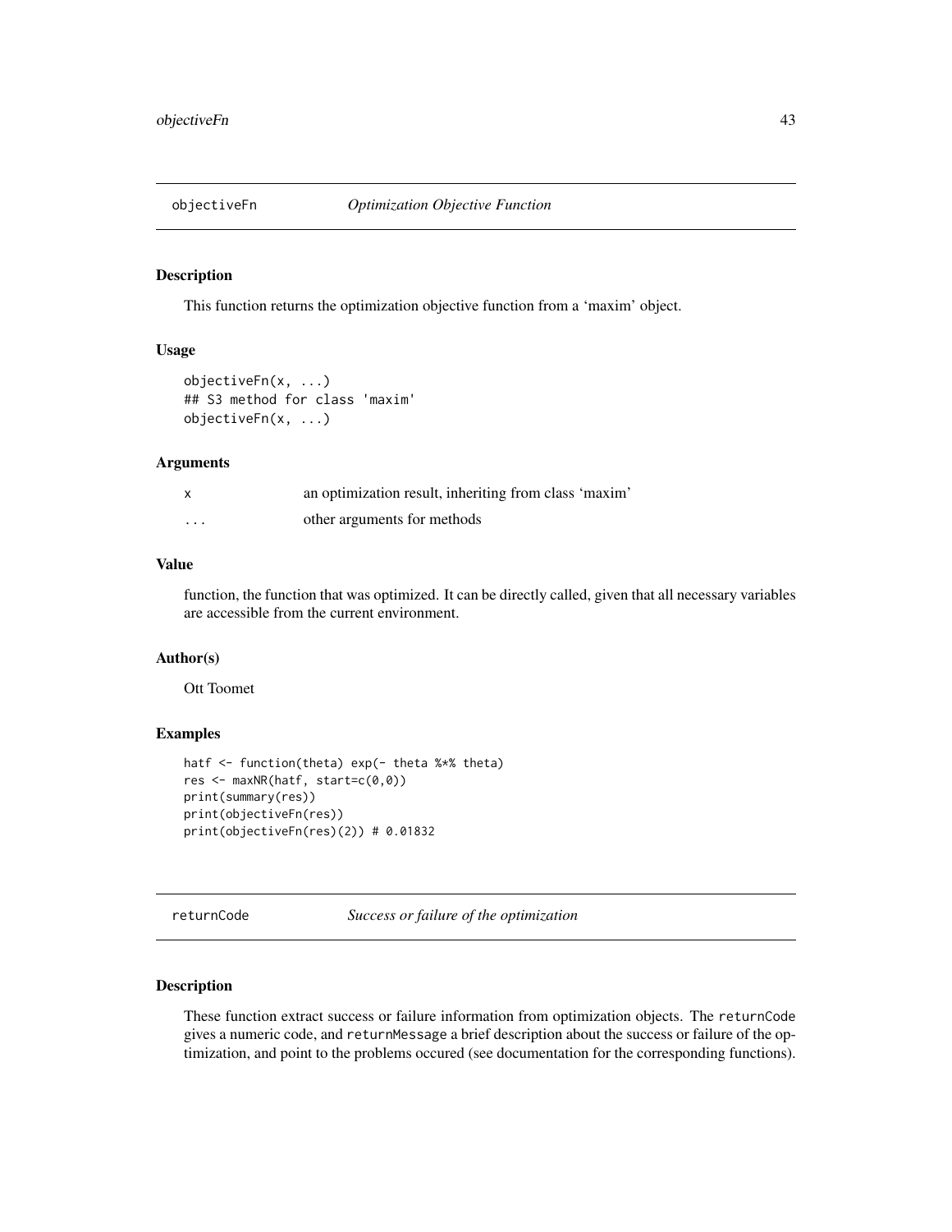## objectiveFn *Optimization Objective Function*

### Description

This function returns the optimization objective function from a 'maxim' object.

### Usage

```
objectiveFn(x, ...)
## S3 method for class 'maxim'
objectiveFn(x, ...)
```

### Arguments

| | |
|---|---|
| x | an optimization result, inheriting from class 'maxim' |
| ... | other arguments for methods |

### Value

function, the function that was optimized. It can be directly called, given that all necessary variables are accessible from the current environment.

### Author(s)

Ott Toomet

### Examples

```
hatf <- function(theta) exp(- theta %*% theta)
res <- maxNR(hatf, start=c(0,0))
print(summary(res))
print(objectiveFn(res))
print(objectiveFn(res)(2)) # 0.01832
```

## returnCode *Success or failure of the optimization*

### Description

These function extract success or failure information from optimization objects. The returnCode gives a numeric code, and returnMessage a brief description about the success or failure of the optimization, and point to the problems occured (see documentation for the corresponding functions).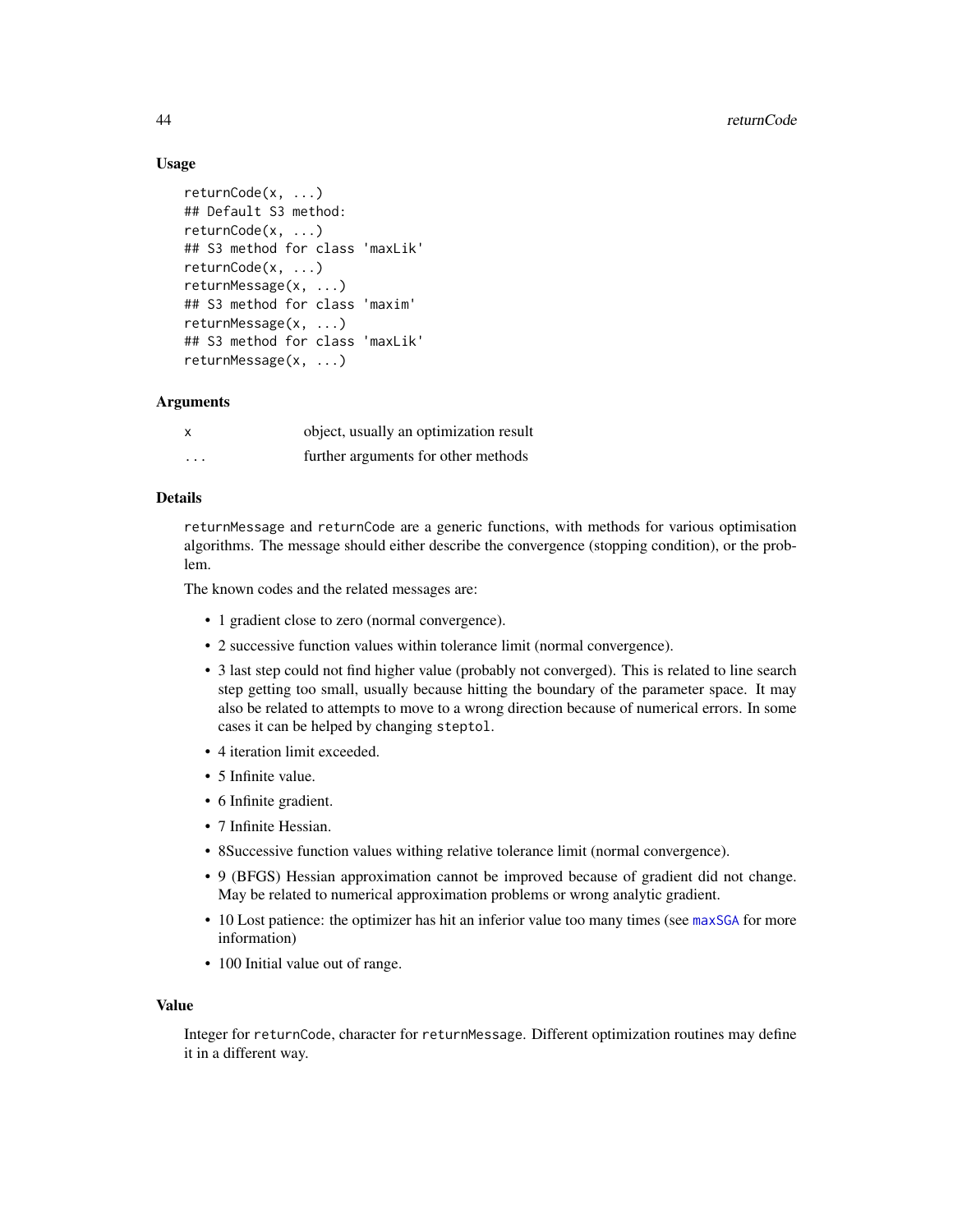### Usage

```
returnCode(x, ...)
## Default S3 method:
returnCode(x, ...)
## S3 method for class 'maxLik'
returnCode(x, ...)
returnMessage(x, ...)
## S3 method for class 'maxim'
returnMessage(x, ...)
## S3 method for class 'maxLik'
returnMessage(x, ...)
```

### Arguments

| | |
|---|---|
| x | object, usually an optimization result |
| ... | further arguments for other methods |

### Details

returnMessage and returnCode are a generic functions, with methods for various optimisation algorithms. The message should either describe the convergence (stopping condition), or the problem.

The known codes and the related messages are:

- 1 gradient close to zero (normal convergence).
- 2 successive function values within tolerance limit (normal convergence).
- 3 last step could not find higher value (probably not converged). This is related to line search step getting too small, usually because hitting the boundary of the parameter space. It may also be related to attempts to move to a wrong direction because of numerical errors. In some cases it can be helped by changing steptol.
- 4 iteration limit exceeded.
- 5 Infinite value.
- 6 Infinite gradient.
- 7 Infinite Hessian.
- 8Successive function values withing relative tolerance limit (normal convergence).
- 9 (BFGS) Hessian approximation cannot be improved because of gradient did not change. May be related to numerical approximation problems or wrong analytic gradient.
- 10 Lost patience: the optimizer has hit an inferior value too many times (see maxSGA for more information)
- 100 Initial value out of range.

### Value

Integer for returnCode, character for returnMessage. Different optimization routines may define it in a different way.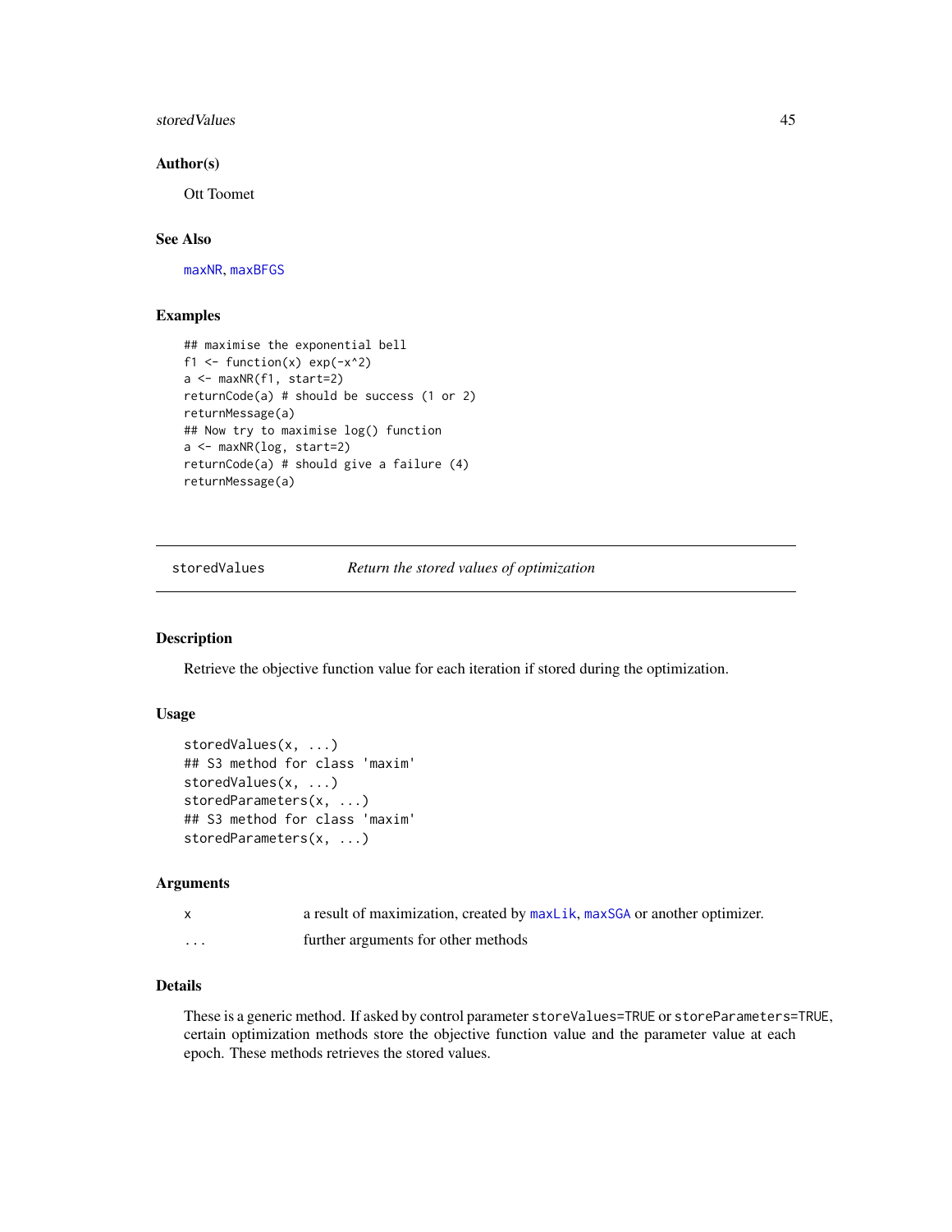### Author(s)

Ott Toomet

### See Also

maxNR, maxBFGS

### Examples

```
## maximise the exponential bell
f1 <- function(x) exp(-x^2)
a <- maxNR(f1, start=2)
returnCode(a) # should be success (1 or 2)
returnMessage(a)
## Now try to maximise log() function
a <- maxNR(log, start=2)
returnCode(a) # should give a failure (4)
returnMessage(a)
```

---

## storedValues — *Return the stored values of optimization*

### Description

Retrieve the objective function value for each iteration if stored during the optimization.

### Usage

```
storedValues(x, ...)
## S3 method for class 'maxim'
storedValues(x, ...)
storedParameters(x, ...)
## S3 method for class 'maxim'
storedParameters(x, ...)
```

### Arguments

| | |
|---|---|
| x | a result of maximization, created by maxLik, maxSGA or another optimizer. |
| ... | further arguments for other methods |

### Details

These is a generic method. If asked by control parameter `storeValues=TRUE` or `storeParameters=TRUE`, certain optimization methods store the objective function value and the parameter value at each epoch. These methods retrieves the stored values.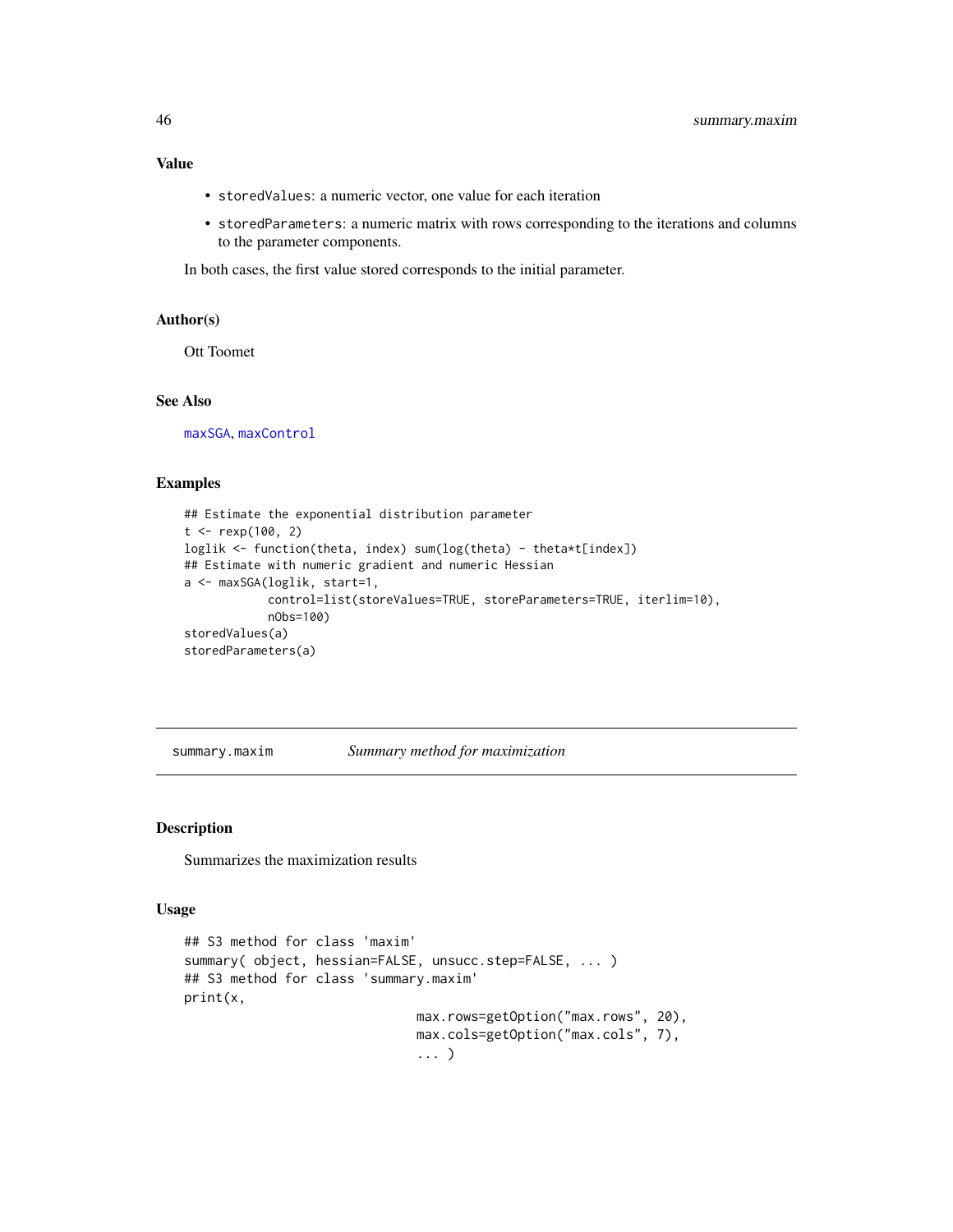### Value

- `storedValues`: a numeric vector, one value for each iteration
- `storedParameters`: a numeric matrix with rows corresponding to the iterations and columns to the parameter components.

In both cases, the first value stored corresponds to the initial parameter.

### Author(s)

Ott Toomet

### See Also

maxSGA, maxControl

### Examples

```
## Estimate the exponential distribution parameter
t <- rexp(100, 2)
loglik <- function(theta, index) sum(log(theta) - theta*t[index])
## Estimate with numeric gradient and numeric Hessian
a <- maxSGA(loglik, start=1,
            control=list(storeValues=TRUE, storeParameters=TRUE, iterlim=10),
            nObs=100)
storedValues(a)
storedParameters(a)
```

---

## summary.maxim    *Summary method for maximization*

### Description

Summarizes the maximization results

### Usage

```
## S3 method for class 'maxim'
summary( object, hessian=FALSE, unsucc.step=FALSE, ... )
## S3 method for class 'summary.maxim'
print(x,
                              max.rows=getOption("max.rows", 20),
                              max.cols=getOption("max.cols", 7),
                              ... )
```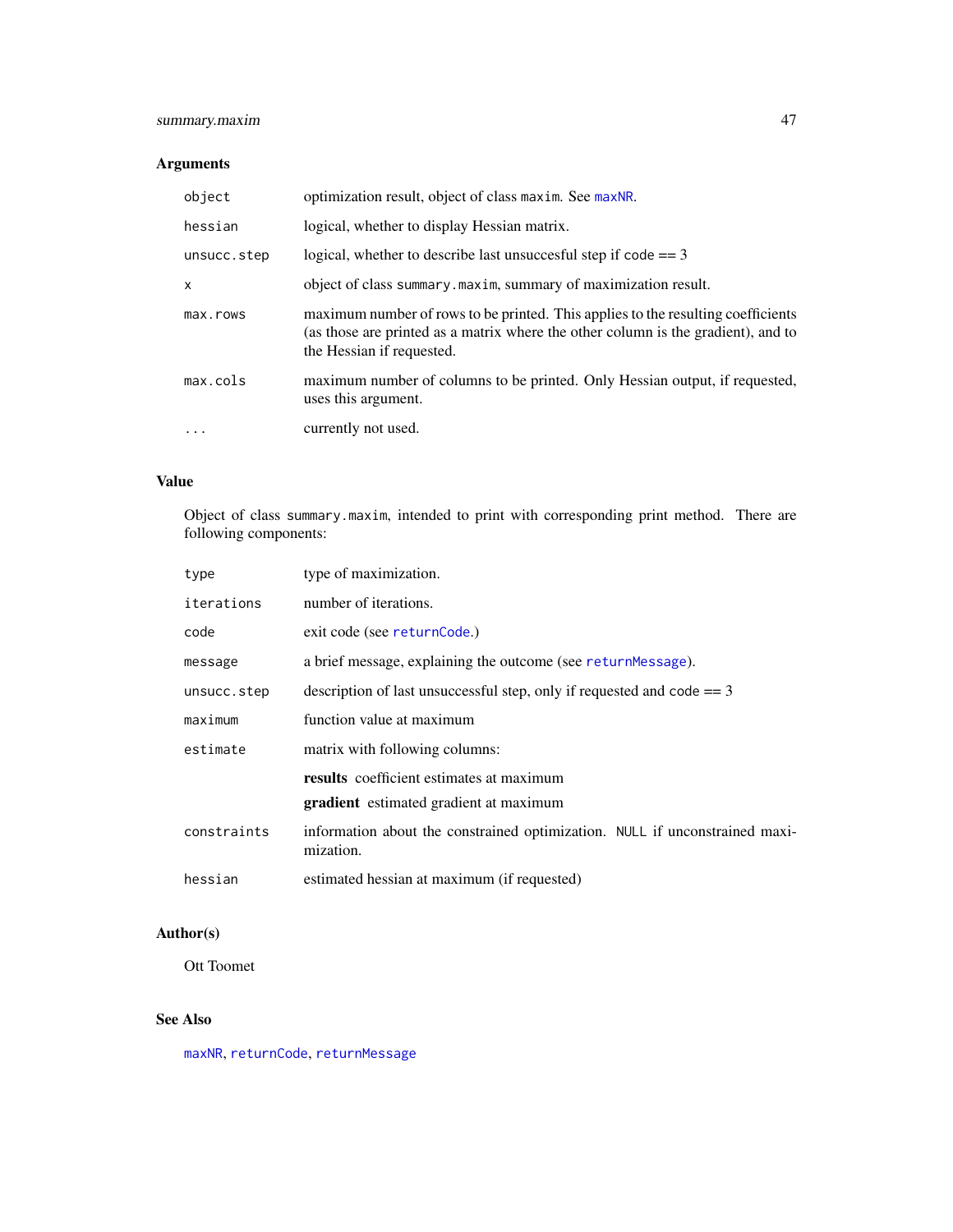## Arguments

| | |
|---|---|
| `object` | optimization result, object of class `maxim`. See `maxNR`. |
| `hessian` | logical, whether to display Hessian matrix. |
| `unsucc.step` | logical, whether to describe last unsuccesful step if `code` == 3 |
| `x` | object of class `summary.maxim`, summary of maximization result. |
| `max.rows` | maximum number of rows to be printed. This applies to the resulting coefficients (as those are printed as a matrix where the other column is the gradient), and to the Hessian if requested. |
| `max.cols` | maximum number of columns to be printed. Only Hessian output, if requested, uses this argument. |
| `...` | currently not used. |

## Value

Object of class `summary.maxim`, intended to print with corresponding print method. There are following components:

| | |
|---|---|
| `type` | type of maximization. |
| `iterations` | number of iterations. |
| `code` | exit code (see `returnCode`.) |
| `message` | a brief message, explaining the outcome (see `returnMessage`). |
| `unsucc.step` | description of last unsuccessful step, only if requested and `code` == 3 |
| `maximum` | function value at maximum |
| `estimate` | matrix with following columns:<br>**results** coefficient estimates at maximum<br>**gradient** estimated gradient at maximum |
| `constraints` | information about the constrained optimization. `NULL` if unconstrained maximization. |
| `hessian` | estimated hessian at maximum (if requested) |

## Author(s)

Ott Toomet

## See Also

`maxNR`, `returnCode`, `returnMessage`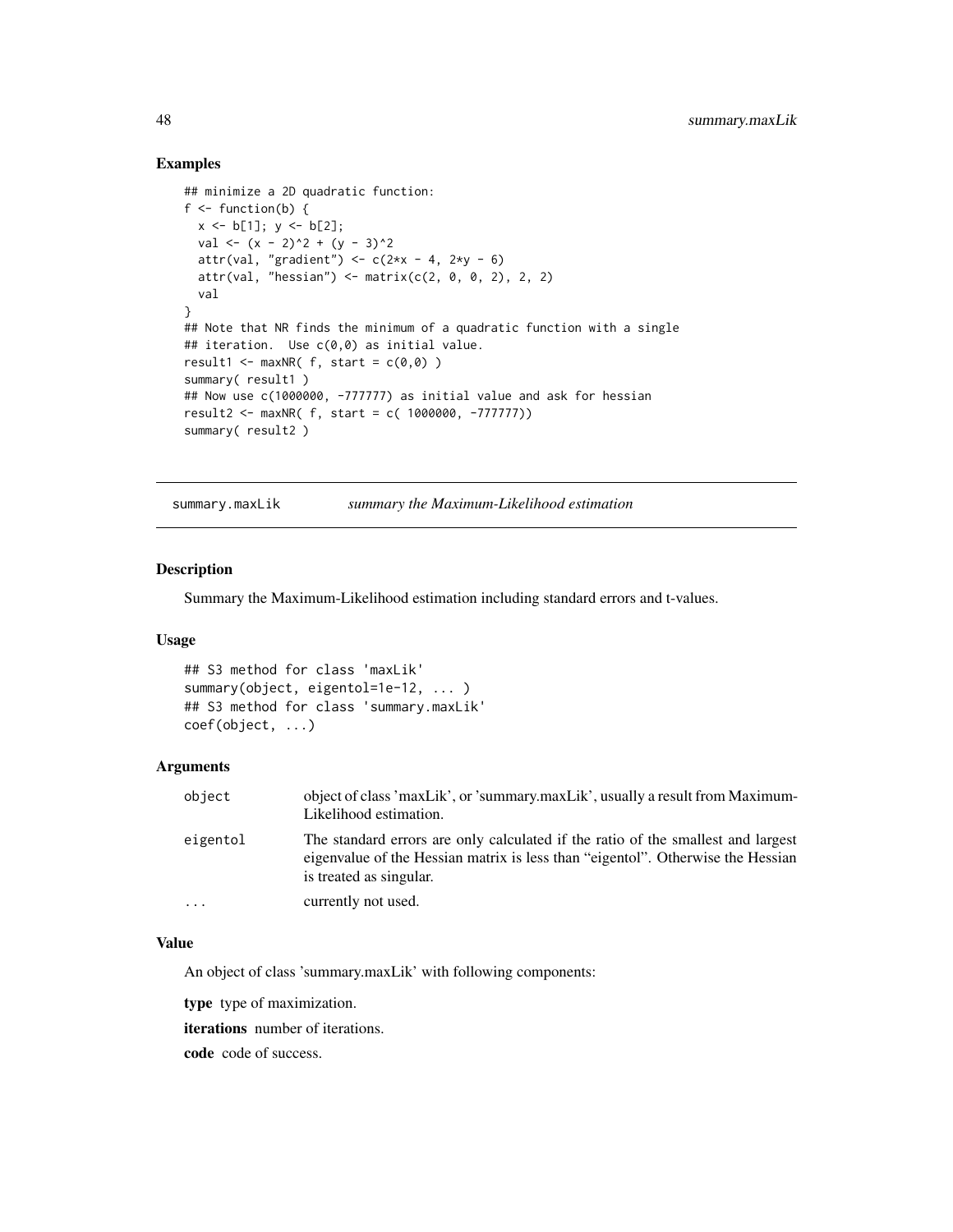### Examples

```
## minimize a 2D quadratic function:
f <- function(b) {
  x <- b[1]; y <- b[2];
  val <- (x - 2)^2 + (y - 3)^2
  attr(val, "gradient") <- c(2*x - 4, 2*y - 6)
  attr(val, "hessian") <- matrix(c(2, 0, 0, 2), 2, 2)
  val
}
## Note that NR finds the minimum of a quadratic function with a single
## iteration.  Use c(0,0) as initial value.
result1 <- maxNR( f, start = c(0,0) )
summary( result1 )
## Now use c(1000000, -777777) as initial value and ask for hessian
result2 <- maxNR( f, start = c( 1000000, -777777))
summary( result2 )
```

---

## summary.maxLik — *summary the Maximum-Likelihood estimation*

### Description

Summary the Maximum-Likelihood estimation including standard errors and t-values.

### Usage

```
## S3 method for class 'maxLik'
summary(object, eigentol=1e-12, ... )
## S3 method for class 'summary.maxLik'
coef(object, ...)
```

### Arguments

| | |
|---|---|
| `object` | object of class 'maxLik', or 'summary.maxLik', usually a result from Maximum-Likelihood estimation. |
| `eigentol` | The standard errors are only calculated if the ratio of the smallest and largest eigenvalue of the Hessian matrix is less than "eigentol". Otherwise the Hessian is treated as singular. |
| `...` | currently not used. |

### Value

An object of class 'summary.maxLik' with following components:

**type** type of maximization.

**iterations** number of iterations.

**code** code of success.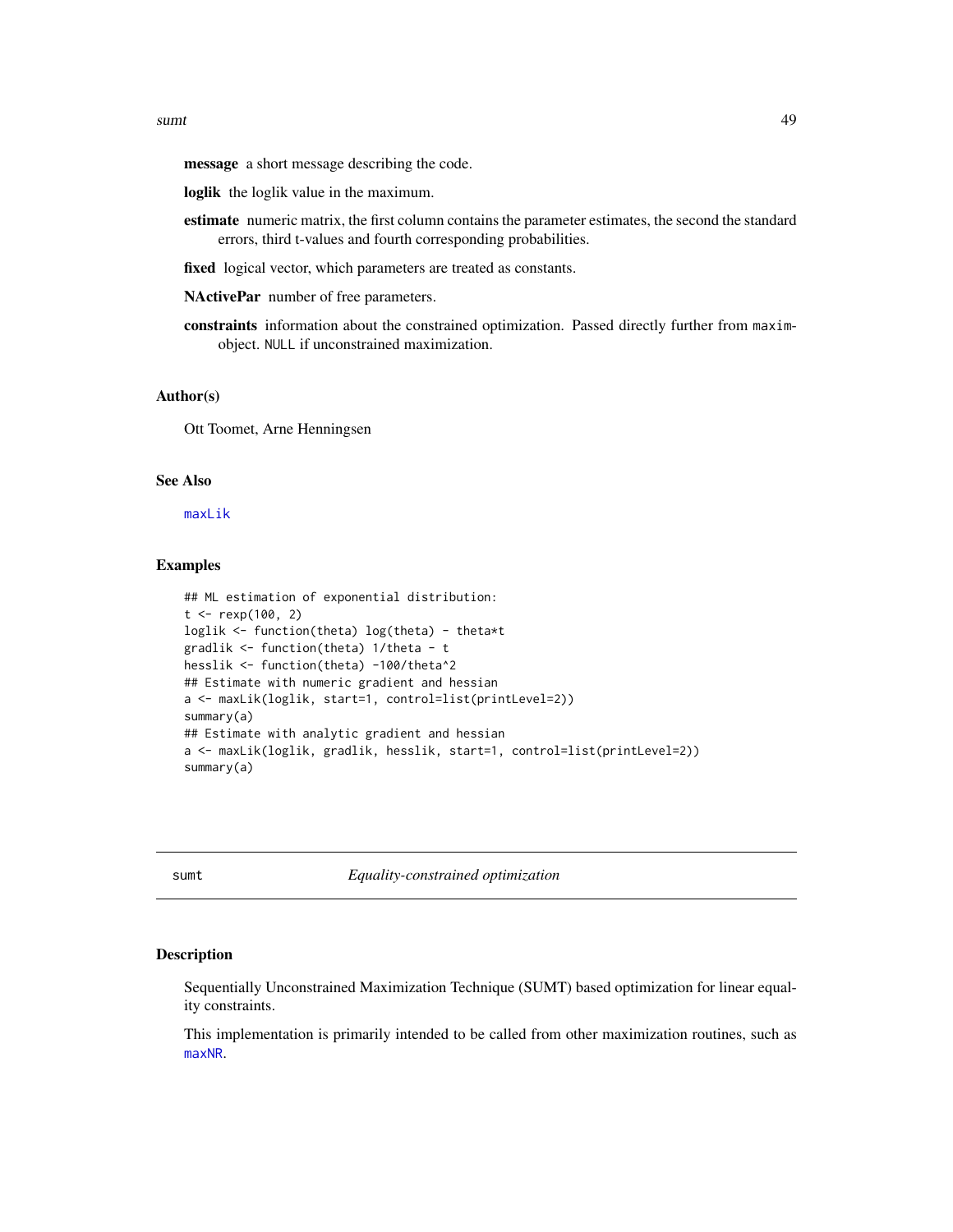**message** a short message describing the code.

**loglik** the loglik value in the maximum.

**estimate** numeric matrix, the first column contains the parameter estimates, the second the standard errors, third t-values and fourth corresponding probabilities.

**fixed** logical vector, which parameters are treated as constants.

**NActivePar** number of free parameters.

**constraints** information about the constrained optimization. Passed directly further from maxim-object. NULL if unconstrained maximization.

## Author(s)

Ott Toomet, Arne Henningsen

## See Also

maxLik

## Examples

```
## ML estimation of exponential distribution:
t <- rexp(100, 2)
loglik <- function(theta) log(theta) - theta*t
gradlik <- function(theta) 1/theta - t
hesslik <- function(theta) -100/theta^2
## Estimate with numeric gradient and hessian
a <- maxLik(loglik, start=1, control=list(printLevel=2))
summary(a)
## Estimate with analytic gradient and hessian
a <- maxLik(loglik, gradlik, hesslik, start=1, control=list(printLevel=2))
summary(a)
```

---

# sumt *Equality-constrained optimization*

## Description

Sequentially Unconstrained Maximization Technique (SUMT) based optimization for linear equality constraints.

This implementation is primarily intended to be called from other maximization routines, such as maxNR.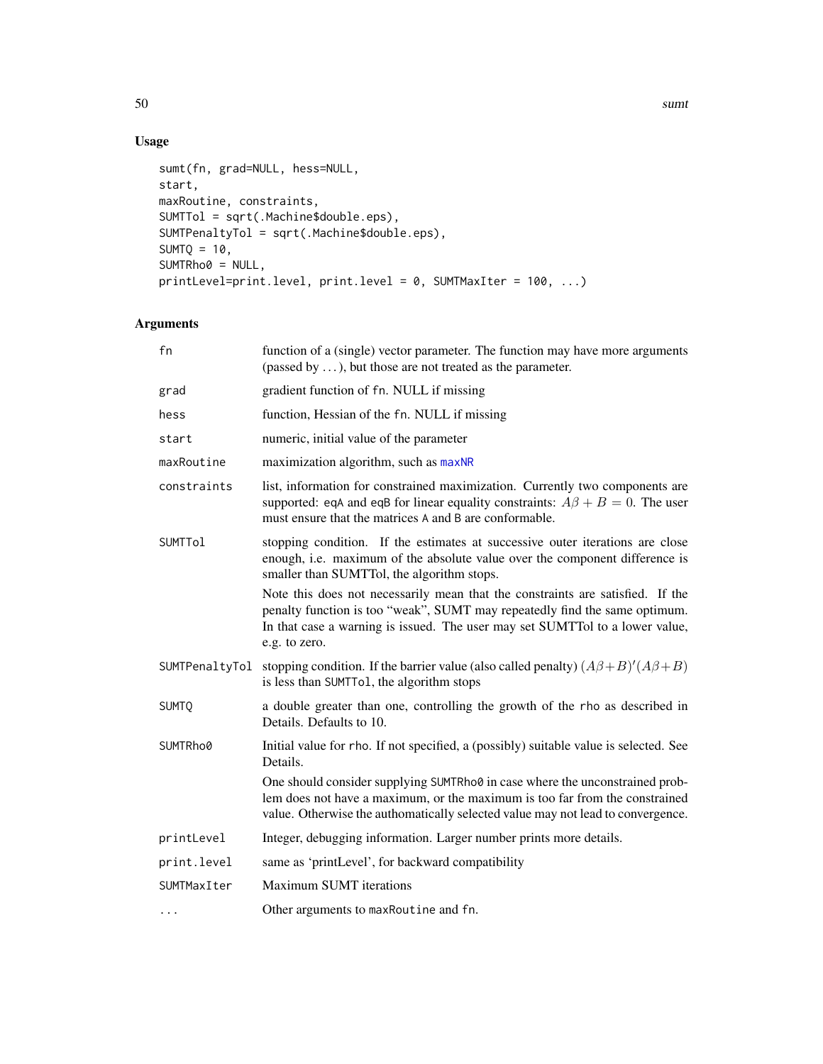## Usage

```
sumt(fn, grad=NULL, hess=NULL,
start,
maxRoutine, constraints,
SUMTTol = sqrt(.Machine$double.eps),
SUMTPenaltyTol = sqrt(.Machine$double.eps),
SUMTQ = 10,
SUMTRho0 = NULL,
printLevel=print.level, print.level = 0, SUMTMaxIter = 100, ...)
```

## Arguments

| | |
|---|---|
| `fn` | function of a (single) vector parameter. The function may have more arguments (passed by ...), but those are not treated as the parameter. |
| `grad` | gradient function of `fn`. NULL if missing |
| `hess` | function, Hessian of the `fn`. NULL if missing |
| `start` | numeric, initial value of the parameter |
| `maxRoutine` | maximization algorithm, such as `maxNR` |
| `constraints` | list, information for constrained maximization. Currently two components are supported: `eqA` and `eqB` for linear equality constraints: $A\beta + B = 0$. The user must ensure that the matrices `A` and `B` are conformable. |
| `SUMTTol` | stopping condition. If the estimates at successive outer iterations are close enough, i.e. maximum of the absolute value over the component difference is smaller than SUMTTol, the algorithm stops.<br><br>Note this does not necessarily mean that the constraints are satisfied. If the penalty function is too "weak", SUMT may repeatedly find the same optimum. In that case a warning is issued. The user may set SUMTTol to a lower value, e.g. to zero. |
| `SUMTPenaltyTol` | stopping condition. If the barrier value (also called penalty) $(A\beta+B)'(A\beta+B)$ is less than `SUMTTol`, the algorithm stops |
| `SUMTQ` | a double greater than one, controlling the growth of the `rho` as described in Details. Defaults to 10. |
| `SUMTRho0` | Initial value for `rho`. If not specified, a (possibly) suitable value is selected. See Details.<br><br>One should consider supplying `SUMTRho0` in case where the unconstrained problem does not have a maximum, or the maximum is too far from the constrained value. Otherwise the authomatically selected value may not lead to convergence. |
| `printLevel` | Integer, debugging information. Larger number prints more details. |
| `print.level` | same as 'printLevel', for backward compatibility |
| `SUMTMaxIter` | Maximum SUMT iterations |
| `...` | Other arguments to `maxRoutine` and `fn`. |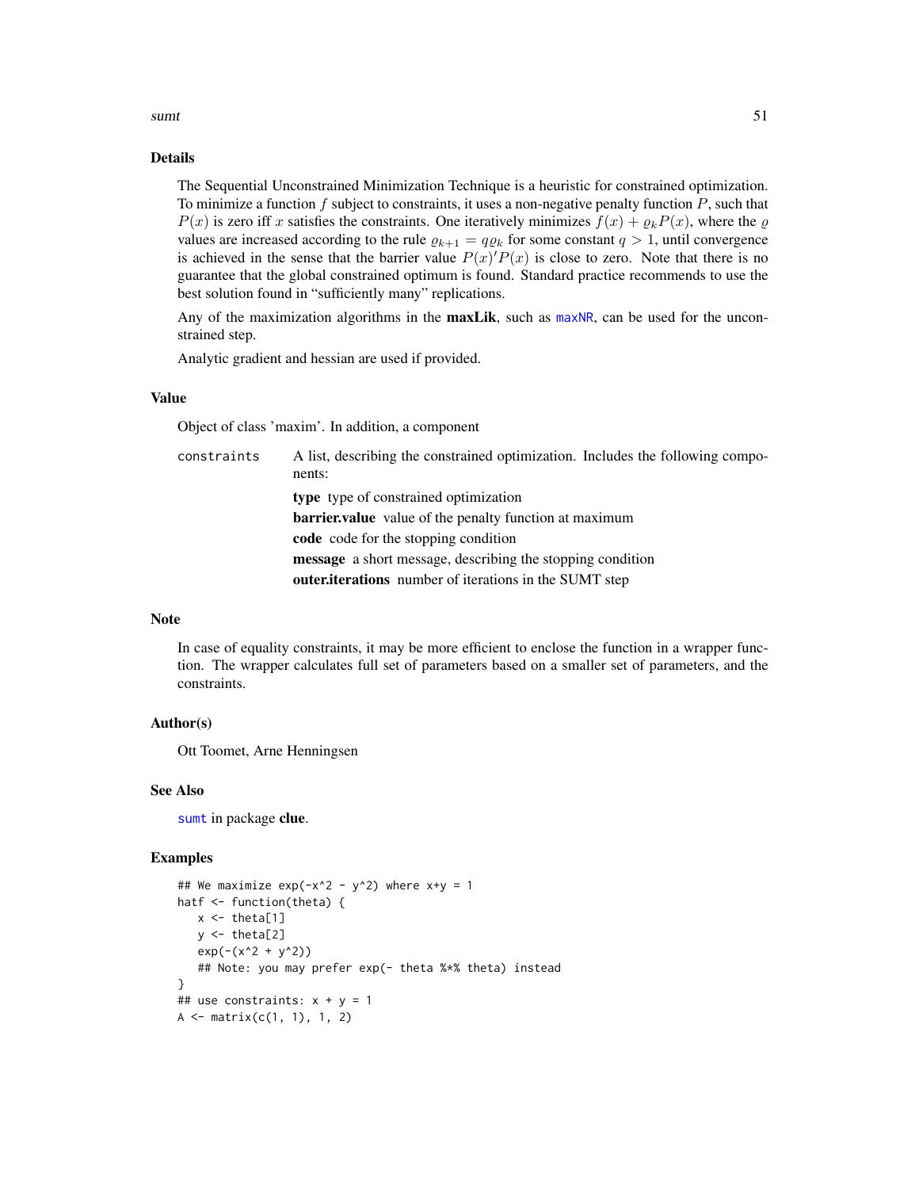## Details

The Sequential Unconstrained Minimization Technique is a heuristic for constrained optimization. To minimize a function $f$ subject to constraints, it uses a non-negative penalty function $P$, such that $P(x)$ is zero iff $x$ satisfies the constraints. One iteratively minimizes $f(x) + \varrho_k P(x)$, where the $\varrho$ values are increased according to the rule $\varrho_{k+1} = q\varrho_k$ for some constant $q > 1$, until convergence is achieved in the sense that the barrier value $P(x)'P(x)$ is close to zero. Note that there is no guarantee that the global constrained optimum is found. Standard practice recommends to use the best solution found in "sufficiently many" replications.

Any of the maximization algorithms in the **maxLik**, such as maxNR, can be used for the unconstrained step.

Analytic gradient and hessian are used if provided.

## Value

Object of class 'maxim'. In addition, a component

`constraints` A list, describing the constrained optimization. Includes the following components:

- **type** type of constrained optimization
- **barrier.value** value of the penalty function at maximum
- **code** code for the stopping condition
- **message** a short message, describing the stopping condition
- **outer.iterations** number of iterations in the SUMT step

## Note

In case of equality constraints, it may be more efficient to enclose the function in a wrapper function. The wrapper calculates full set of parameters based on a smaller set of parameters, and the constraints.

## Author(s)

Ott Toomet, Arne Henningsen

## See Also

sumt in package **clue**.

## Examples

```
## We maximize exp(-x^2 - y^2) where x+y = 1
hatf <- function(theta) {
   x <- theta[1]
   y <- theta[2]
   exp(-(x^2 + y^2))
   ## Note: you may prefer exp(- theta %*% theta) instead
}
## use constraints: x + y = 1
A <- matrix(c(1, 1), 1, 2)
```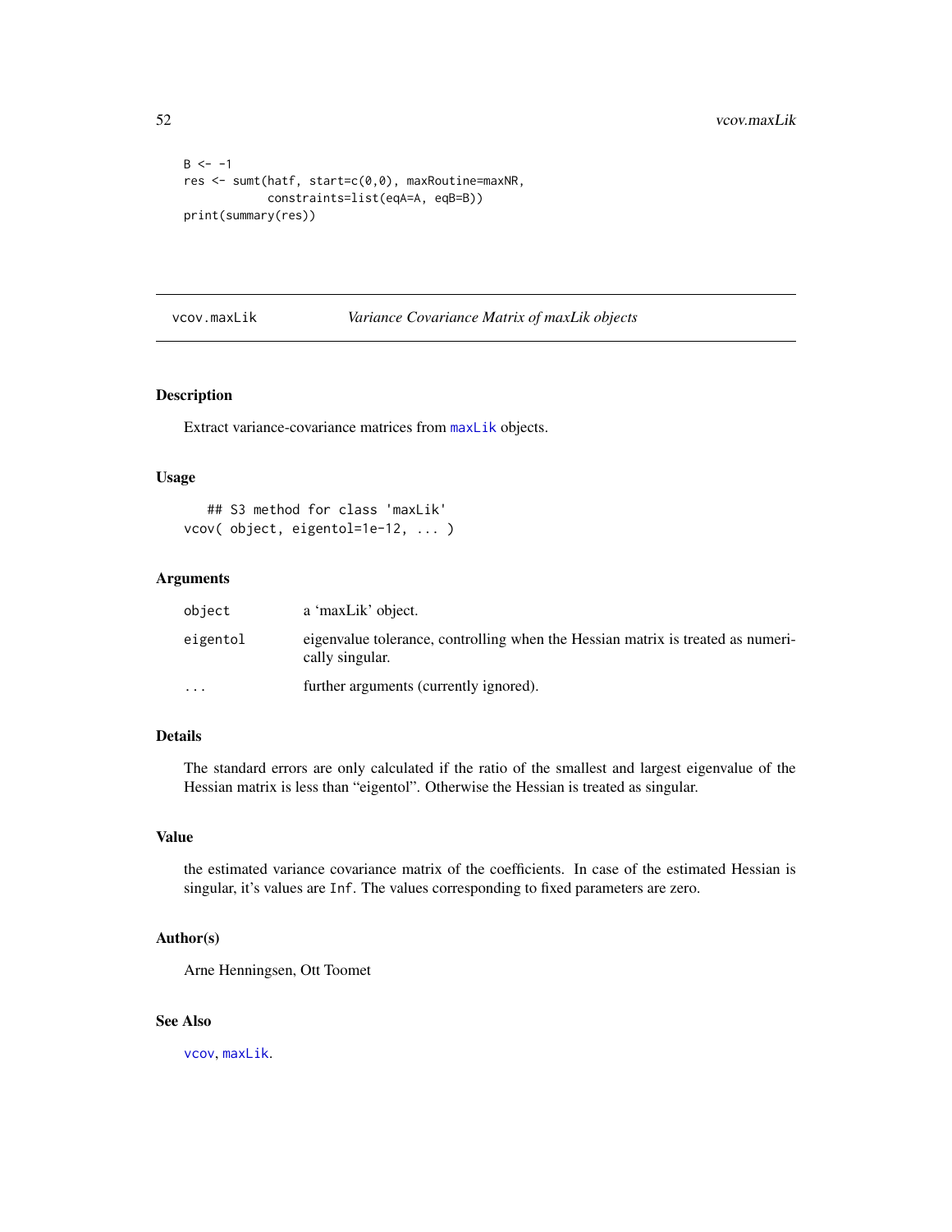```
B <- -1
res <- sumt(hatf, start=c(0,0), maxRoutine=maxNR,
            constraints=list(eqA=A, eqB=B))
print(summary(res))
```

## vcov.maxLik — *Variance Covariance Matrix of maxLik objects*

### Description

Extract variance-covariance matrices from `maxLik` objects.

### Usage

```
## S3 method for class 'maxLik'
vcov( object, eigentol=1e-12, ... )
```

### Arguments

| | |
|---|---|
| `object` | a 'maxLik' object. |
| `eigentol` | eigenvalue tolerance, controlling when the Hessian matrix is treated as numerically singular. |
| `...` | further arguments (currently ignored). |

### Details

The standard errors are only calculated if the ratio of the smallest and largest eigenvalue of the Hessian matrix is less than "eigentol". Otherwise the Hessian is treated as singular.

### Value

the estimated variance covariance matrix of the coefficients. In case of the estimated Hessian is singular, it's values are `Inf`. The values corresponding to fixed parameters are zero.

### Author(s)

Arne Henningsen, Ott Toomet

### See Also

`vcov`, `maxLik`.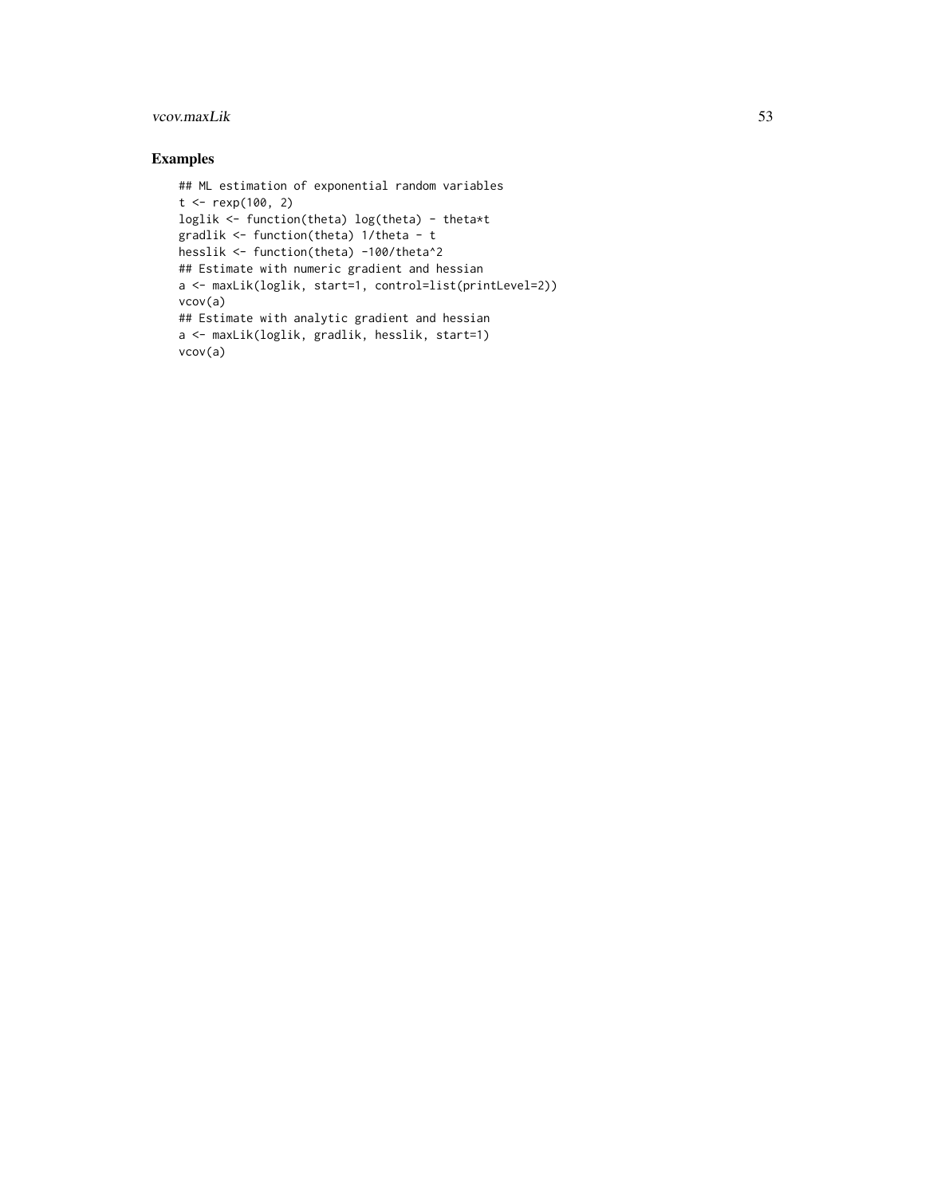## Examples

```
## ML estimation of exponential random variables
t <- rexp(100, 2)
loglik <- function(theta) log(theta) - theta*t
gradlik <- function(theta) 1/theta - t
hesslik <- function(theta) -100/theta^2
## Estimate with numeric gradient and hessian
a <- maxLik(loglik, start=1, control=list(printLevel=2))
vcov(a)
## Estimate with analytic gradient and hessian
a <- maxLik(loglik, gradlik, hesslik, start=1)
vcov(a)
```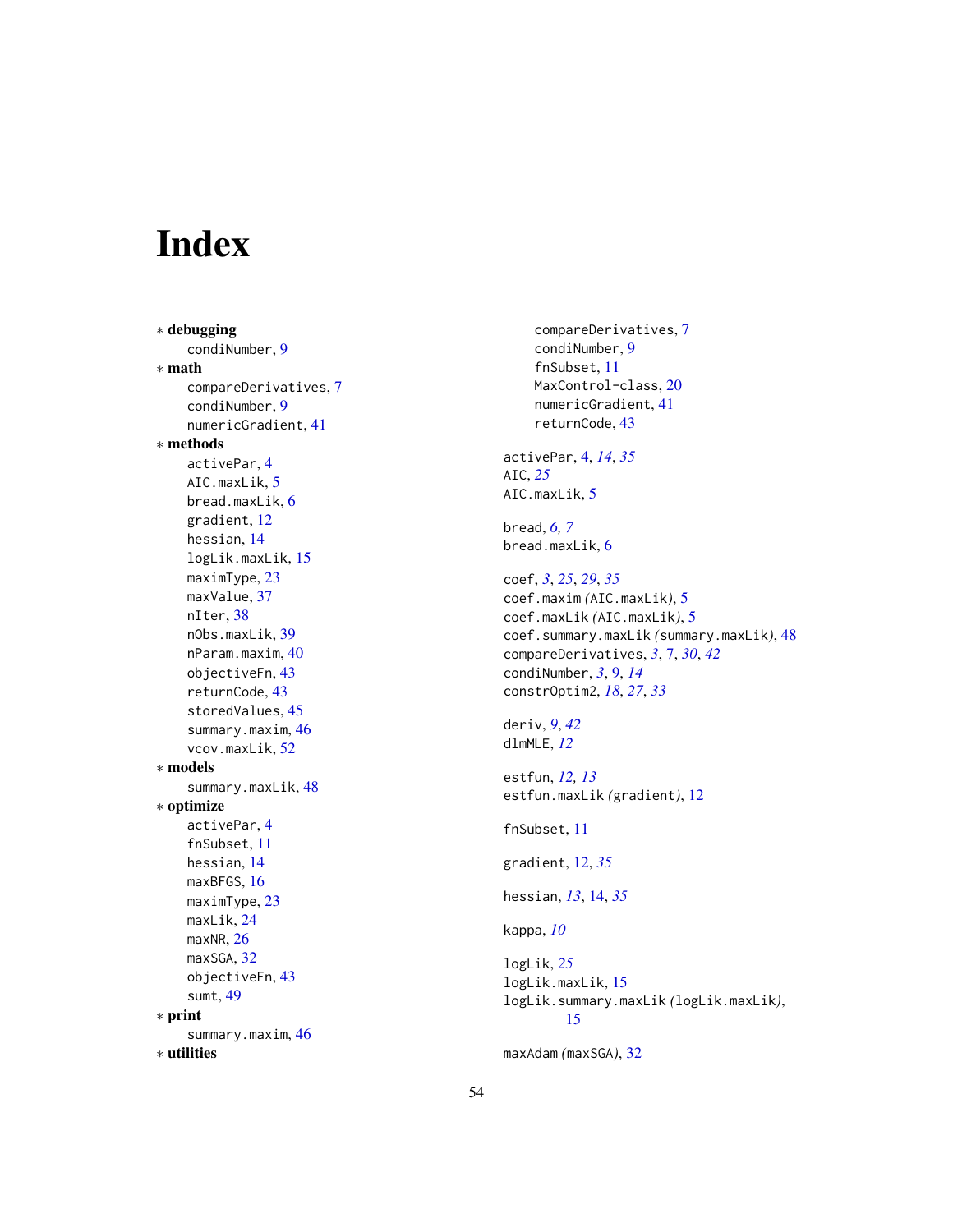# Index

∗ **debugging**
  condiNumber, 9
∗ **math**
  compareDerivatives, 7
  condiNumber, 9
  numericGradient, 41
∗ **methods**
  activePar, 4
  AIC.maxLik, 5
  bread.maxLik, 6
  gradient, 12
  hessian, 14
  logLik.maxLik, 15
  maximType, 23
  maxValue, 37
  nIter, 38
  nObs.maxLik, 39
  nParam.maxim, 40
  objectiveFn, 43
  returnCode, 43
  storedValues, 45
  summary.maxim, 46
  vcov.maxLik, 52
∗ **models**
  summary.maxLik, 48
∗ **optimize**
  activePar, 4
  fnSubset, 11
  hessian, 14
  maxBFGS, 16
  maximType, 23
  maxLik, 24
  maxNR, 26
  maxSGA, 32
  objectiveFn, 43
  sumt, 49
∗ **print**
  summary.maxim, 46
∗ **utilities**
  compareDerivatives, 7
  condiNumber, 9
  fnSubset, 11
  MaxControl-class, 20
  numericGradient, 41
  returnCode, 43

activePar, 4, *14*, *35*
AIC, *25*
AIC.maxLik, 5

bread, *6, 7*
bread.maxLik, 6

coef, *3*, *25*, *29*, *35*
coef.maxim *(*AIC.maxLik*)*, 5
coef.maxLik *(*AIC.maxLik*)*, 5
coef.summary.maxLik *(*summary.maxLik*)*, 48
compareDerivatives, *3*, 7, *30*, *42*
condiNumber, *3*, 9, *14*
constrOptim2, *18*, *27*, *33*

deriv, *9*, *42*
dlmMLE, *12*

estfun, *12, 13*
estfun.maxLik *(*gradient*)*, 12

fnSubset, 11

gradient, 12, *35*

hessian, *13*, 14, *35*

kappa, *10*

logLik, *25*
logLik.maxLik, 15
logLik.summary.maxLik *(*logLik.maxLik*)*, 15

maxAdam *(*maxSGA*)*, 32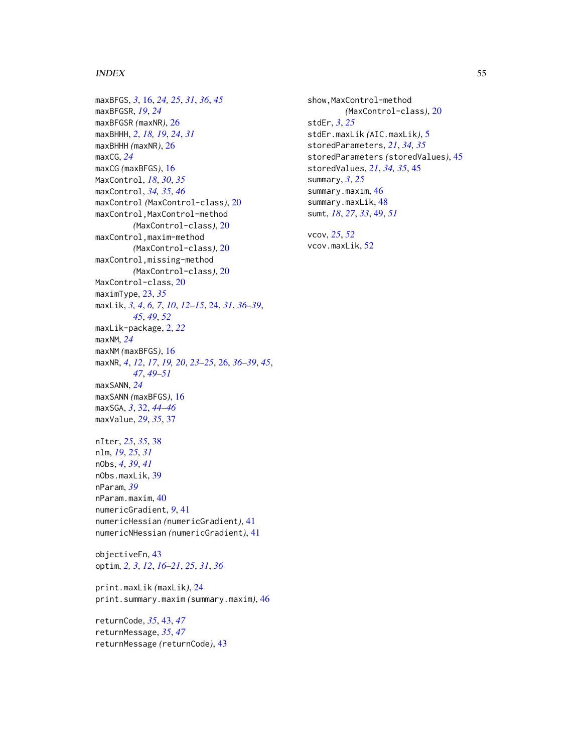maxBFGS, *3*, 16, *24, 25*, *31*, *36*, *45*
maxBFGSR, *19*, *24*
maxBFGSR *(*maxNR*)*, 26
maxBHHH, *2*, *18, 19*, *24*, *31*
maxBHHH *(*maxNR*)*, 26
maxCG, *24*
maxCG *(*maxBFGS*)*, 16
MaxControl, *18*, *30*, *35*
maxControl, *34, 35*, *46*
maxControl *(*MaxControl-class*)*, 20
maxControl,MaxControl-method *(*MaxControl-class*)*, 20
maxControl,maxim-method *(*MaxControl-class*)*, 20
maxControl,missing-method *(*MaxControl-class*)*, 20
MaxControl-class, 20
maximType, 23, *35*
maxLik, *3, 4*, *6, 7*, *10*, *12–15*, 24, *31*, *36–39*, *45*, *49*, *52*
maxLik-package, 2, *22*
maxNM, *24*
maxNM *(*maxBFGS*)*, 16
maxNR, *4*, *12*, *17*, *19*, *20*, *23–25*, 26, *36–39*, *45*, *47*, *49–51*
maxSANN, *24*
maxSANN *(*maxBFGS*)*, 16
maxSGA, *3*, 32, *44–46*
maxValue, *29*, *35*, 37

nIter, *25*, *35*, 38
nlm, *19*, *25*, *31*
nObs, *4*, *39*, *41*
nObs.maxLik, 39
nParam, *39*
nParam.maxim, 40
numericGradient, *9*, 41
numericHessian *(*numericGradient*)*, 41
numericNHessian *(*numericGradient*)*, 41

objectiveFn, 43
optim, *2, 3*, *12*, *16–21*, *25*, *31*, *36*

print.maxLik *(*maxLik*)*, 24
print.summary.maxim *(*summary.maxim*)*, 46

returnCode, *35*, 43, *47*
returnMessage, *35*, *47*
returnMessage *(*returnCode*)*, 43

show,MaxControl-method *(*MaxControl-class*)*, 20
stdEr, *3*, *25*
stdEr.maxLik *(*AIC.maxLik*)*, 5
storedParameters, *21*, *34, 35*
storedParameters *(*storedValues*)*, 45
storedValues, *21*, *34, 35*, 45
summary, *3*, *25*
summary.maxim, 46
summary.maxLik, 48
sumt, *18*, *27*, *33*, 49, *51*

vcov, *25*, *52*
vcov.maxLik, 52